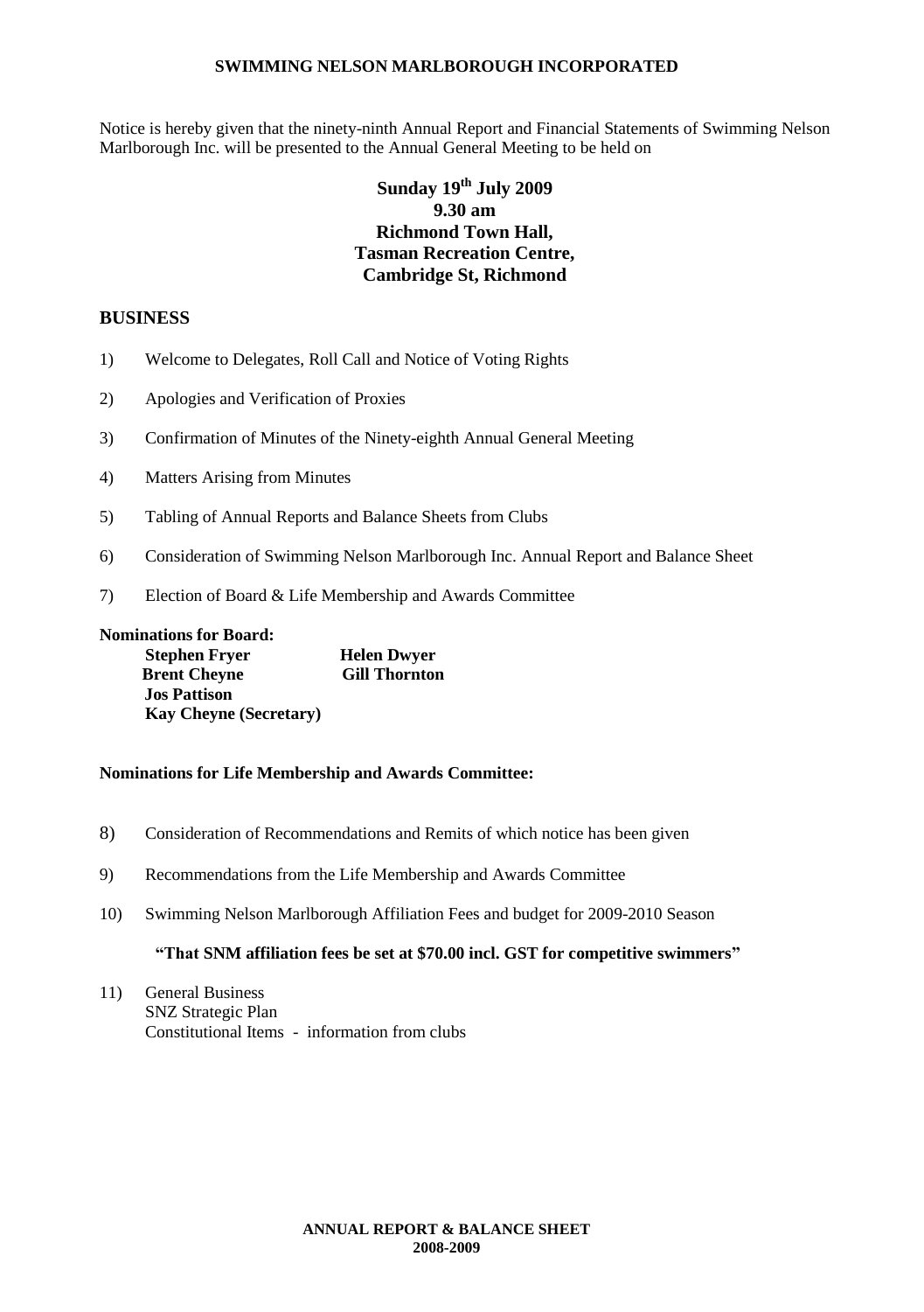**SWIMMING NELSON MARLBOROUGH INCORPORATED**

Notice is hereby given that the ninety-ninth Annual Report and Financial Statements of Swimming Nelson Marlborough Inc. will be presented to the Annual General Meeting to be held on

**Sunday 19th July 2009**
**9.30 am**
**Richmond Town Hall,**
**Tasman Recreation Centre,**
**Cambridge St, Richmond**

## BUSINESS

1) Welcome to Delegates, Roll Call and Notice of Voting Rights
2) Apologies and Verification of Proxies
3) Confirmation of Minutes of the Ninety-eighth Annual General Meeting
4) Matters Arising from Minutes
5) Tabling of Annual Reports and Balance Sheets from Clubs
6) Consideration of Swimming Nelson Marlborough Inc. Annual Report and Balance Sheet
7) Election of Board & Life Membership and Awards Committee

**Nominations for Board:**

**Stephen Fryer** **Helen Dwyer**
**Brent Cheyne** **Gill Thornton**
**Jos Pattison**
**Kay Cheyne (Secretary)**

**Nominations for Life Membership and Awards Committee:**

8) Consideration of Recommendations and Remits of which notice has been given
9) Recommendations from the Life Membership and Awards Committee
10) Swimming Nelson Marlborough Affiliation Fees and budget for 2009-2010 Season

**"That SNM affiliation fees be set at $70.00 incl. GST for competitive swimmers"**

11) General Business
SNZ Strategic Plan
Constitutional Items - information from clubs

**ANNUAL REPORT & BALANCE SHEET**
**2008-2009**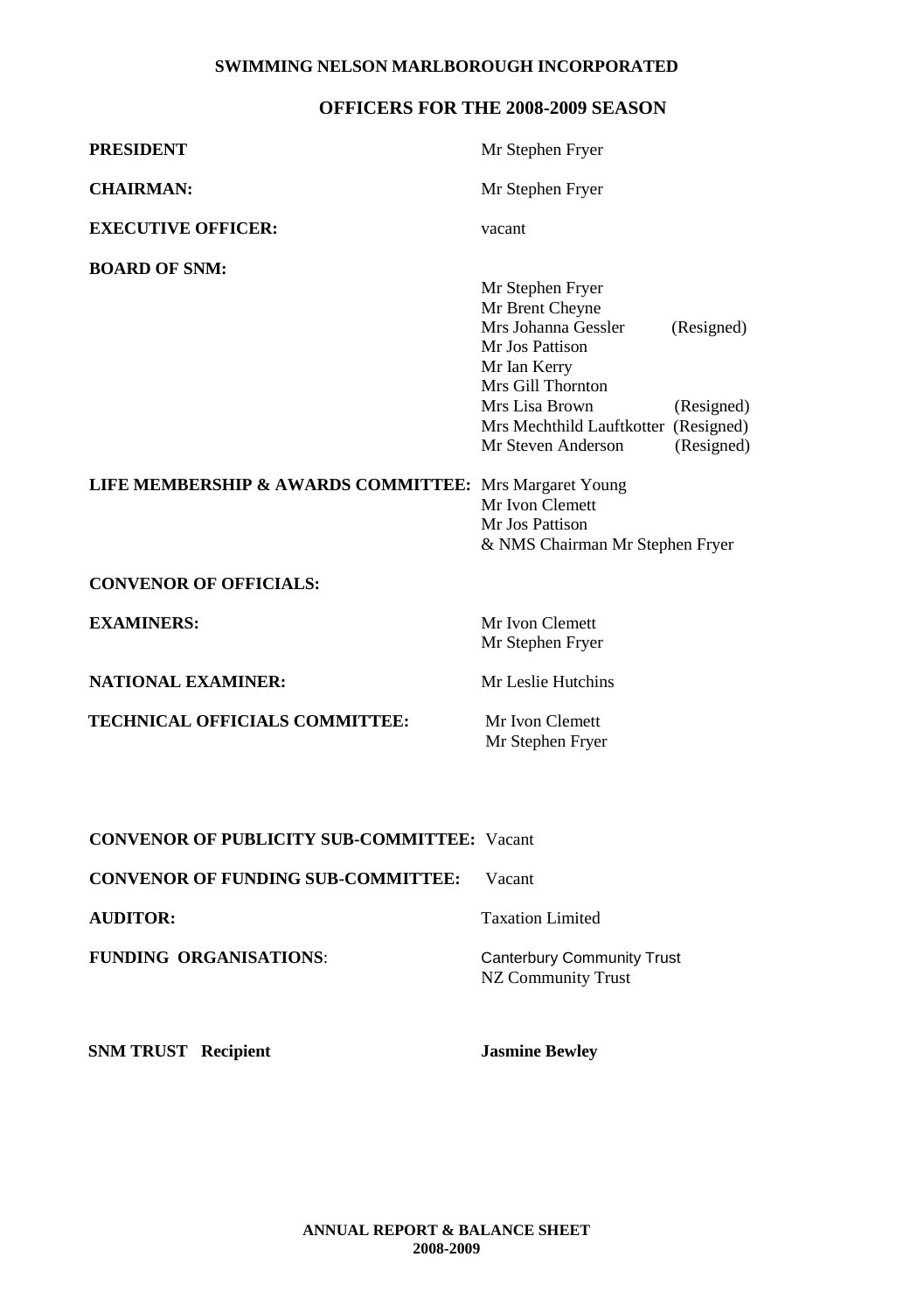**SWIMMING NELSON MARLBOROUGH INCORPORATED**

## OFFICERS FOR THE 2008-2009 SEASON

| | |
|---|---|
| **PRESIDENT** | Mr Stephen Fryer |
| **CHAIRMAN:** | Mr Stephen Fryer |
| **EXECUTIVE OFFICER:** | vacant |
| **BOARD OF SNM:** | Mr Stephen Fryer<br>Mr Brent Cheyne<br>Mrs Johanna Gessler (Resigned)<br>Mr Jos Pattison<br>Mr Ian Kerry<br>Mrs Gill Thornton<br>Mrs Lisa Brown (Resigned)<br>Mrs Mechthild Lauftkotter (Resigned)<br>Mr Steven Anderson (Resigned) |
| **LIFE MEMBERSHIP & AWARDS COMMITTEE:** | Mrs Margaret Young<br>Mr Ivon Clemett<br>Mr Jos Pattison<br>& NMS Chairman Mr Stephen Fryer |
| **CONVENOR OF OFFICIALS:** | |
| **EXAMINERS:** | Mr Ivon Clemett<br>Mr Stephen Fryer |
| **NATIONAL EXAMINER:** | Mr Leslie Hutchins |
| **TECHNICAL OFFICIALS COMMITTEE:** | Mr Ivon Clemett<br>Mr Stephen Fryer |
| **CONVENOR OF PUBLICITY SUB-COMMITTEE:** | Vacant |
| **CONVENOR OF FUNDING SUB-COMMITTEE:** | Vacant |
| **AUDITOR:** | Taxation Limited |
| **FUNDING ORGANISATIONS:** | Canterbury Community Trust<br>NZ Community Trust |
| **SNM TRUST Recipient** | **Jasmine Bewley** |

**ANNUAL REPORT & BALANCE SHEET**
**2008-2009**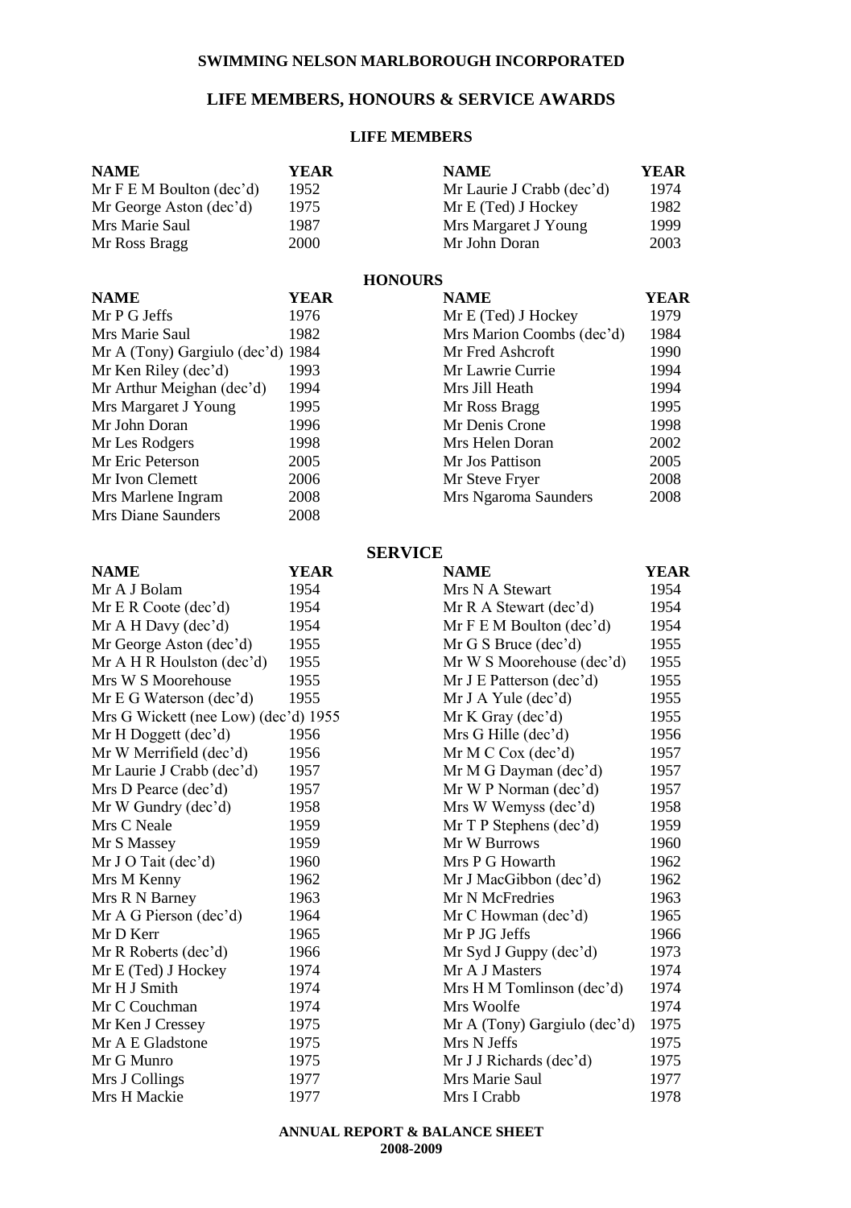# SWIMMING NELSON MARLBOROUGH INCORPORATED

## LIFE MEMBERS, HONOURS & SERVICE AWARDS

### LIFE MEMBERS

| NAME | YEAR | NAME | YEAR |
|---|---|---|---|
| Mr F E M Boulton (dec'd) | 1952 | Mr Laurie J Crabb (dec'd) | 1974 |
| Mr George Aston (dec'd) | 1975 | Mr E (Ted) J Hockey | 1982 |
| Mrs Marie Saul | 1987 | Mrs Margaret J Young | 1999 |
| Mr Ross Bragg | 2000 | Mr John Doran | 2003 |

### HONOURS

| NAME | YEAR | NAME | YEAR |
|---|---|---|---|
| Mr P G Jeffs | 1976 | Mr E (Ted) J Hockey | 1979 |
| Mrs Marie Saul | 1982 | Mrs Marion Coombs (dec'd) | 1984 |
| Mr A (Tony) Gargiulo (dec'd) | 1984 | Mr Fred Ashcroft | 1990 |
| Mr Ken Riley (dec'd) | 1993 | Mr Lawrie Currie | 1994 |
| Mr Arthur Meighan (dec'd) | 1994 | Mrs Jill Heath | 1994 |
| Mrs Margaret J Young | 1995 | Mr Ross Bragg | 1995 |
| Mr John Doran | 1996 | Mr Denis Crone | 1998 |
| Mr Les Rodgers | 1998 | Mrs Helen Doran | 2002 |
| Mr Eric Peterson | 2005 | Mr Jos Pattison | 2005 |
| Mr Ivon Clemett | 2006 | Mr Steve Fryer | 2008 |
| Mrs Marlene Ingram | 2008 | Mrs Ngaroma Saunders | 2008 |
| Mrs Diane Saunders | 2008 | | |

### SERVICE

| NAME | YEAR | NAME | YEAR |
|---|---|---|---|
| Mr A J Bolam | 1954 | Mrs N A Stewart | 1954 |
| Mr E R Coote (dec'd) | 1954 | Mr R A Stewart (dec'd) | 1954 |
| Mr A H Davy (dec'd) | 1954 | Mr F E M Boulton (dec'd) | 1954 |
| Mr George Aston (dec'd) | 1955 | Mr G S Bruce (dec'd) | 1955 |
| Mr A H R Houlston (dec'd) | 1955 | Mr W S Moorehouse (dec'd) | 1955 |
| Mrs W S Moorehouse | 1955 | Mr J E Patterson (dec'd) | 1955 |
| Mr E G Waterson (dec'd) | 1955 | Mr J A Yule (dec'd) | 1955 |
| Mrs G Wickett (nee Low) (dec'd) | 1955 | Mr K Gray (dec'd) | 1955 |
| Mr H Doggett (dec'd) | 1956 | Mrs G Hille (dec'd) | 1956 |
| Mr W Merrifield (dec'd) | 1956 | Mr M C Cox (dec'd) | 1957 |
| Mr Laurie J Crabb (dec'd) | 1957 | Mr M G Dayman (dec'd) | 1957 |
| Mrs D Pearce (dec'd) | 1957 | Mr W P Norman (dec'd) | 1957 |
| Mr W Gundry (dec'd) | 1958 | Mrs W Wemyss (dec'd) | 1958 |
| Mrs C Neale | 1959 | Mr T P Stephens (dec'd) | 1959 |
| Mr S Massey | 1959 | Mr W Burrows | 1960 |
| Mr J O Tait (dec'd) | 1960 | Mrs P G Howarth | 1962 |
| Mrs M Kenny | 1962 | Mr J MacGibbon (dec'd) | 1962 |
| Mrs R N Barney | 1963 | Mr N McFredries | 1963 |
| Mr A G Pierson (dec'd) | 1964 | Mr C Howman (dec'd) | 1965 |
| Mr D Kerr | 1965 | Mr P JG Jeffs | 1966 |
| Mr R Roberts (dec'd) | 1966 | Mr Syd J Guppy (dec'd) | 1973 |
| Mr E (Ted) J Hockey | 1974 | Mr A J Masters | 1974 |
| Mr H J Smith | 1974 | Mrs H M Tomlinson (dec'd) | 1974 |
| Mr C Couchman | 1974 | Mrs Woolfe | 1974 |
| Mr Ken J Cressey | 1975 | Mr A (Tony) Gargiulo (dec'd) | 1975 |
| Mr A E Gladstone | 1975 | Mrs N Jeffs | 1975 |
| Mr G Munro | 1975 | Mr J J Richards (dec'd) | 1975 |
| Mrs J Collings | 1977 | Mrs Marie Saul | 1977 |
| Mrs H Mackie | 1977 | Mrs I Crabb | 1978 |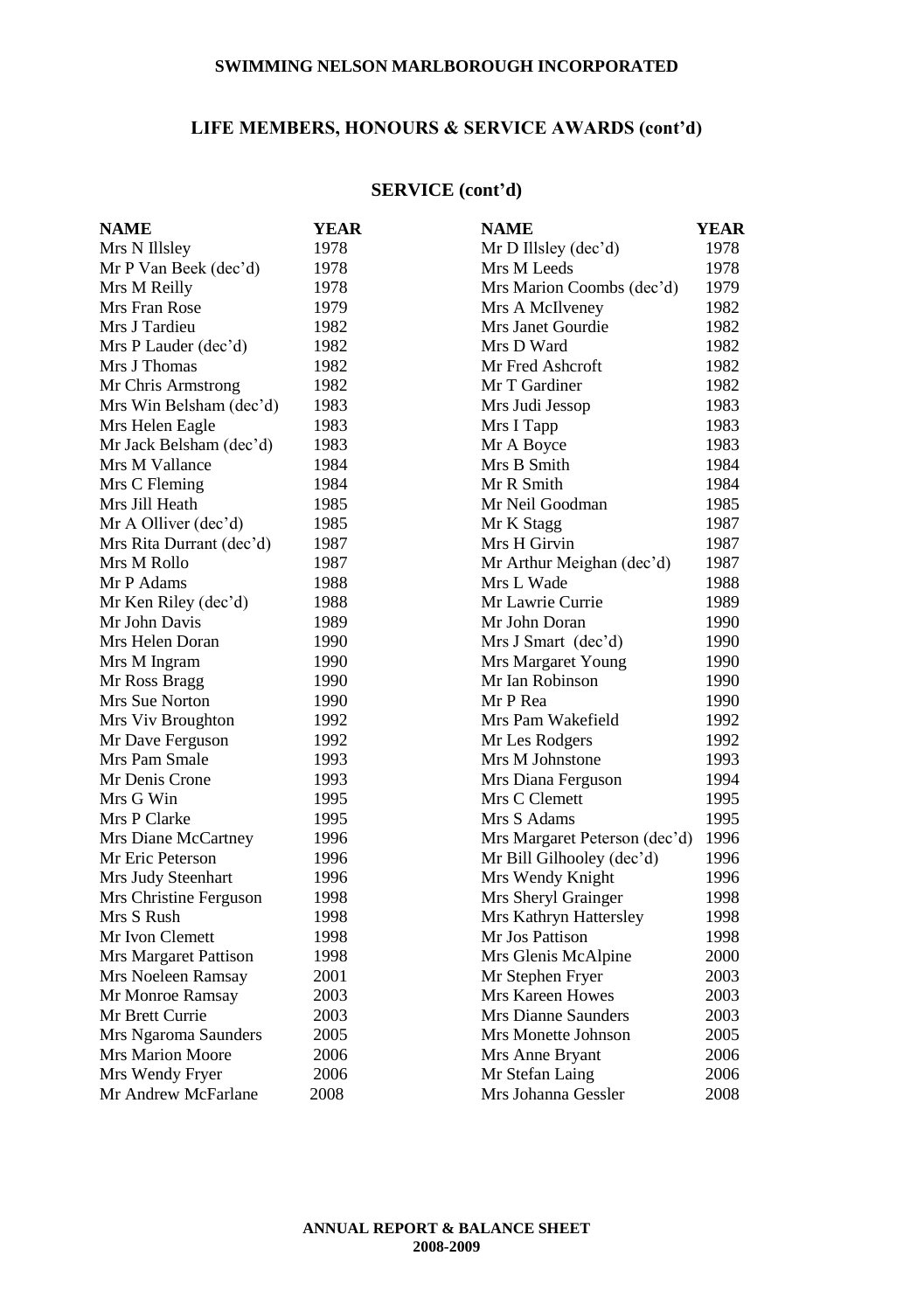# SWIMMING NELSON MARLBOROUGH INCORPORATED

## LIFE MEMBERS, HONOURS & SERVICE AWARDS (cont'd)

### SERVICE (cont'd)

| NAME | YEAR | NAME | YEAR |
|---|---|---|---|
| Mrs N Illsley | 1978 | Mr D Illsley (dec'd) | 1978 |
| Mr P Van Beek (dec'd) | 1978 | Mrs M Leeds | 1978 |
| Mrs M Reilly | 1978 | Mrs Marion Coombs (dec'd) | 1979 |
| Mrs Fran Rose | 1979 | Mrs A McIlveney | 1982 |
| Mrs J Tardieu | 1982 | Mrs Janet Gourdie | 1982 |
| Mrs P Lauder (dec'd) | 1982 | Mrs D Ward | 1982 |
| Mrs J Thomas | 1982 | Mr Fred Ashcroft | 1982 |
| Mr Chris Armstrong | 1982 | Mr T Gardiner | 1982 |
| Mrs Win Belsham (dec'd) | 1983 | Mrs Judi Jessop | 1983 |
| Mrs Helen Eagle | 1983 | Mrs I Tapp | 1983 |
| Mr Jack Belsham (dec'd) | 1983 | Mr A Boyce | 1983 |
| Mrs M Vallance | 1984 | Mrs B Smith | 1984 |
| Mrs C Fleming | 1984 | Mr R Smith | 1984 |
| Mrs Jill Heath | 1985 | Mr Neil Goodman | 1985 |
| Mr A Olliver (dec'd) | 1985 | Mr K Stagg | 1987 |
| Mrs Rita Durrant (dec'd) | 1987 | Mrs H Girvin | 1987 |
| Mrs M Rollo | 1987 | Mr Arthur Meighan (dec'd) | 1987 |
| Mr P Adams | 1988 | Mrs L Wade | 1988 |
| Mr Ken Riley (dec'd) | 1988 | Mr Lawrie Currie | 1989 |
| Mr John Davis | 1989 | Mr John Doran | 1990 |
| Mrs Helen Doran | 1990 | Mrs J Smart (dec'd) | 1990 |
| Mrs M Ingram | 1990 | Mrs Margaret Young | 1990 |
| Mr Ross Bragg | 1990 | Mr Ian Robinson | 1990 |
| Mrs Sue Norton | 1990 | Mr P Rea | 1990 |
| Mrs Viv Broughton | 1992 | Mrs Pam Wakefield | 1992 |
| Mr Dave Ferguson | 1992 | Mr Les Rodgers | 1992 |
| Mrs Pam Smale | 1993 | Mrs M Johnstone | 1993 |
| Mr Denis Crone | 1993 | Mrs Diana Ferguson | 1994 |
| Mrs G Win | 1995 | Mrs C Clemett | 1995 |
| Mrs P Clarke | 1995 | Mrs S Adams | 1995 |
| Mrs Diane McCartney | 1996 | Mrs Margaret Peterson (dec'd) | 1996 |
| Mr Eric Peterson | 1996 | Mr Bill Gilhooley (dec'd) | 1996 |
| Mrs Judy Steenhart | 1996 | Mrs Wendy Knight | 1996 |
| Mrs Christine Ferguson | 1998 | Mrs Sheryl Grainger | 1998 |
| Mrs S Rush | 1998 | Mrs Kathryn Hattersley | 1998 |
| Mr Ivon Clemett | 1998 | Mr Jos Pattison | 1998 |
| Mrs Margaret Pattison | 1998 | Mrs Glenis McAlpine | 2000 |
| Mrs Noeleen Ramsay | 2001 | Mr Stephen Fryer | 2003 |
| Mr Monroe Ramsay | 2003 | Mrs Kareen Howes | 2003 |
| Mr Brett Currie | 2003 | Mrs Dianne Saunders | 2003 |
| Mrs Ngaroma Saunders | 2005 | Mrs Monette Johnson | 2005 |
| Mrs Marion Moore | 2006 | Mrs Anne Bryant | 2006 |
| Mrs Wendy Fryer | 2006 | Mr Stefan Laing | 2006 |
| Mr Andrew McFarlane | 2008 | Mrs Johanna Gessler | 2008 |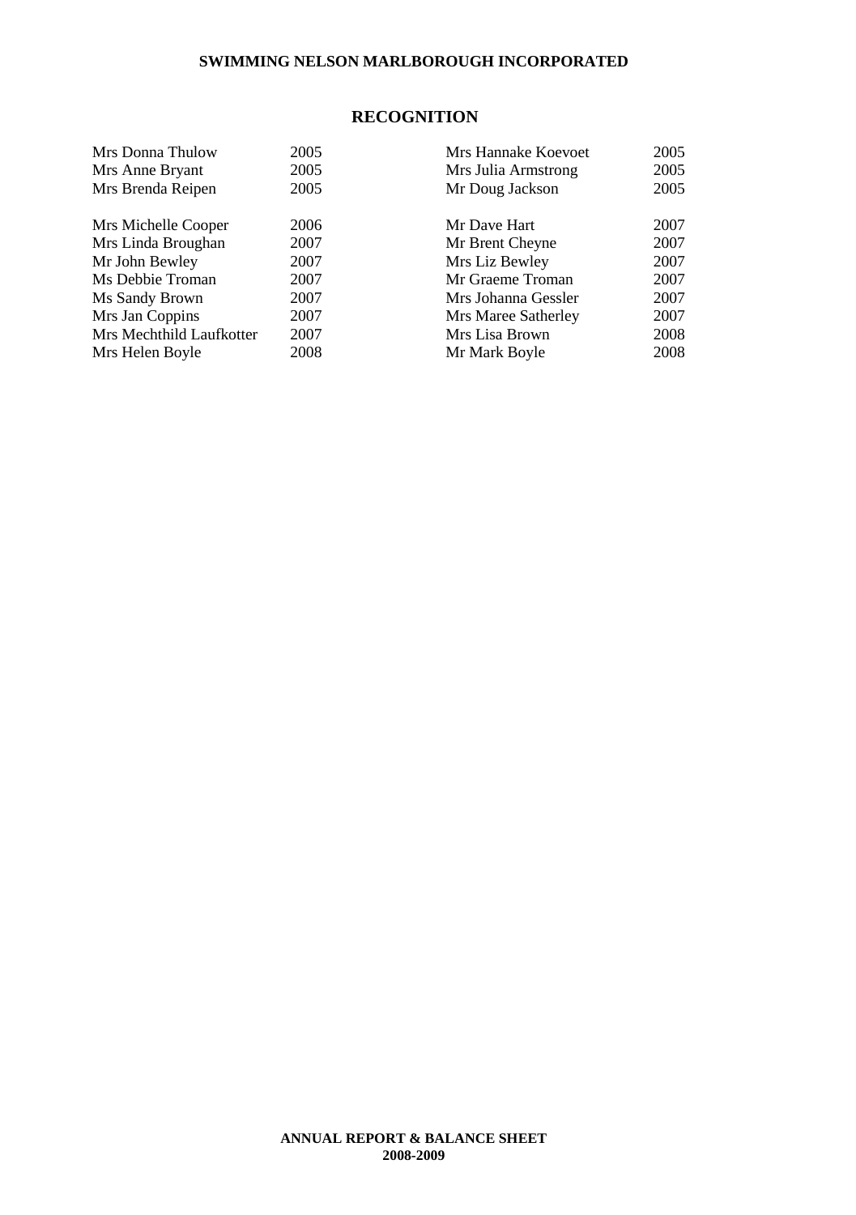## RECOGNITION

| Name | Year | Name | Year |
|---|---|---|---|
| Mrs Donna Thulow | 2005 | Mrs Hannake Koevoet | 2005 |
| Mrs Anne Bryant | 2005 | Mrs Julia Armstrong | 2005 |
| Mrs Brenda Reipen | 2005 | Mr Doug Jackson | 2005 |
| Mrs Michelle Cooper | 2006 | Mr Dave Hart | 2007 |
| Mrs Linda Broughan | 2007 | Mr Brent Cheyne | 2007 |
| Mr John Bewley | 2007 | Mrs Liz Bewley | 2007 |
| Ms Debbie Troman | 2007 | Mr Graeme Troman | 2007 |
| Ms Sandy Brown | 2007 | Mrs Johanna Gessler | 2007 |
| Mrs Jan Coppins | 2007 | Mrs Maree Satherley | 2007 |
| Mrs Mechthild Laufkotter | 2007 | Mrs Lisa Brown | 2008 |
| Mrs Helen Boyle | 2008 | Mr Mark Boyle | 2008 |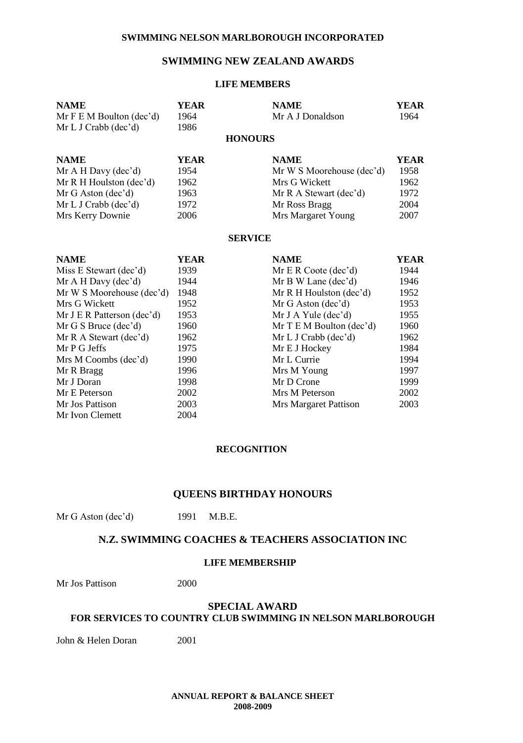# SWIMMING NELSON MARLBOROUGH INCORPORATED

## SWIMMING NEW ZEALAND AWARDS

### LIFE MEMBERS

| NAME | YEAR | NAME | YEAR |
|---|---|---|---|
| Mr F E M Boulton (dec'd) | 1964 | Mr A J Donaldson | 1964 |
| Mr L J Crabb (dec'd) | 1986 | | |

### HONOURS

| NAME | YEAR | NAME | YEAR |
|---|---|---|---|
| Mr A H Davy (dec'd) | 1954 | Mr W S Moorehouse (dec'd) | 1958 |
| Mr R H Houlston (dec'd) | 1962 | Mrs G Wickett | 1962 |
| Mr G Aston (dec'd) | 1963 | Mr R A Stewart (dec'd) | 1972 |
| Mr L J Crabb (dec'd) | 1972 | Mr Ross Bragg | 2004 |
| Mrs Kerry Downie | 2006 | Mrs Margaret Young | 2007 |

### SERVICE

| NAME | YEAR | NAME | YEAR |
|---|---|---|---|
| Miss E Stewart (dec'd) | 1939 | Mr E R Coote (dec'd) | 1944 |
| Mr A H Davy (dec'd) | 1944 | Mr B W Lane (dec'd) | 1946 |
| Mr W S Moorehouse (dec'd) | 1948 | Mr R H Houlston (dec'd) | 1952 |
| Mrs G Wickett | 1952 | Mr G Aston (dec'd) | 1953 |
| Mr J E R Patterson (dec'd) | 1953 | Mr J A Yule (dec'd) | 1955 |
| Mr G S Bruce (dec'd) | 1960 | Mr T E M Boulton (dec'd) | 1960 |
| Mr R A Stewart (dec'd) | 1962 | Mr L J Crabb (dec'd) | 1962 |
| Mr P G Jeffs | 1975 | Mr E J Hockey | 1984 |
| Mrs M Coombs (dec'd) | 1990 | Mr L Currie | 1994 |
| Mr R Bragg | 1996 | Mrs M Young | 1997 |
| Mr J Doran | 1998 | Mr D Crone | 1999 |
| Mr E Peterson | 2002 | Mrs M Peterson | 2002 |
| Mr Jos Pattison | 2003 | Mrs Margaret Pattison | 2003 |
| Mr Ivon Clemett | 2004 | | |

### RECOGNITION

## QUEENS BIRTHDAY HONOURS

Mr G Aston (dec'd) 1991 M.B.E.

## N.Z. SWIMMING COACHES & TEACHERS ASSOCIATION INC

### LIFE MEMBERSHIP

Mr Jos Pattison 2000

## SPECIAL AWARD
### FOR SERVICES TO COUNTRY CLUB SWIMMING IN NELSON MARLBOROUGH

John & Helen Doran 2001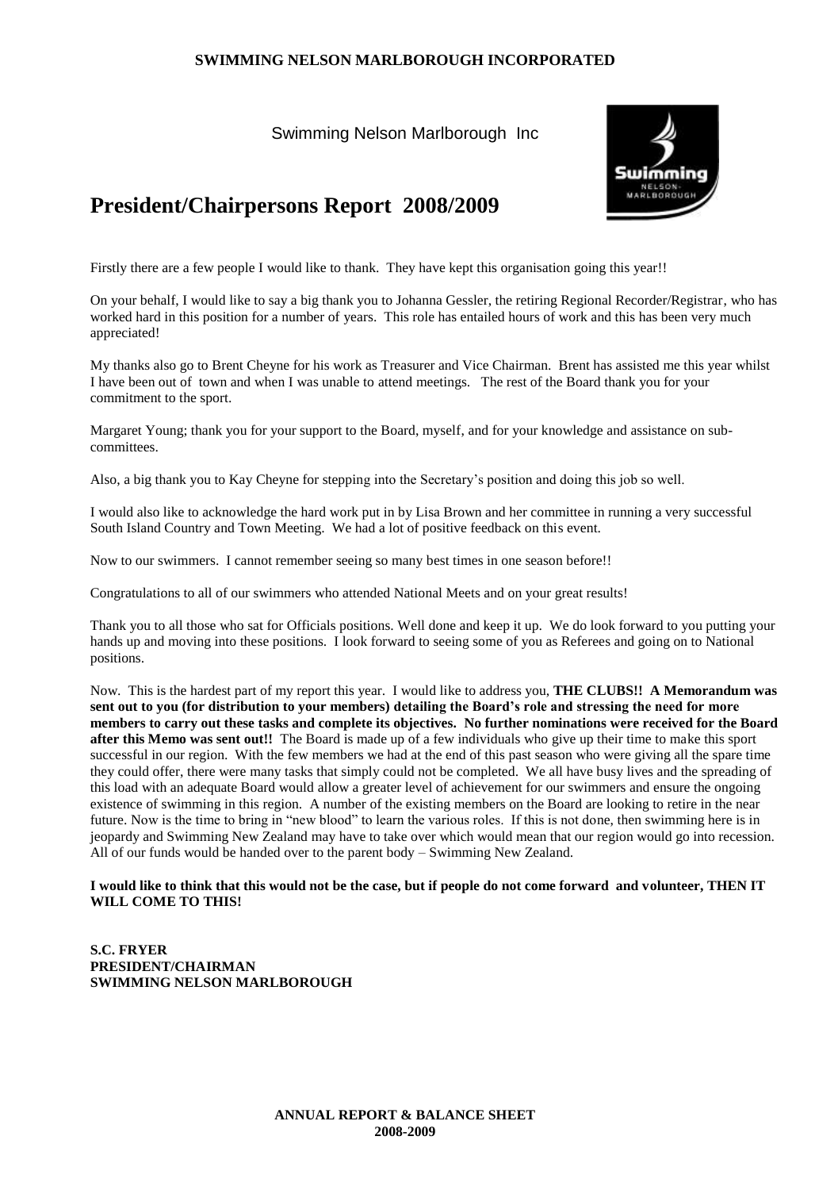Swimming Nelson Marlborough Inc

# President/Chairpersons Report 2008/2009

Firstly there are a few people I would like to thank. They have kept this organisation going this year!!

On your behalf, I would like to say a big thank you to Johanna Gessler, the retiring Regional Recorder/Registrar, who has worked hard in this position for a number of years. This role has entailed hours of work and this has been very much appreciated!

My thanks also go to Brent Cheyne for his work as Treasurer and Vice Chairman. Brent has assisted me this year whilst I have been out of town and when I was unable to attend meetings. The rest of the Board thank you for your commitment to the sport.

Margaret Young; thank you for your support to the Board, myself, and for your knowledge and assistance on sub-committees.

Also, a big thank you to Kay Cheyne for stepping into the Secretary's position and doing this job so well.

I would also like to acknowledge the hard work put in by Lisa Brown and her committee in running a very successful South Island Country and Town Meeting. We had a lot of positive feedback on this event.

Now to our swimmers. I cannot remember seeing so many best times in one season before!!

Congratulations to all of our swimmers who attended National Meets and on your great results!

Thank you to all those who sat for Officials positions. Well done and keep it up. We do look forward to you putting your hands up and moving into these positions. I look forward to seeing some of you as Referees and going on to National positions.

Now. This is the hardest part of my report this year. I would like to address you, **THE CLUBS!! A Memorandum was sent out to you (for distribution to your members) detailing the Board's role and stressing the need for more members to carry out these tasks and complete its objectives. No further nominations were received for the Board after this Memo was sent out!!** The Board is made up of a few individuals who give up their time to make this sport successful in our region. With the few members we had at the end of this past season who were giving all the spare time they could offer, there were many tasks that simply could not be completed. We all have busy lives and the spreading of this load with an adequate Board would allow a greater level of achievement for our swimmers and ensure the ongoing existence of swimming in this region. A number of the existing members on the Board are looking to retire in the near future. Now is the time to bring in "new blood" to learn the various roles. If this is not done, then swimming here is in jeopardy and Swimming New Zealand may have to take over which would mean that our region would go into recession. All of our funds would be handed over to the parent body – Swimming New Zealand.

**I would like to think that this would not be the case, but if people do not come forward and volunteer, THEN IT WILL COME TO THIS!**

**S.C. FRYER**
**PRESIDENT/CHAIRMAN**
**SWIMMING NELSON MARLBOROUGH**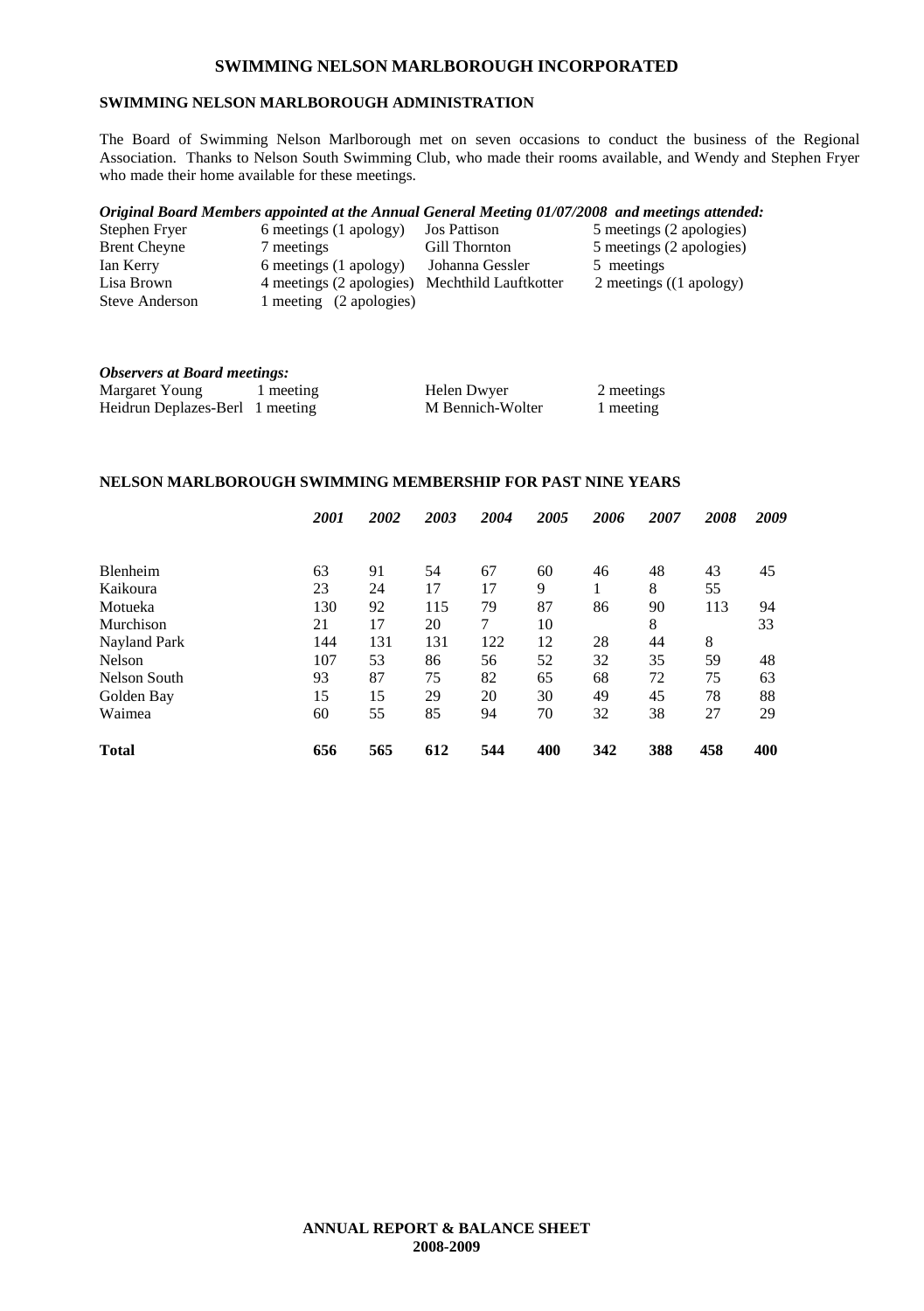# SWIMMING NELSON MARLBOROUGH INCORPORATED

## SWIMMING NELSON MARLBOROUGH ADMINISTRATION

The Board of Swimming Nelson Marlborough met on seven occasions to conduct the business of the Regional Association. Thanks to Nelson South Swimming Club, who made their rooms available, and Wendy and Stephen Fryer who made their home available for these meetings.

***Original Board Members appointed at the Annual General Meeting 01/07/2008 and meetings attended:***

| | | | |
|---|---|---|---|
| Stephen Fryer | 6 meetings (1 apology) | Jos Pattison | 5 meetings (2 apologies) |
| Brent Cheyne | 7 meetings | Gill Thornton | 5 meetings (2 apologies) |
| Ian Kerry | 6 meetings (1 apology) | Johanna Gessler | 5 meetings |
| Lisa Brown | 4 meetings (2 apologies) | Mechthild Lauftkotter | 2 meetings ((1 apology) |
| Steve Anderson | 1 meeting (2 apologies) | | |

***Observers at Board meetings:***

| | | | |
|---|---|---|---|
| Margaret Young | 1 meeting | Helen Dwyer | 2 meetings |
| Heidrun Deplazes-Berl | 1 meeting | M Bennich-Wolter | 1 meeting |

## NELSON MARLBOROUGH SWIMMING MEMBERSHIP FOR PAST NINE YEARS

| | *2001* | *2002* | *2003* | *2004* | *2005* | *2006* | *2007* | *2008* | *2009* |
|---|---|---|---|---|---|---|---|---|---|
| Blenheim | 63 | 91 | 54 | 67 | 60 | 46 | 48 | 43 | 45 |
| Kaikoura | 23 | 24 | 17 | 17 | 9 | 1 | 8 | 55 | |
| Motueka | 130 | 92 | 115 | 79 | 87 | 86 | 90 | 113 | 94 |
| Murchison | 21 | 17 | 20 | 7 | 10 | | 8 | | 33 |
| Nayland Park | 144 | 131 | 131 | 122 | 12 | 28 | 44 | 8 | |
| Nelson | 107 | 53 | 86 | 56 | 52 | 32 | 35 | 59 | 48 |
| Nelson South | 93 | 87 | 75 | 82 | 65 | 68 | 72 | 75 | 63 |
| Golden Bay | 15 | 15 | 29 | 20 | 30 | 49 | 45 | 78 | 88 |
| Waimea | 60 | 55 | 85 | 94 | 70 | 32 | 38 | 27 | 29 |
| **Total** | **656** | **565** | **612** | **544** | **400** | **342** | **388** | **458** | **400** |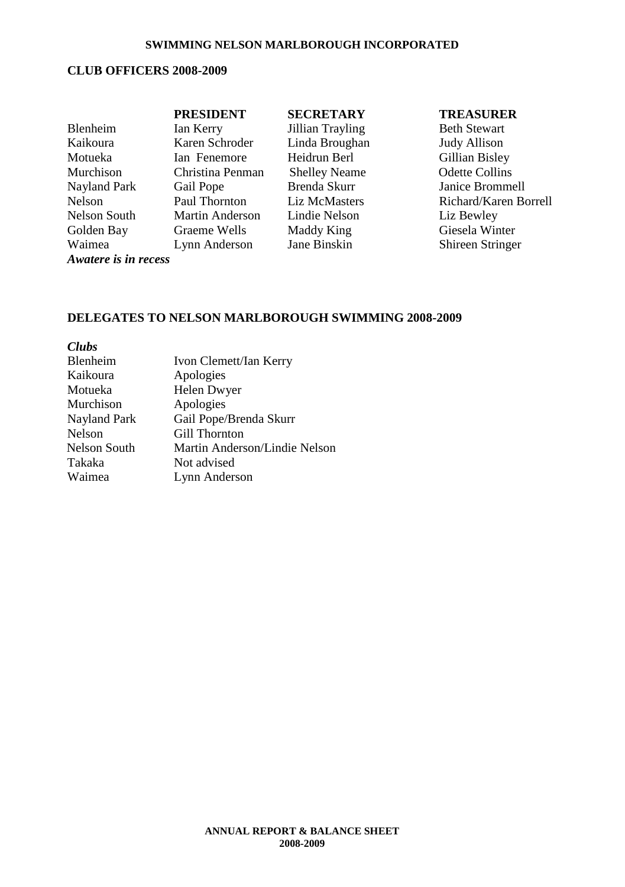**SWIMMING NELSON MARLBOROUGH INCORPORATED**

## CLUB OFFICERS 2008-2009

| | PRESIDENT | SECRETARY | TREASURER |
|---|---|---|---|
| Blenheim | Ian Kerry | Jillian Trayling | Beth Stewart |
| Kaikoura | Karen Schroder | Linda Broughan | Judy Allison |
| Motueka | Ian Fenemore | Heidrun Berl | Gillian Bisley |
| Murchison | Christina Penman | Shelley Neame | Odette Collins |
| Nayland Park | Gail Pope | Brenda Skurr | Janice Brommell |
| Nelson | Paul Thornton | Liz McMasters | Richard/Karen Borrell |
| Nelson South | Martin Anderson | Lindie Nelson | Liz Bewley |
| Golden Bay | Graeme Wells | Maddy King | Giesela Winter |
| Waimea | Lynn Anderson | Jane Binskin | Shireen Stringer |

***Awatere is in recess***

## DELEGATES TO NELSON MARLBOROUGH SWIMMING 2008-2009

| *Clubs* | |
|---|---|
| Blenheim | Ivon Clemett/Ian Kerry |
| Kaikoura | Apologies |
| Motueka | Helen Dwyer |
| Murchison | Apologies |
| Nayland Park | Gail Pope/Brenda Skurr |
| Nelson | Gill Thornton |
| Nelson South | Martin Anderson/Lindie Nelson |
| Takaka | Not advised |
| Waimea | Lynn Anderson |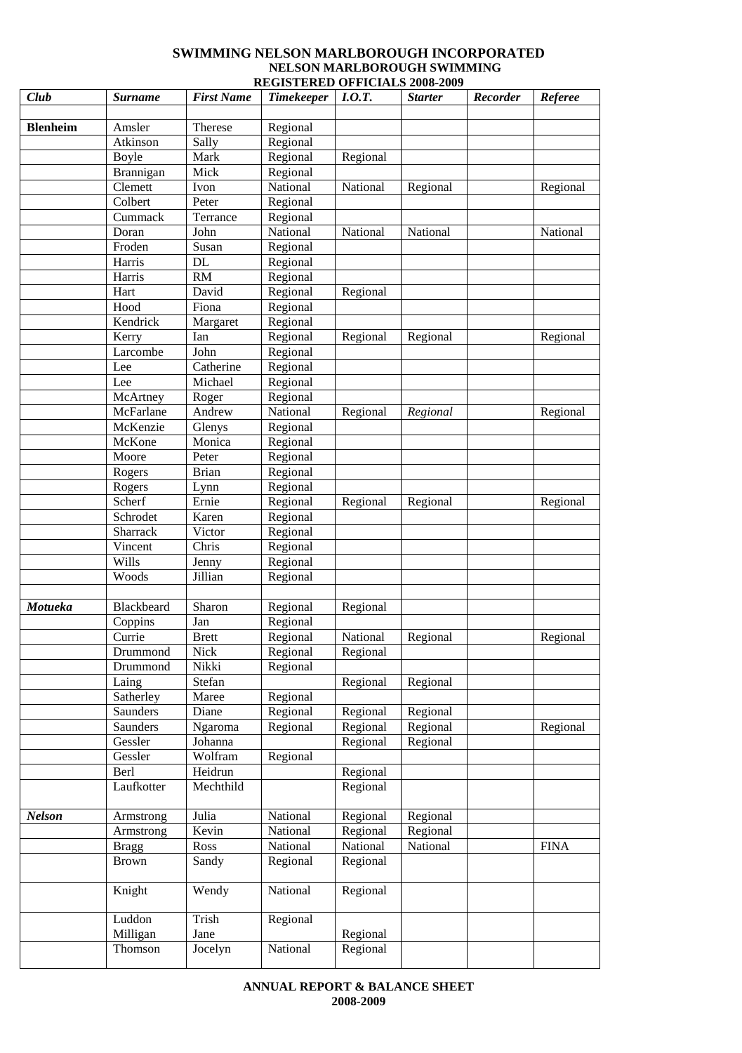**SWIMMING NELSON MARLBOROUGH INCORPORATED**
**NELSON MARLBOROUGH SWIMMING**
**REGISTERED OFFICIALS 2008-2009**

| *Club* | *Surname* | *First Name* | *Timekeeper* | *I.O.T.* | *Starter* | *Recorder* | *Referee* |
|---|---|---|---|---|---|---|---|
| | | | | | | | |
| **Blenheim** | Amsler | Therese | Regional | | | | |
| | Atkinson | Sally | Regional | | | | |
| | Boyle | Mark | Regional | Regional | | | |
| | Brannigan | Mick | Regional | | | | |
| | Clemett | Ivon | National | National | Regional | | Regional |
| | Colbert | Peter | Regional | | | | |
| | Cummack | Terrance | Regional | | | | |
| | Doran | John | National | National | National | | National |
| | Froden | Susan | Regional | | | | |
| | Harris | DL | Regional | | | | |
| | Harris | RM | Regional | | | | |
| | Hart | David | Regional | Regional | | | |
| | Hood | Fiona | Regional | | | | |
| | Kendrick | Margaret | Regional | | | | |
| | Kerry | Ian | Regional | Regional | Regional | | Regional |
| | Larcombe | John | Regional | | | | |
| | Lee | Catherine | Regional | | | | |
| | Lee | Michael | Regional | | | | |
| | McArtney | Roger | Regional | | | | |
| | McFarlane | Andrew | National | Regional | *Regional* | | Regional |
| | McKenzie | Glenys | Regional | | | | |
| | McKone | Monica | Regional | | | | |
| | Moore | Peter | Regional | | | | |
| | Rogers | Brian | Regional | | | | |
| | Rogers | Lynn | Regional | | | | |
| | Scherf | Ernie | Regional | Regional | Regional | | Regional |
| | Schrodet | Karen | Regional | | | | |
| | Sharrack | Victor | Regional | | | | |
| | Vincent | Chris | Regional | | | | |
| | Wills | Jenny | Regional | | | | |
| | Woods | Jillian | Regional | | | | |
| | | | | | | | |
| ***Motueka*** | Blackbeard | Sharon | Regional | Regional | | | |
| | Coppins | Jan | Regional | | | | |
| | Currie | Brett | Regional | National | Regional | | Regional |
| | Drummond | Nick | Regional | Regional | | | |
| | Drummond | Nikki | Regional | | | | |
| | Laing | Stefan | | Regional | Regional | | |
| | Satherley | Maree | Regional | | | | |
| | Saunders | Diane | Regional | Regional | Regional | | |
| | Saunders | Ngaroma | Regional | Regional | Regional | | Regional |
| | Gessler | Johanna | | Regional | Regional | | |
| | Gessler | Wolfram | Regional | | | | |
| | Berl | Heidrun | | Regional | | | |
| | Laufkotter | Mechthild | | Regional | | | |
| ***Nelson*** | Armstrong | Julia | National | Regional | Regional | | |
| | Armstrong | Kevin | National | Regional | Regional | | |
| | Bragg | Ross | National | National | National | | FINA |
| | Brown | Sandy | Regional | Regional | | | |
| | Knight | Wendy | National | Regional | | | |
| | Luddon | Trish | Regional | | | | |
| | Milligan | Jane | | Regional | | | |
| | Thomson | Jocelyn | National | Regional | | | |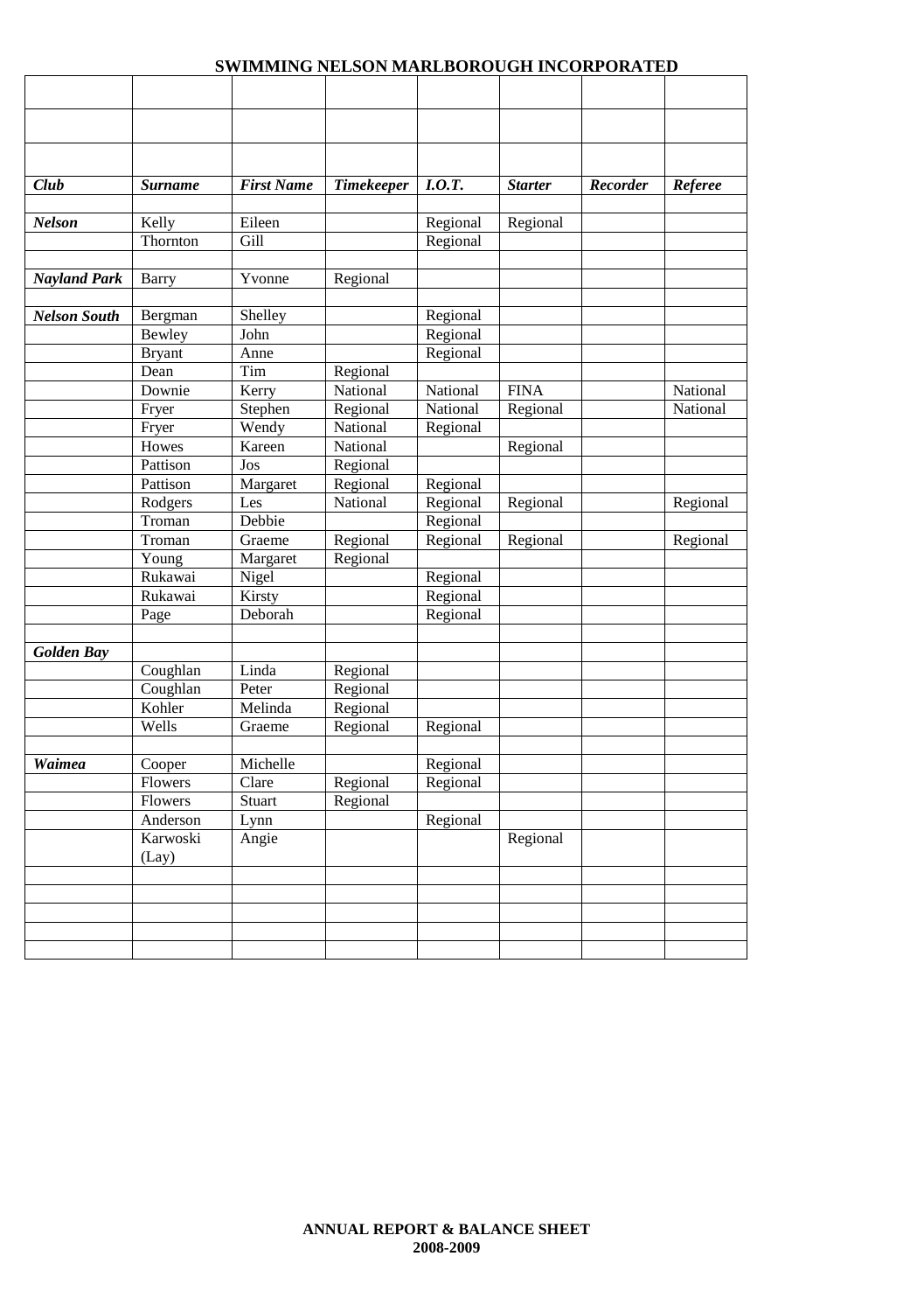# SWIMMING NELSON MARLBOROUGH INCORPORATED

| *Club* | *Surname* | *First Name* | *Timekeeper* | *I.O.T.* | *Starter* | *Recorder* | *Referee* |
|---|---|---|---|---|---|---|---|
| | | | | | | | |
| ***Nelson*** | Kelly | Eileen | | Regional | Regional | | |
| | Thornton | Gill | | Regional | | | |
| | | | | | | | |
| ***Nayland Park*** | Barry | Yvonne | Regional | | | | |
| | | | | | | | |
| ***Nelson South*** | Bergman | Shelley | | Regional | | | |
| | Bewley | John | | Regional | | | |
| | Bryant | Anne | | Regional | | | |
| | Dean | Tim | Regional | | | | |
| | Downie | Kerry | National | National | FINA | | National |
| | Fryer | Stephen | Regional | National | Regional | | National |
| | Fryer | Wendy | National | Regional | | | |
| | Howes | Kareen | National | | Regional | | |
| | Pattison | Jos | Regional | | | | |
| | Pattison | Margaret | Regional | Regional | | | |
| | Rodgers | Les | National | Regional | Regional | | Regional |
| | Troman | Debbie | | Regional | | | |
| | Troman | Graeme | Regional | Regional | Regional | | Regional |
| | Young | Margaret | Regional | | | | |
| | Rukawai | Nigel | | Regional | | | |
| | Rukawai | Kirsty | | Regional | | | |
| | Page | Deborah | | Regional | | | |
| | | | | | | | |
| ***Golden Bay*** | | | | | | | |
| | Coughlan | Linda | Regional | | | | |
| | Coughlan | Peter | Regional | | | | |
| | Kohler | Melinda | Regional | | | | |
| | Wells | Graeme | Regional | Regional | | | |
| | | | | | | | |
| ***Waimea*** | Cooper | Michelle | | Regional | | | |
| | Flowers | Clare | Regional | Regional | | | |
| | Flowers | Stuart | Regional | | | | |
| | Anderson | Lynn | | Regional | | | |
| | Karwoski (Lay) | Angie | | | Regional | | |
| | | | | | | | |
| | | | | | | | |
| | | | | | | | |
| | | | | | | | |
| | | | | | | | |

**ANNUAL REPORT & BALANCE SHEET 2008-2009**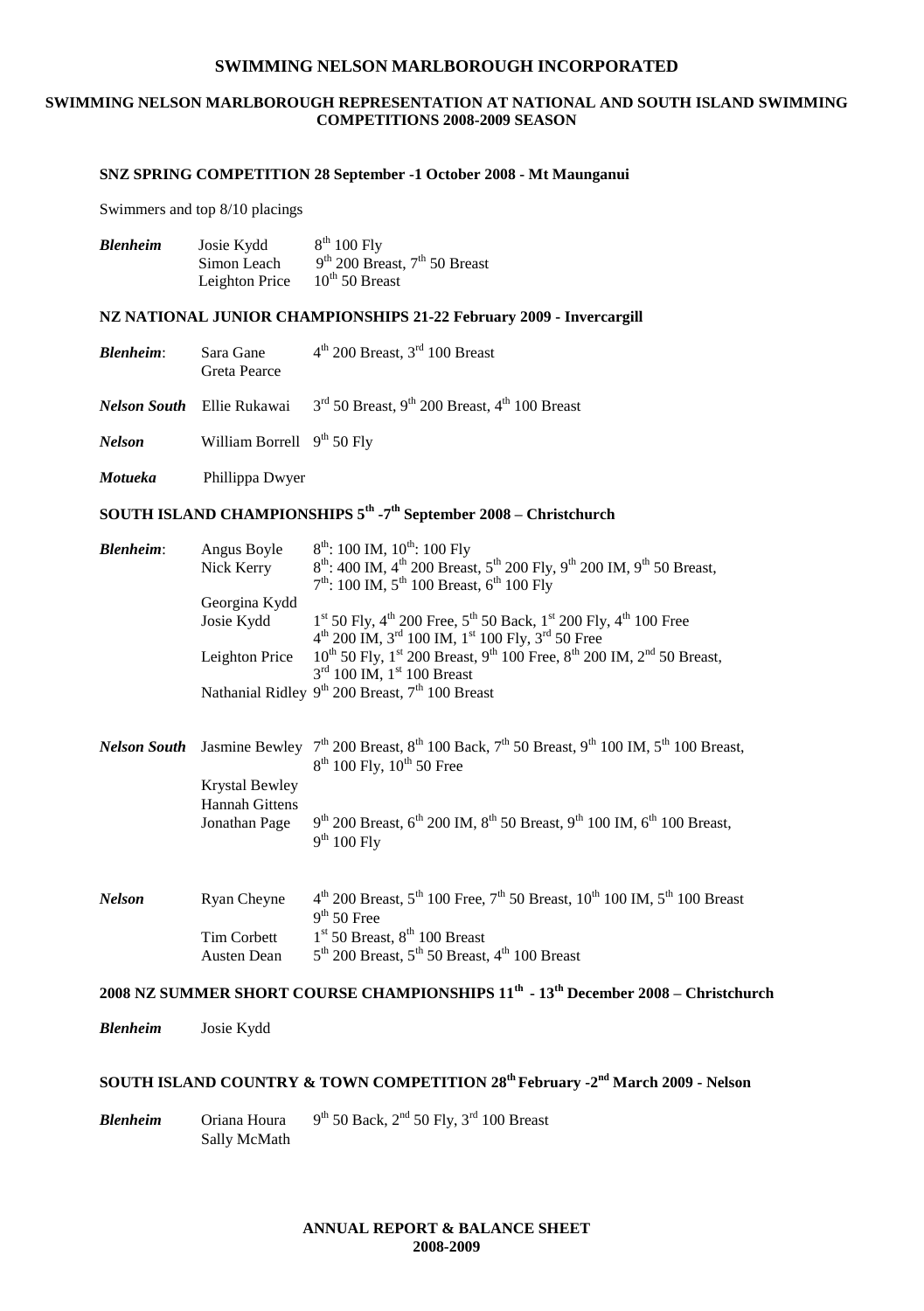# SWIMMING NELSON MARLBOROUGH INCORPORATED

## SWIMMING NELSON MARLBOROUGH REPRESENTATION AT NATIONAL AND SOUTH ISLAND SWIMMING COMPETITIONS 2008-2009 SEASON

### SNZ SPRING COMPETITION 28 September -1 October 2008 - Mt Maunganui

Swimmers and top 8/10 placings

| | | |
|---|---|---|
| ***Blenheim*** | Josie Kydd | 8th 100 Fly |
| | Simon Leach | 9th 200 Breast, 7th 50 Breast |
| | Leighton Price | 10th 50 Breast |

### NZ NATIONAL JUNIOR CHAMPIONSHIPS 21-22 February 2009 - Invercargill

| | | |
|---|---|---|
| ***Blenheim*:** | Sara Gane | 4th 200 Breast, 3rd 100 Breast |
| | Greta Pearce | |
| ***Nelson South*** | Ellie Rukawai | 3rd 50 Breast, 9th 200 Breast, 4th 100 Breast |
| ***Nelson*** | William Borrell | 9th 50 Fly |
| ***Motueka*** | Phillippa Dwyer | |

### SOUTH ISLAND CHAMPIONSHIPS 5th -7th September 2008 – Christchurch

| | | |
|---|---|---|
| ***Blenheim*:** | Angus Boyle | 8th: 100 IM, 10th: 100 Fly |
| | Nick Kerry | 8th: 400 IM, 4th 200 Breast, 5th 200 Fly, 9th 200 IM, 9th 50 Breast, 7th: 100 IM, 5th 100 Breast, 6th 100 Fly |
| | Georgina Kydd | |
| | Josie Kydd | 1st 50 Fly, 4th 200 Free, 5th 50 Back, 1st 200 Fly, 4th 100 Free 4th 200 IM, 3rd 100 IM, 1st 100 Fly, 3rd 50 Free |
| | Leighton Price | 10th 50 Fly, 1st 200 Breast, 9th 100 Free, 8th 200 IM, 2nd 50 Breast, 3rd 100 IM, 1st 100 Breast |
| | Nathanial Ridley | 9th 200 Breast, 7th 100 Breast |
| ***Nelson South*** | Jasmine Bewley | 7th 200 Breast, 8th 100 Back, 7th 50 Breast, 9th 100 IM, 5th 100 Breast, 8th 100 Fly, 10th 50 Free |
| | Krystal Bewley | |
| | Hannah Gittens | |
| | Jonathan Page | 9th 200 Breast, 6th 200 IM, 8th 50 Breast, 9th 100 IM, 6th 100 Breast, 9th 100 Fly |
| ***Nelson*** | Ryan Cheyne | 4th 200 Breast, 5th 100 Free, 7th 50 Breast, 10th 100 IM, 5th 100 Breast 9th 50 Free |
| | Tim Corbett | 1st 50 Breast, 8th 100 Breast |
| | Austen Dean | 5th 200 Breast, 5th 50 Breast, 4th 100 Breast |

### 2008 NZ SUMMER SHORT COURSE CHAMPIONSHIPS 11th - 13th December 2008 – Christchurch

| | |
|---|---|
| ***Blenheim*** | Josie Kydd |

### SOUTH ISLAND COUNTRY & TOWN COMPETITION 28th February -2nd March 2009 - Nelson

| | | |
|---|---|---|
| ***Blenheim*** | Oriana Houra | 9th 50 Back, 2nd 50 Fly, 3rd 100 Breast |
| | Sally McMath | |

**ANNUAL REPORT & BALANCE SHEET 2008-2009**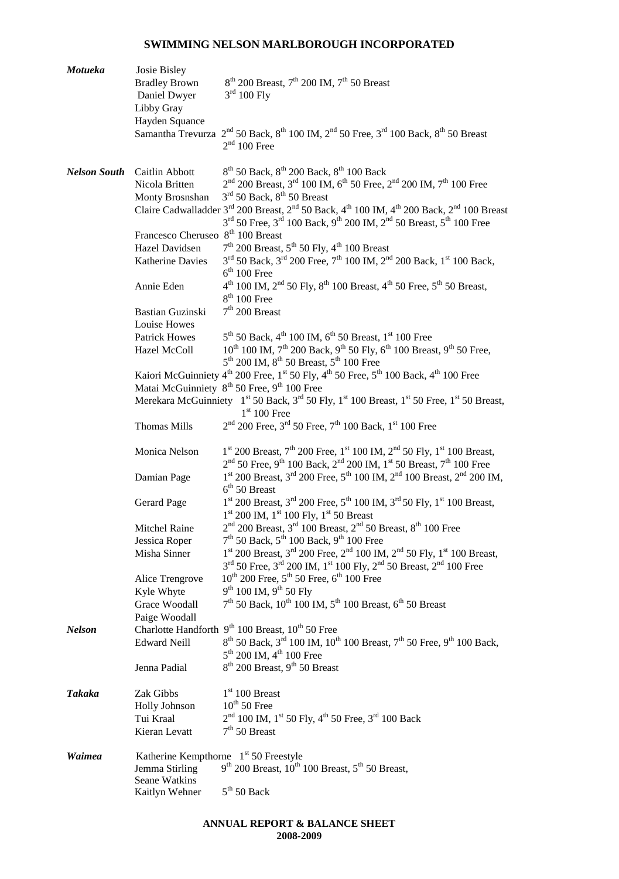| Club | Swimmer | Results |
|---|---|---|
| ***Motueka*** | Josie Bisley | |
| | Bradley Brown | 8th 200 Breast, 7th 200 IM, 7th 50 Breast |
| | Daniel Dwyer | 3rd 100 Fly |
| | Libby Gray | |
| | Hayden Squance | |
| | Samantha Trevurza | 2nd 50 Back, 8th 100 IM, 2nd 50 Free, 3rd 100 Back, 8th 50 Breast, 2nd 100 Free |
| ***Nelson South*** | Caitlin Abbott | 8th 50 Back, 8th 200 Back, 8th 100 Back |
| | Nicola Britten | 2nd 200 Breast, 3rd 100 IM, 6th 50 Free, 2nd 200 IM, 7th 100 Free |
| | Monty Brosnshan | 3rd 50 Back, 8th 50 Breast |
| | Claire Cadwalladder | 3rd 200 Breast, 2nd 50 Back, 4th 100 IM, 4th 200 Back, 2nd 100 Breast, 3rd 50 Free, 3rd 100 Back, 9th 200 IM, 2nd 50 Breast, 5th 100 Free |
| | Francesco Cheruseo | 8th 100 Breast |
| | Hazel Davidsen | 7th 200 Breast, 5th 50 Fly, 4th 100 Breast |
| | Katherine Davies | 3rd 50 Back, 3rd 200 Free, 7th 100 IM, 2nd 200 Back, 1st 100 Back, 6th 100 Free |
| | Annie Eden | 4th 100 IM, 2nd 50 Fly, 8th 100 Breast, 4th 50 Free, 5th 50 Breast, 8th 100 Free |
| | Bastian Guzinski | 7th 200 Breast |
| | Louise Howes | |
| | Patrick Howes | 5th 50 Back, 4th 100 IM, 6th 50 Breast, 1st 100 Free |
| | Hazel McColl | 10th 100 IM, 7th 200 Back, 9th 50 Fly, 6th 100 Breast, 9th 50 Free, 5th 200 IM, 8th 50 Breast, 5th 100 Free |
| | Kaiori McGuinniety | 4th 200 Free, 1st 50 Fly, 4th 50 Free, 5th 100 Back, 4th 100 Free |
| | Matai McGuinniety | 8th 50 Free, 9th 100 Free |
| | Merekara McGuinniety | 1st 50 Back, 3rd 50 Fly, 1st 100 Breast, 1st 50 Free, 1st 50 Breast, 1st 100 Free |
| | Thomas Mills | 2nd 200 Free, 3rd 50 Free, 7th 100 Back, 1st 100 Free |
| | Monica Nelson | 1st 200 Breast, 7th 200 Free, 1st 100 IM, 2nd 50 Fly, 1st 100 Breast, 2nd 50 Free, 9th 100 Back, 2nd 200 IM, 1st 50 Breast, 7th 100 Free |
| | Damian Page | 1st 200 Breast, 3rd 200 Free, 5th 100 IM, 2nd 100 Breast, 2nd 200 IM, 6th 50 Breast |
| | Gerard Page | 1st 200 Breast, 3rd 200 Free, 5th 100 IM, 3rd 50 Fly, 1st 100 Breast, 1st 200 IM, 1st 100 Fly, 1st 50 Breast |
| | Mitchel Raine | 2nd 200 Breast, 3rd 100 Breast, 2nd 50 Breast, 8th 100 Free |
| | Jessica Roper | 7th 50 Back, 5th 100 Back, 9th 100 Free |
| | Misha Sinner | 1st 200 Breast, 3rd 200 Free, 2nd 100 IM, 2nd 50 Fly, 1st 100 Breast, 3rd 50 Free, 3rd 200 IM, 1st 100 Fly, 2nd 50 Breast, 2nd 100 Free |
| | Alice Trengrove | 10th 200 Free, 5th 50 Free, 6th 100 Free |
| | Kyle Whyte | 9th 100 IM, 9th 50 Fly |
| | Grace Woodall | 7th 50 Back, 10th 100 IM, 5th 100 Breast, 6th 50 Breast |
| | Paige Woodall | |
| ***Nelson*** | Charlotte Handforth | 9th 100 Breast, 10th 50 Free |
| | Edward Neill | 8th 50 Back, 3rd 100 IM, 10th 100 Breast, 7th 50 Free, 9th 100 Back, 5th 200 IM, 4th 100 Free |
| | Jenna Padial | 8th 200 Breast, 9th 50 Breast |
| ***Takaka*** | Zak Gibbs | 1st 100 Breast |
| | Holly Johnson | 10th 50 Free |
| | Tui Kraal | 2nd 100 IM, 1st 50 Fly, 4th 50 Free, 3rd 100 Back |
| | Kieran Levatt | 7th 50 Breast |
| ***Waimea*** | Katherine Kempthorne | 1st 50 Freestyle |
| | Jemma Stirling | 9th 200 Breast, 10th 100 Breast, 5th 50 Breast, |
| | Seane Watkins | |
| | Kaitlyn Wehner | 5th 50 Back |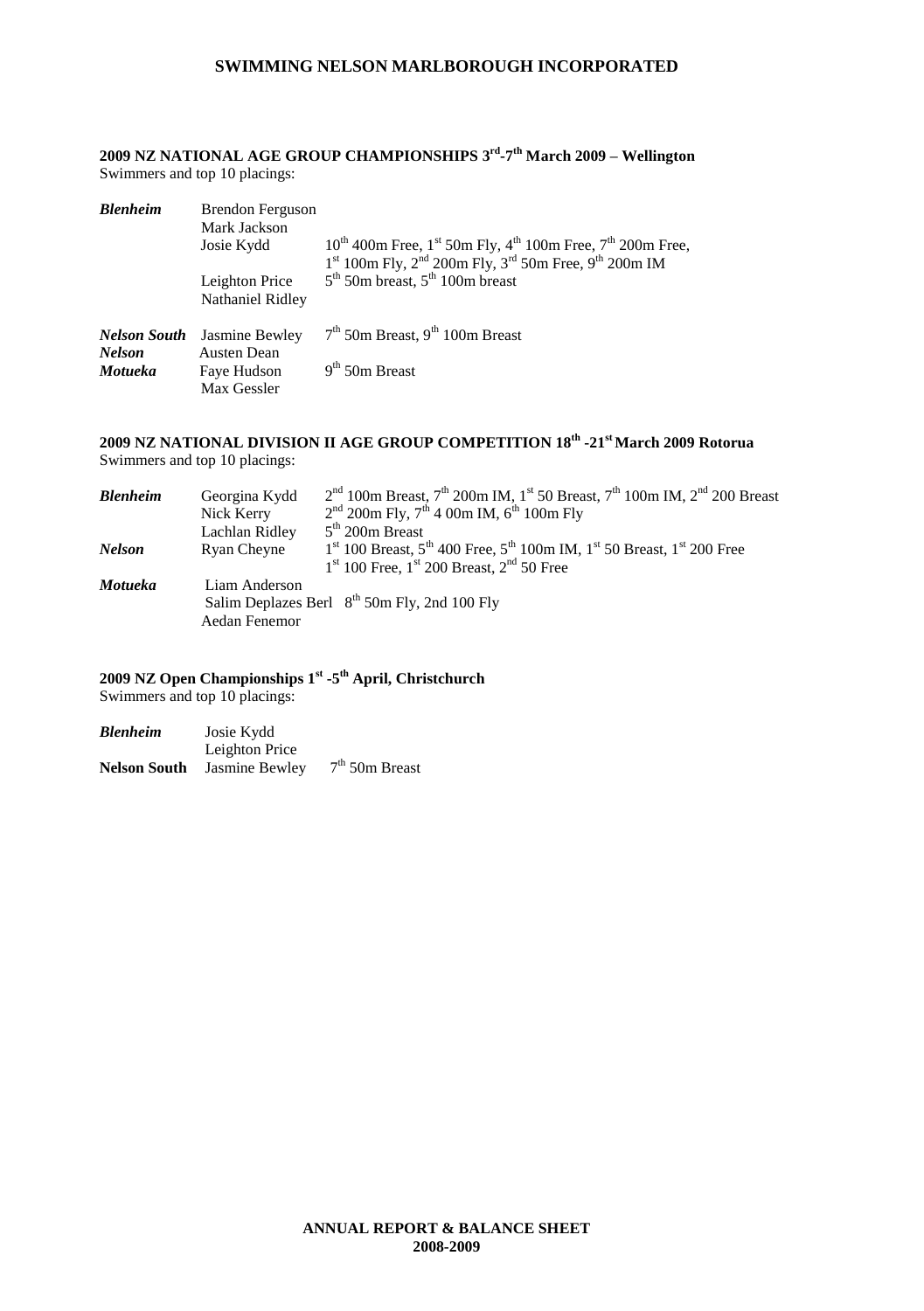## 2009 NZ NATIONAL AGE GROUP CHAMPIONSHIPS 3rd-7th March 2009 – Wellington

Swimmers and top 10 placings:

| | | |
|---|---|---|
| ***Blenheim*** | Brendon Ferguson | |
| | Mark Jackson | |
| | Josie Kydd | 10th 400m Free, 1st 50m Fly, 4th 100m Free, 7th 200m Free, 1st 100m Fly, 2nd 200m Fly, 3rd 50m Free, 9th 200m IM |
| | Leighton Price | 5th 50m breast, 5th 100m breast |
| | Nathaniel Ridley | |
| ***Nelson South*** | Jasmine Bewley | 7th 50m Breast, 9th 100m Breast |
| ***Nelson*** | Austen Dean | |
| ***Motueka*** | Faye Hudson | 9th 50m Breast |
| | Max Gessler | |

## 2009 NZ NATIONAL DIVISION II AGE GROUP COMPETITION 18th -21st March 2009 Rotorua

Swimmers and top 10 placings:

| | | |
|---|---|---|
| ***Blenheim*** | Georgina Kydd | 2nd 100m Breast, 7th 200m IM, 1st 50 Breast, 7th 100m IM, 2nd 200 Breast |
| | Nick Kerry | 2nd 200m Fly, 7th 4 00m IM, 6th 100m Fly |
| | Lachlan Ridley | 5th 200m Breast |
| ***Nelson*** | Ryan Cheyne | 1st 100 Breast, 5th 400 Free, 5th 100m IM, 1st 50 Breast, 1st 200 Free, 1st 100 Free, 1st 200 Breast, 2nd 50 Free |
| ***Motueka*** | Liam Anderson | |
| | Salim Deplazes Berl | 8th 50m Fly, 2nd 100 Fly |
| | Aedan Fenemor | |

## 2009 NZ Open Championships 1st -5th April, Christchurch

Swimmers and top 10 placings:

| | | |
|---|---|---|
| ***Blenheim*** | Josie Kydd | |
| | Leighton Price | |
| **Nelson South** | Jasmine Bewley | 7th 50m Breast |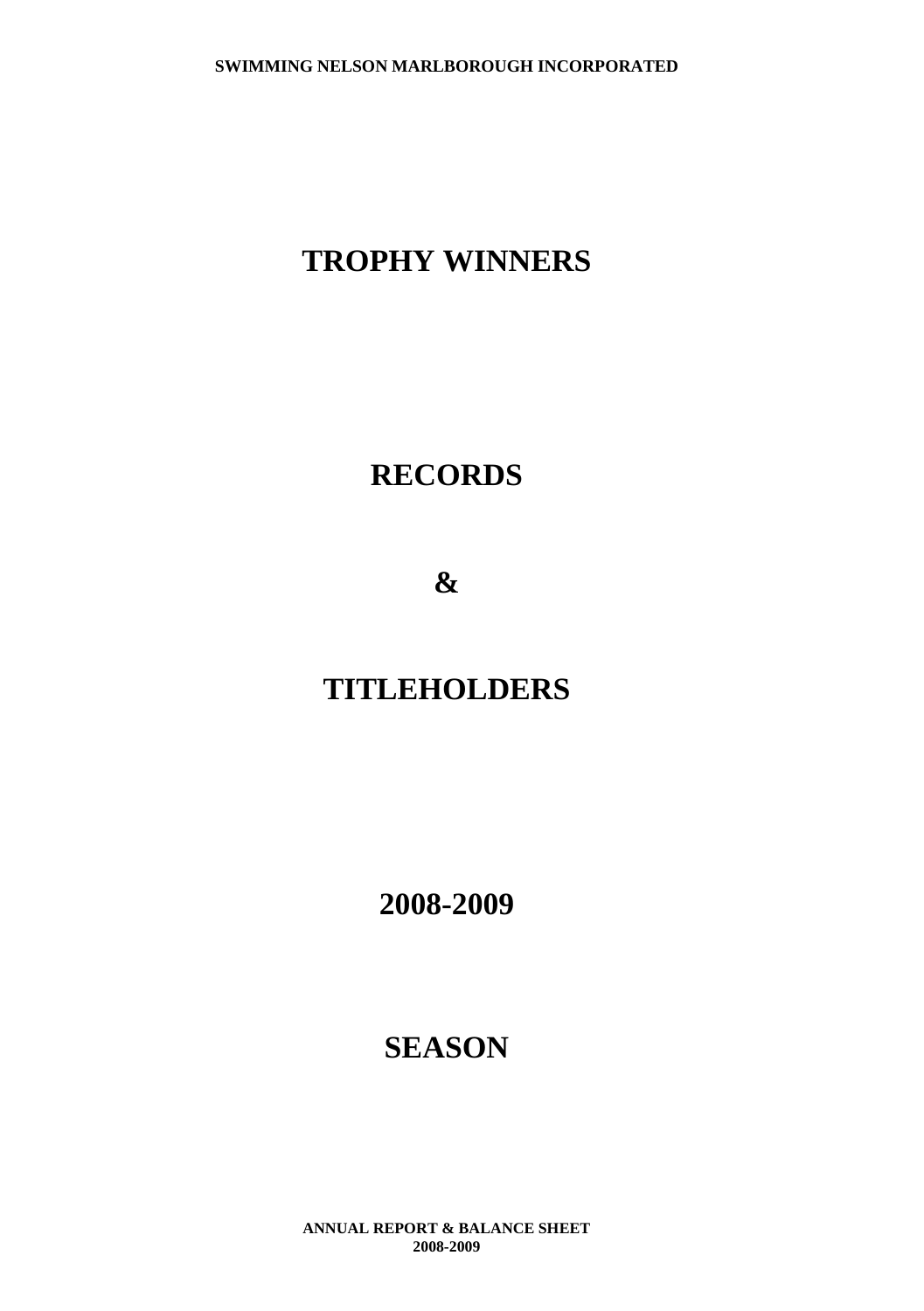# TROPHY WINNERS

# RECORDS

# &

# TITLEHOLDERS

# 2008-2009

# SEASON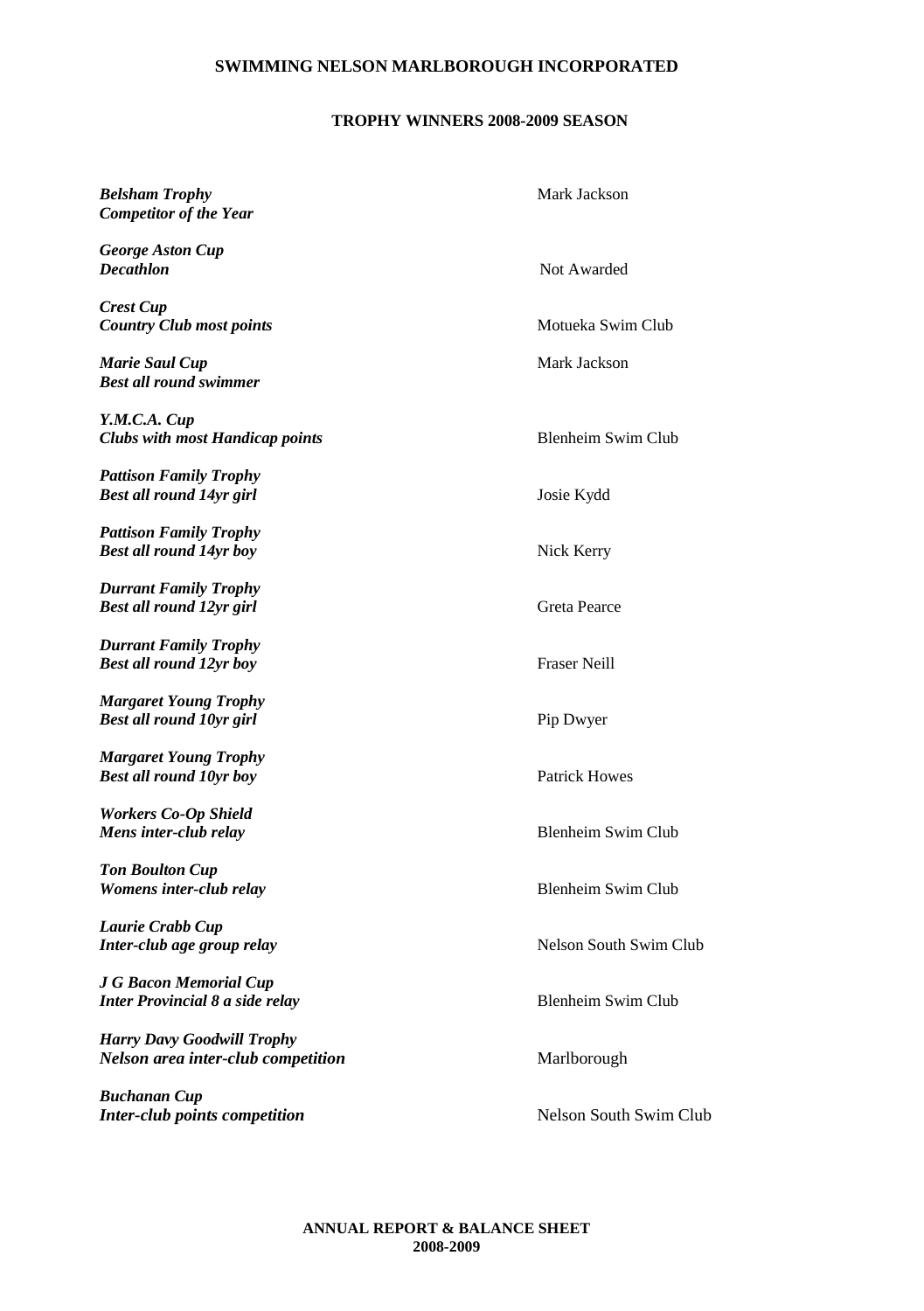# SWIMMING NELSON MARLBOROUGH INCORPORATED

## TROPHY WINNERS 2008-2009 SEASON

| Trophy | Winner |
|---|---|
| ***Belsham Trophy*** <br> ***Competitor of the Year*** | Mark Jackson |
| ***George Aston Cup*** <br> ***Decathlon*** | Not Awarded |
| ***Crest Cup*** <br> ***Country Club most points*** | Motueka Swim Club |
| ***Marie Saul Cup*** <br> ***Best all round swimmer*** | Mark Jackson |
| ***Y.M.C.A. Cup*** <br> ***Clubs with most Handicap points*** | Blenheim Swim Club |
| ***Pattison Family Trophy*** <br> ***Best all round 14yr girl*** | Josie Kydd |
| ***Pattison Family Trophy*** <br> ***Best all round 14yr boy*** | Nick Kerry |
| ***Durrant Family Trophy*** <br> ***Best all round 12yr girl*** | Greta Pearce |
| ***Durrant Family Trophy*** <br> ***Best all round 12yr boy*** | Fraser Neill |
| ***Margaret Young Trophy*** <br> ***Best all round 10yr girl*** | Pip Dwyer |
| ***Margaret Young Trophy*** <br> ***Best all round 10yr boy*** | Patrick Howes |
| ***Workers Co-Op Shield*** <br> ***Mens inter-club relay*** | Blenheim Swim Club |
| ***Ton Boulton Cup*** <br> ***Womens inter-club relay*** | Blenheim Swim Club |
| ***Laurie Crabb Cup*** <br> ***Inter-club age group relay*** | Nelson South Swim Club |
| ***J G Bacon Memorial Cup*** <br> ***Inter Provincial 8 a side relay*** | Blenheim Swim Club |
| ***Harry Davy Goodwill Trophy*** <br> ***Nelson area inter-club competition*** | Marlborough |
| ***Buchanan Cup*** <br> ***Inter-club points competition*** | Nelson South Swim Club |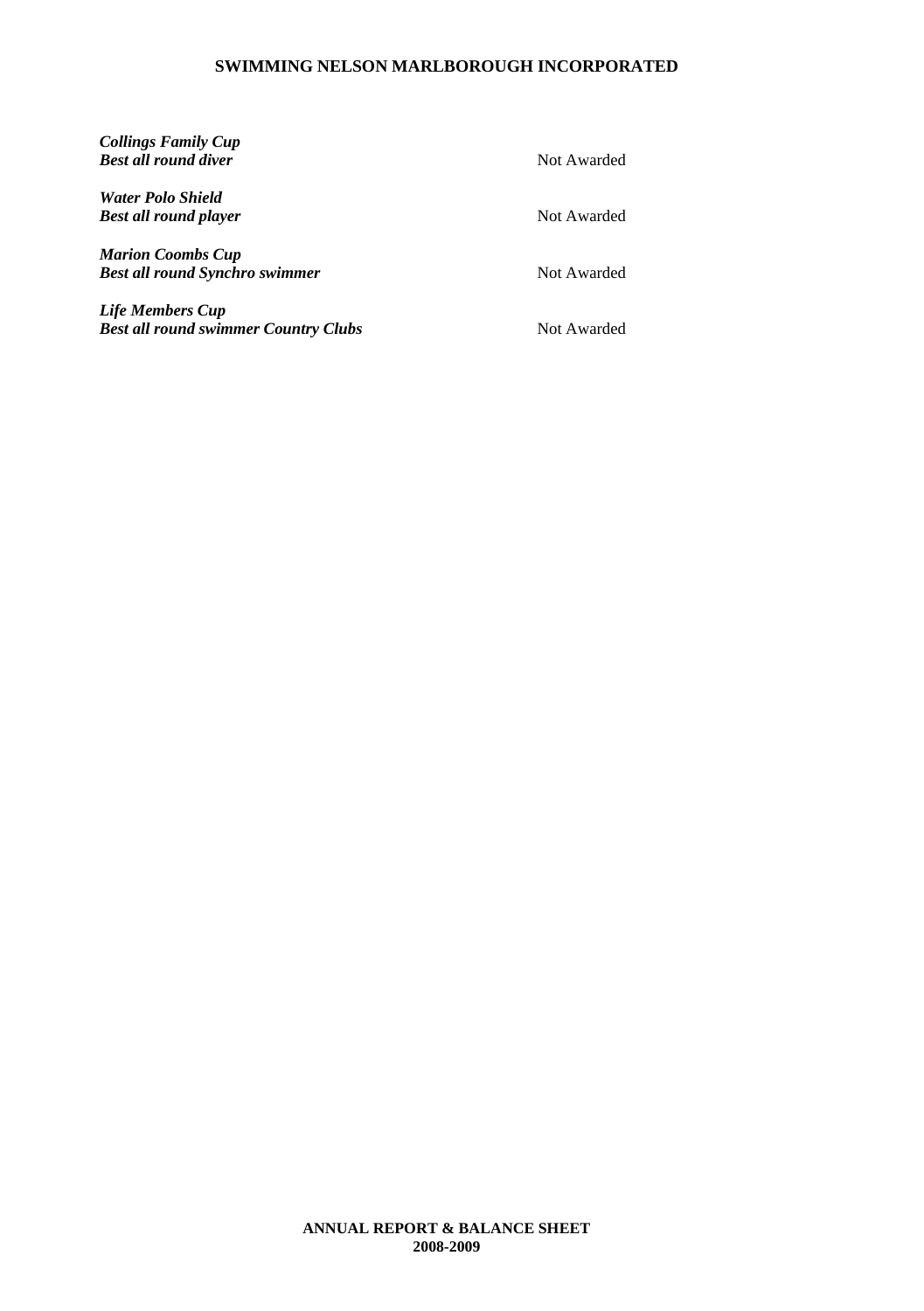***Collings Family Cup***
***Best all round diver*** Not Awarded

***Water Polo Shield***
***Best all round player*** Not Awarded

***Marion Coombs Cup***
***Best all round Synchro swimmer*** Not Awarded

***Life Members Cup***
***Best all round swimmer Country Clubs*** Not Awarded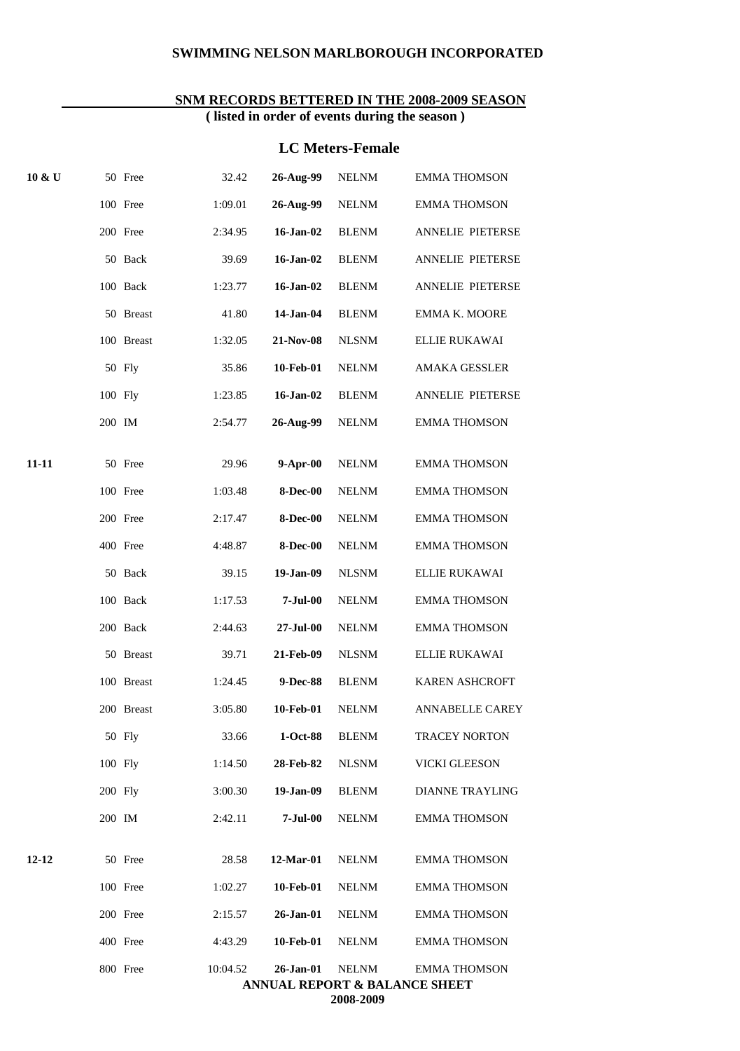## SWIMMING NELSON MARLBOROUGH INCORPORATED

### SNM RECORDS BETTERED IN THE 2008-2009 SEASON

**( listed in order of events during the season )**

### LC Meters-Female

| Age | Event | Time | Date | Club | Name |
|---|---|---|---|---|---|
| 10 & U | 50 Free | 32.42 | 26-Aug-99 | NELNM | EMMA THOMSON |
| | 100 Free | 1:09.01 | 26-Aug-99 | NELNM | EMMA THOMSON |
| | 200 Free | 2:34.95 | 16-Jan-02 | BLENM | ANNELIE PIETERSE |
| | 50 Back | 39.69 | 16-Jan-02 | BLENM | ANNELIE PIETERSE |
| | 100 Back | 1:23.77 | 16-Jan-02 | BLENM | ANNELIE PIETERSE |
| | 50 Breast | 41.80 | 14-Jan-04 | BLENM | EMMA K. MOORE |
| | 100 Breast | 1:32.05 | 21-Nov-08 | NLSNM | ELLIE RUKAWAI |
| | 50 Fly | 35.86 | 10-Feb-01 | NELNM | AMAKA GESSLER |
| | 100 Fly | 1:23.85 | 16-Jan-02 | BLENM | ANNELIE PIETERSE |
| | 200 IM | 2:54.77 | 26-Aug-99 | NELNM | EMMA THOMSON |
| 11-11 | 50 Free | 29.96 | 9-Apr-00 | NELNM | EMMA THOMSON |
| | 100 Free | 1:03.48 | 8-Dec-00 | NELNM | EMMA THOMSON |
| | 200 Free | 2:17.47 | 8-Dec-00 | NELNM | EMMA THOMSON |
| | 400 Free | 4:48.87 | 8-Dec-00 | NELNM | EMMA THOMSON |
| | 50 Back | 39.15 | 19-Jan-09 | NLSNM | ELLIE RUKAWAI |
| | 100 Back | 1:17.53 | 7-Jul-00 | NELNM | EMMA THOMSON |
| | 200 Back | 2:44.63 | 27-Jul-00 | NELNM | EMMA THOMSON |
| | 50 Breast | 39.71 | 21-Feb-09 | NLSNM | ELLIE RUKAWAI |
| | 100 Breast | 1:24.45 | 9-Dec-88 | BLENM | KAREN ASHCROFT |
| | 200 Breast | 3:05.80 | 10-Feb-01 | NELNM | ANNABELLE CAREY |
| | 50 Fly | 33.66 | 1-Oct-88 | BLENM | TRACEY NORTON |
| | 100 Fly | 1:14.50 | 28-Feb-82 | NLSNM | VICKI GLEESON |
| | 200 Fly | 3:00.30 | 19-Jan-09 | BLENM | DIANNE TRAYLING |
| | 200 IM | 2:42.11 | 7-Jul-00 | NELNM | EMMA THOMSON |
| 12-12 | 50 Free | 28.58 | 12-Mar-01 | NELNM | EMMA THOMSON |
| | 100 Free | 1:02.27 | 10-Feb-01 | NELNM | EMMA THOMSON |
| | 200 Free | 2:15.57 | 26-Jan-01 | NELNM | EMMA THOMSON |
| | 400 Free | 4:43.29 | 10-Feb-01 | NELNM | EMMA THOMSON |
| | 800 Free | 10:04.52 | 26-Jan-01 | NELNM | EMMA THOMSON |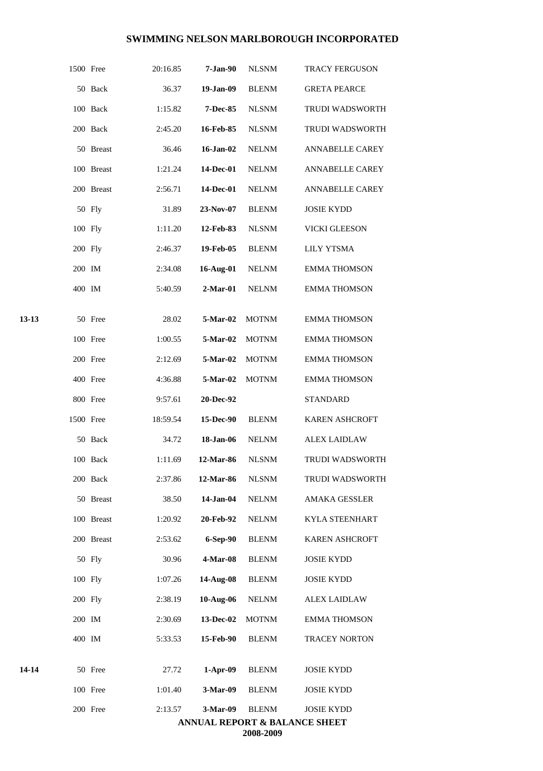| | | | | | |
|---|---|---|---|---|---|
| | 1500 Free | 20:16.85 | **7-Jan-90** | NLSNM | TRACY FERGUSON |
| | 50 Back | 36.37 | **19-Jan-09** | BLENM | GRETA PEARCE |
| | 100 Back | 1:15.82 | **7-Dec-85** | NLSNM | TRUDI WADSWORTH |
| | 200 Back | 2:45.20 | **16-Feb-85** | NLSNM | TRUDI WADSWORTH |
| | 50 Breast | 36.46 | **16-Jan-02** | NELNM | ANNABELLE CAREY |
| | 100 Breast | 1:21.24 | **14-Dec-01** | NELNM | ANNABELLE CAREY |
| | 200 Breast | 2:56.71 | **14-Dec-01** | NELNM | ANNABELLE CAREY |
| | 50 Fly | 31.89 | **23-Nov-07** | BLENM | JOSIE KYDD |
| | 100 Fly | 1:11.20 | **12-Feb-83** | NLSNM | VICKI GLEESON |
| | 200 Fly | 2:46.37 | **19-Feb-05** | BLENM | LILY YTSMA |
| | 200 IM | 2:34.08 | **16-Aug-01** | NELNM | EMMA THOMSON |
| | 400 IM | 5:40.59 | **2-Mar-01** | NELNM | EMMA THOMSON |
| **13-13** | 50 Free | 28.02 | **5-Mar-02** | MOTNM | EMMA THOMSON |
| | 100 Free | 1:00.55 | **5-Mar-02** | MOTNM | EMMA THOMSON |
| | 200 Free | 2:12.69 | **5-Mar-02** | MOTNM | EMMA THOMSON |
| | 400 Free | 4:36.88 | **5-Mar-02** | MOTNM | EMMA THOMSON |
| | 800 Free | 9:57.61 | **20-Dec-92** | | STANDARD |
| | 1500 Free | 18:59.54 | **15-Dec-90** | BLENM | KAREN ASHCROFT |
| | 50 Back | 34.72 | **18-Jan-06** | NELNM | ALEX LAIDLAW |
| | 100 Back | 1:11.69 | **12-Mar-86** | NLSNM | TRUDI WADSWORTH |
| | 200 Back | 2:37.86 | **12-Mar-86** | NLSNM | TRUDI WADSWORTH |
| | 50 Breast | 38.50 | **14-Jan-04** | NELNM | AMAKA GESSLER |
| | 100 Breast | 1:20.92 | **20-Feb-92** | NELNM | KYLA STEENHART |
| | 200 Breast | 2:53.62 | **6-Sep-90** | BLENM | KAREN ASHCROFT |
| | 50 Fly | 30.96 | **4-Mar-08** | BLENM | JOSIE KYDD |
| | 100 Fly | 1:07.26 | **14-Aug-08** | BLENM | JOSIE KYDD |
| | 200 Fly | 2:38.19 | **10-Aug-06** | NELNM | ALEX LAIDLAW |
| | 200 IM | 2:30.69 | **13-Dec-02** | MOTNM | EMMA THOMSON |
| | 400 IM | 5:33.53 | **15-Feb-90** | BLENM | TRACEY NORTON |
| **14-14** | 50 Free | 27.72 | **1-Apr-09** | BLENM | JOSIE KYDD |
| | 100 Free | 1:01.40 | **3-Mar-09** | BLENM | JOSIE KYDD |
| | 200 Free | 2:13.57 | **3-Mar-09** | BLENM | JOSIE KYDD |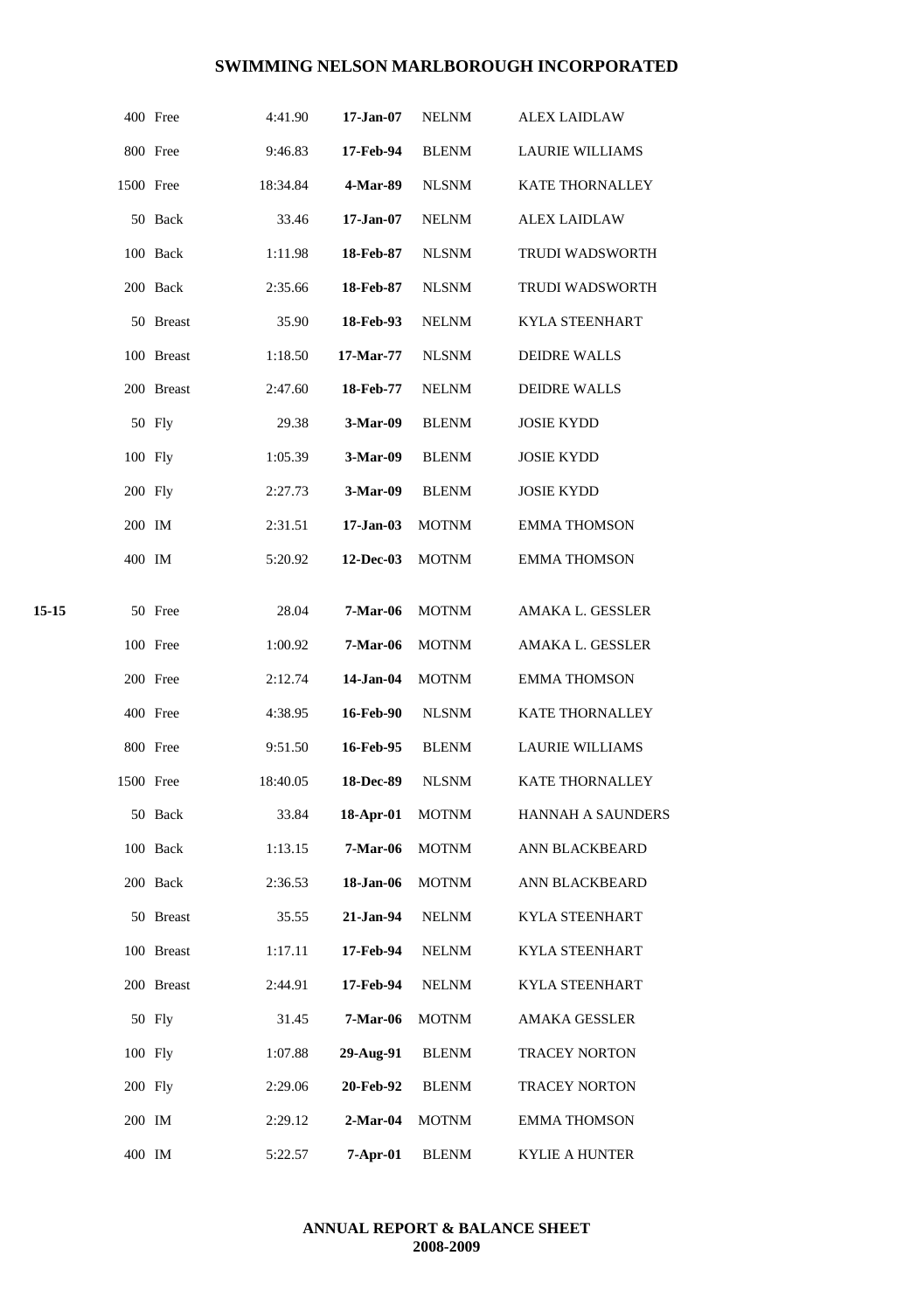| Age | Event | Time | Date | Club | Name |
|---|---|---|---|---|---|
| | 400 Free | 4:41.90 | **17-Jan-07** | NELNM | ALEX LAIDLAW |
| | 800 Free | 9:46.83 | **17-Feb-94** | BLENM | LAURIE WILLIAMS |
| | 1500 Free | 18:34.84 | **4-Mar-89** | NLSNM | KATE THORNALLEY |
| | 50 Back | 33.46 | **17-Jan-07** | NELNM | ALEX LAIDLAW |
| | 100 Back | 1:11.98 | **18-Feb-87** | NLSNM | TRUDI WADSWORTH |
| | 200 Back | 2:35.66 | **18-Feb-87** | NLSNM | TRUDI WADSWORTH |
| | 50 Breast | 35.90 | **18-Feb-93** | NELNM | KYLA STEENHART |
| | 100 Breast | 1:18.50 | **17-Mar-77** | NLSNM | DEIDRE WALLS |
| | 200 Breast | 2:47.60 | **18-Feb-77** | NELNM | DEIDRE WALLS |
| | 50 Fly | 29.38 | **3-Mar-09** | BLENM | JOSIE KYDD |
| | 100 Fly | 1:05.39 | **3-Mar-09** | BLENM | JOSIE KYDD |
| | 200 Fly | 2:27.73 | **3-Mar-09** | BLENM | JOSIE KYDD |
| | 200 IM | 2:31.51 | **17-Jan-03** | MOTNM | EMMA THOMSON |
| | 400 IM | 5:20.92 | **12-Dec-03** | MOTNM | EMMA THOMSON |
| **15-15** | 50 Free | 28.04 | **7-Mar-06** | MOTNM | AMAKA L. GESSLER |
| | 100 Free | 1:00.92 | **7-Mar-06** | MOTNM | AMAKA L. GESSLER |
| | 200 Free | 2:12.74 | **14-Jan-04** | MOTNM | EMMA THOMSON |
| | 400 Free | 4:38.95 | **16-Feb-90** | NLSNM | KATE THORNALLEY |
| | 800 Free | 9:51.50 | **16-Feb-95** | BLENM | LAURIE WILLIAMS |
| | 1500 Free | 18:40.05 | **18-Dec-89** | NLSNM | KATE THORNALLEY |
| | 50 Back | 33.84 | **18-Apr-01** | MOTNM | HANNAH A SAUNDERS |
| | 100 Back | 1:13.15 | **7-Mar-06** | MOTNM | ANN BLACKBEARD |
| | 200 Back | 2:36.53 | **18-Jan-06** | MOTNM | ANN BLACKBEARD |
| | 50 Breast | 35.55 | **21-Jan-94** | NELNM | KYLA STEENHART |
| | 100 Breast | 1:17.11 | **17-Feb-94** | NELNM | KYLA STEENHART |
| | 200 Breast | 2:44.91 | **17-Feb-94** | NELNM | KYLA STEENHART |
| | 50 Fly | 31.45 | **7-Mar-06** | MOTNM | AMAKA GESSLER |
| | 100 Fly | 1:07.88 | **29-Aug-91** | BLENM | TRACEY NORTON |
| | 200 Fly | 2:29.06 | **20-Feb-92** | BLENM | TRACEY NORTON |
| | 200 IM | 2:29.12 | **2-Mar-04** | MOTNM | EMMA THOMSON |
| | 400 IM | 5:22.57 | **7-Apr-01** | BLENM | KYLIE A HUNTER |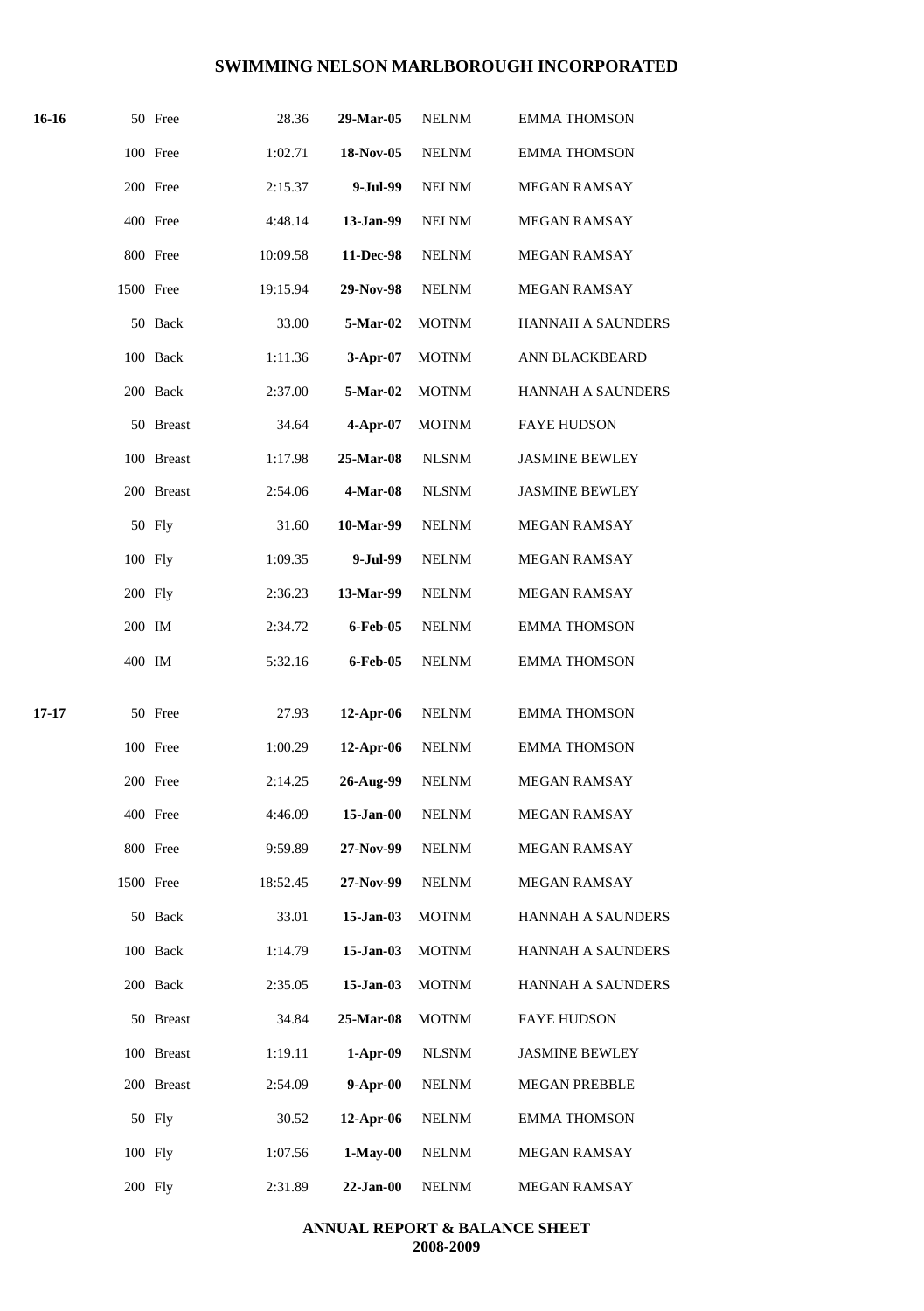# SWIMMING NELSON MARLBOROUGH INCORPORATED

| | | | | | |
|---|---|---|---|---|---|
| **16-16** | 50 Free | 28.36 | **29-Mar-05** | NELNM | EMMA THOMSON |
| | 100 Free | 1:02.71 | **18-Nov-05** | NELNM | EMMA THOMSON |
| | 200 Free | 2:15.37 | **9-Jul-99** | NELNM | MEGAN RAMSAY |
| | 400 Free | 4:48.14 | **13-Jan-99** | NELNM | MEGAN RAMSAY |
| | 800 Free | 10:09.58 | **11-Dec-98** | NELNM | MEGAN RAMSAY |
| | 1500 Free | 19:15.94 | **29-Nov-98** | NELNM | MEGAN RAMSAY |
| | 50 Back | 33.00 | **5-Mar-02** | MOTNM | HANNAH A SAUNDERS |
| | 100 Back | 1:11.36 | **3-Apr-07** | MOTNM | ANN BLACKBEARD |
| | 200 Back | 2:37.00 | **5-Mar-02** | MOTNM | HANNAH A SAUNDERS |
| | 50 Breast | 34.64 | **4-Apr-07** | MOTNM | FAYE HUDSON |
| | 100 Breast | 1:17.98 | **25-Mar-08** | NLSNM | JASMINE BEWLEY |
| | 200 Breast | 2:54.06 | **4-Mar-08** | NLSNM | JASMINE BEWLEY |
| | 50 Fly | 31.60 | **10-Mar-99** | NELNM | MEGAN RAMSAY |
| | 100 Fly | 1:09.35 | **9-Jul-99** | NELNM | MEGAN RAMSAY |
| | 200 Fly | 2:36.23 | **13-Mar-99** | NELNM | MEGAN RAMSAY |
| | 200 IM | 2:34.72 | **6-Feb-05** | NELNM | EMMA THOMSON |
| | 400 IM | 5:32.16 | **6-Feb-05** | NELNM | EMMA THOMSON |
| **17-17** | 50 Free | 27.93 | **12-Apr-06** | NELNM | EMMA THOMSON |
| | 100 Free | 1:00.29 | **12-Apr-06** | NELNM | EMMA THOMSON |
| | 200 Free | 2:14.25 | **26-Aug-99** | NELNM | MEGAN RAMSAY |
| | 400 Free | 4:46.09 | **15-Jan-00** | NELNM | MEGAN RAMSAY |
| | 800 Free | 9:59.89 | **27-Nov-99** | NELNM | MEGAN RAMSAY |
| | 1500 Free | 18:52.45 | **27-Nov-99** | NELNM | MEGAN RAMSAY |
| | 50 Back | 33.01 | **15-Jan-03** | MOTNM | HANNAH A SAUNDERS |
| | 100 Back | 1:14.79 | **15-Jan-03** | MOTNM | HANNAH A SAUNDERS |
| | 200 Back | 2:35.05 | **15-Jan-03** | MOTNM | HANNAH A SAUNDERS |
| | 50 Breast | 34.84 | **25-Mar-08** | MOTNM | FAYE HUDSON |
| | 100 Breast | 1:19.11 | **1-Apr-09** | NLSNM | JASMINE BEWLEY |
| | 200 Breast | 2:54.09 | **9-Apr-00** | NELNM | MEGAN PREBBLE |
| | 50 Fly | 30.52 | **12-Apr-06** | NELNM | EMMA THOMSON |
| | 100 Fly | 1:07.56 | **1-May-00** | NELNM | MEGAN RAMSAY |
| | 200 Fly | 2:31.89 | **22-Jan-00** | NELNM | MEGAN RAMSAY |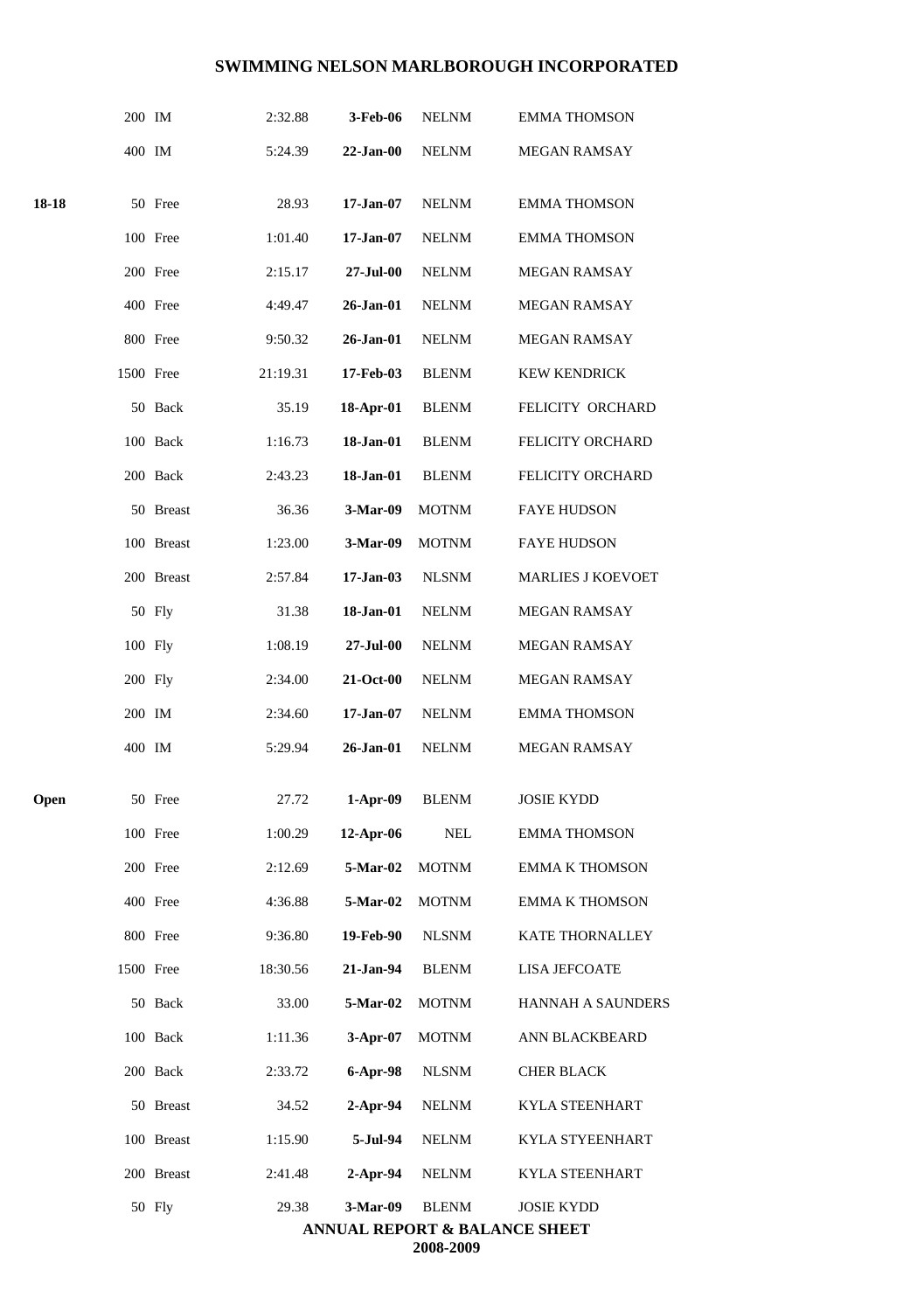# SWIMMING NELSON MARLBOROUGH INCORPORATED

| | | | | | | |
|---|---|---|---|---|---|---|
| | 200 | IM | 2:32.88 | **3-Feb-06** | NELNM | EMMA THOMSON |
| | 400 | IM | 5:24.39 | **22-Jan-00** | NELNM | MEGAN RAMSAY |
| **18-18** | 50 | Free | 28.93 | **17-Jan-07** | NELNM | EMMA THOMSON |
| | 100 | Free | 1:01.40 | **17-Jan-07** | NELNM | EMMA THOMSON |
| | 200 | Free | 2:15.17 | **27-Jul-00** | NELNM | MEGAN RAMSAY |
| | 400 | Free | 4:49.47 | **26-Jan-01** | NELNM | MEGAN RAMSAY |
| | 800 | Free | 9:50.32 | **26-Jan-01** | NELNM | MEGAN RAMSAY |
| | 1500 | Free | 21:19.31 | **17-Feb-03** | BLENM | KEW KENDRICK |
| | 50 | Back | 35.19 | **18-Apr-01** | BLENM | FELICITY ORCHARD |
| | 100 | Back | 1:16.73 | **18-Jan-01** | BLENM | FELICITY ORCHARD |
| | 200 | Back | 2:43.23 | **18-Jan-01** | BLENM | FELICITY ORCHARD |
| | 50 | Breast | 36.36 | **3-Mar-09** | MOTNM | FAYE HUDSON |
| | 100 | Breast | 1:23.00 | **3-Mar-09** | MOTNM | FAYE HUDSON |
| | 200 | Breast | 2:57.84 | **17-Jan-03** | NLSNM | MARLIES J KOEVOET |
| | 50 | Fly | 31.38 | **18-Jan-01** | NELNM | MEGAN RAMSAY |
| | 100 | Fly | 1:08.19 | **27-Jul-00** | NELNM | MEGAN RAMSAY |
| | 200 | Fly | 2:34.00 | **21-Oct-00** | NELNM | MEGAN RAMSAY |
| | 200 | IM | 2:34.60 | **17-Jan-07** | NELNM | EMMA THOMSON |
| | 400 | IM | 5:29.94 | **26-Jan-01** | NELNM | MEGAN RAMSAY |
| **Open** | 50 | Free | 27.72 | **1-Apr-09** | BLENM | JOSIE KYDD |
| | 100 | Free | 1:00.29 | **12-Apr-06** | NEL | EMMA THOMSON |
| | 200 | Free | 2:12.69 | **5-Mar-02** | MOTNM | EMMA K THOMSON |
| | 400 | Free | 4:36.88 | **5-Mar-02** | MOTNM | EMMA K THOMSON |
| | 800 | Free | 9:36.80 | **19-Feb-90** | NLSNM | KATE THORNALLEY |
| | 1500 | Free | 18:30.56 | **21-Jan-94** | BLENM | LISA JEFCOATE |
| | 50 | Back | 33.00 | **5-Mar-02** | MOTNM | HANNAH A SAUNDERS |
| | 100 | Back | 1:11.36 | **3-Apr-07** | MOTNM | ANN BLACKBEARD |
| | 200 | Back | 2:33.72 | **6-Apr-98** | NLSNM | CHER BLACK |
| | 50 | Breast | 34.52 | **2-Apr-94** | NELNM | KYLA STEENHART |
| | 100 | Breast | 1:15.90 | **5-Jul-94** | NELNM | KYLA STYEENHART |
| | 200 | Breast | 2:41.48 | **2-Apr-94** | NELNM | KYLA STEENHART |
| | 50 | Fly | 29.38 | **3-Mar-09** | BLENM | JOSIE KYDD |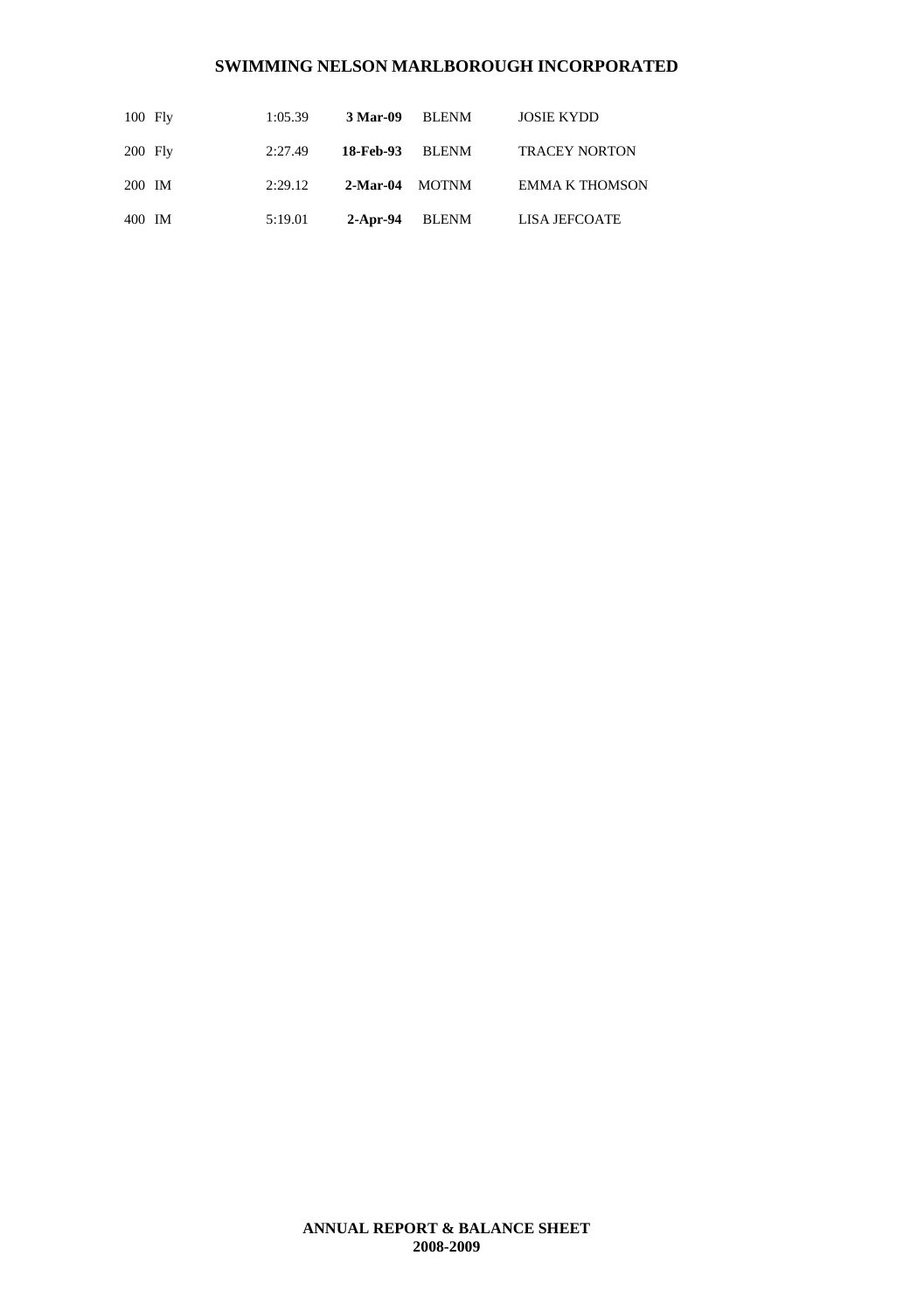| | | | | |
|---|---|---|---|---|
| 100 Fly | 1:05.39 | **3 Mar-09** | BLENM | JOSIE KYDD |
| 200 Fly | 2:27.49 | **18-Feb-93** | BLENM | TRACEY NORTON |
| 200 IM | 2:29.12 | **2-Mar-04** | MOTNM | EMMA K THOMSON |
| 400 IM | 5:19.01 | **2-Apr-94** | BLENM | LISA JEFCOATE |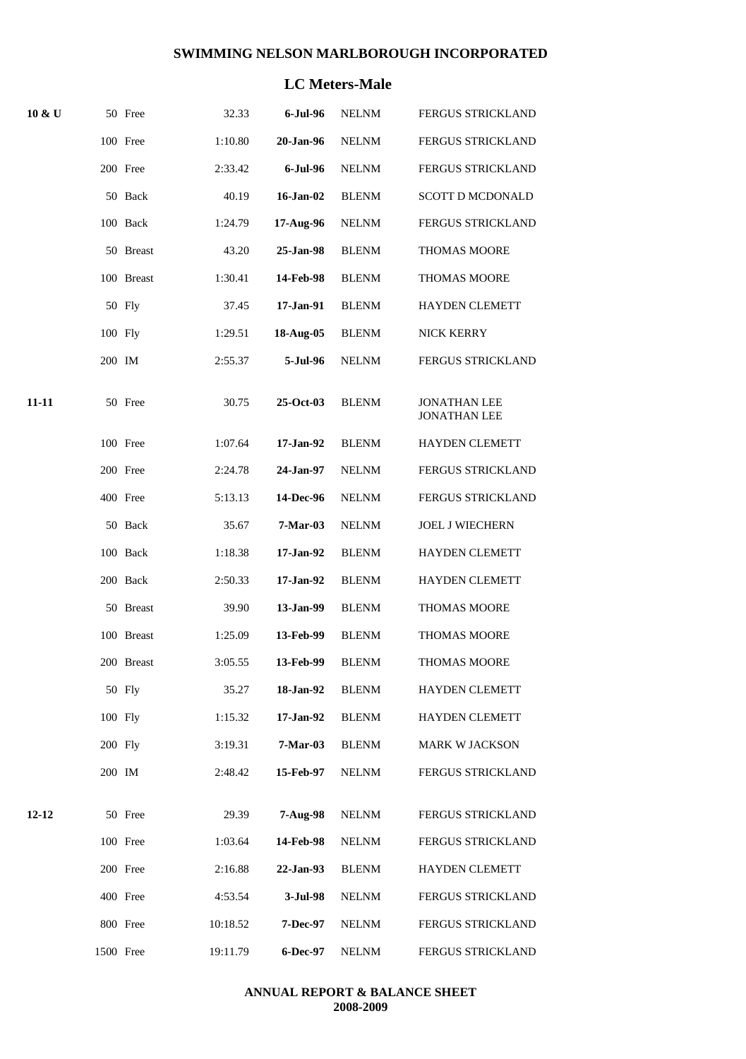## SWIMMING NELSON MARLBOROUGH INCORPORATED

### LC Meters-Male

| Age | Event | Time | Date | Club | Name |
|---|---|---|---|---|---|
| **10 & U** | 50 Free | 32.33 | **6-Jul-96** | NELNM | FERGUS STRICKLAND |
| | 100 Free | 1:10.80 | **20-Jan-96** | NELNM | FERGUS STRICKLAND |
| | 200 Free | 2:33.42 | **6-Jul-96** | NELNM | FERGUS STRICKLAND |
| | 50 Back | 40.19 | **16-Jan-02** | BLENM | SCOTT D MCDONALD |
| | 100 Back | 1:24.79 | **17-Aug-96** | NELNM | FERGUS STRICKLAND |
| | 50 Breast | 43.20 | **25-Jan-98** | BLENM | THOMAS MOORE |
| | 100 Breast | 1:30.41 | **14-Feb-98** | BLENM | THOMAS MOORE |
| | 50 Fly | 37.45 | **17-Jan-91** | BLENM | HAYDEN CLEMETT |
| | 100 Fly | 1:29.51 | **18-Aug-05** | BLENM | NICK KERRY |
| | 200 IM | 2:55.37 | **5-Jul-96** | NELNM | FERGUS STRICKLAND |
| **11-11** | 50 Free | 30.75 | **25-Oct-03** | BLENM | JONATHAN LEE JONATHAN LEE |
| | 100 Free | 1:07.64 | **17-Jan-92** | BLENM | HAYDEN CLEMETT |
| | 200 Free | 2:24.78 | **24-Jan-97** | NELNM | FERGUS STRICKLAND |
| | 400 Free | 5:13.13 | **14-Dec-96** | NELNM | FERGUS STRICKLAND |
| | 50 Back | 35.67 | **7-Mar-03** | NELNM | JOEL J WIECHERN |
| | 100 Back | 1:18.38 | **17-Jan-92** | BLENM | HAYDEN CLEMETT |
| | 200 Back | 2:50.33 | **17-Jan-92** | BLENM | HAYDEN CLEMETT |
| | 50 Breast | 39.90 | **13-Jan-99** | BLENM | THOMAS MOORE |
| | 100 Breast | 1:25.09 | **13-Feb-99** | BLENM | THOMAS MOORE |
| | 200 Breast | 3:05.55 | **13-Feb-99** | BLENM | THOMAS MOORE |
| | 50 Fly | 35.27 | **18-Jan-92** | BLENM | HAYDEN CLEMETT |
| | 100 Fly | 1:15.32 | **17-Jan-92** | BLENM | HAYDEN CLEMETT |
| | 200 Fly | 3:19.31 | **7-Mar-03** | BLENM | MARK W JACKSON |
| | 200 IM | 2:48.42 | **15-Feb-97** | NELNM | FERGUS STRICKLAND |
| **12-12** | 50 Free | 29.39 | **7-Aug-98** | NELNM | FERGUS STRICKLAND |
| | 100 Free | 1:03.64 | **14-Feb-98** | NELNM | FERGUS STRICKLAND |
| | 200 Free | 2:16.88 | **22-Jan-93** | BLENM | HAYDEN CLEMETT |
| | 400 Free | 4:53.54 | **3-Jul-98** | NELNM | FERGUS STRICKLAND |
| | 800 Free | 10:18.52 | **7-Dec-97** | NELNM | FERGUS STRICKLAND |
| | 1500 Free | 19:11.79 | **6-Dec-97** | NELNM | FERGUS STRICKLAND |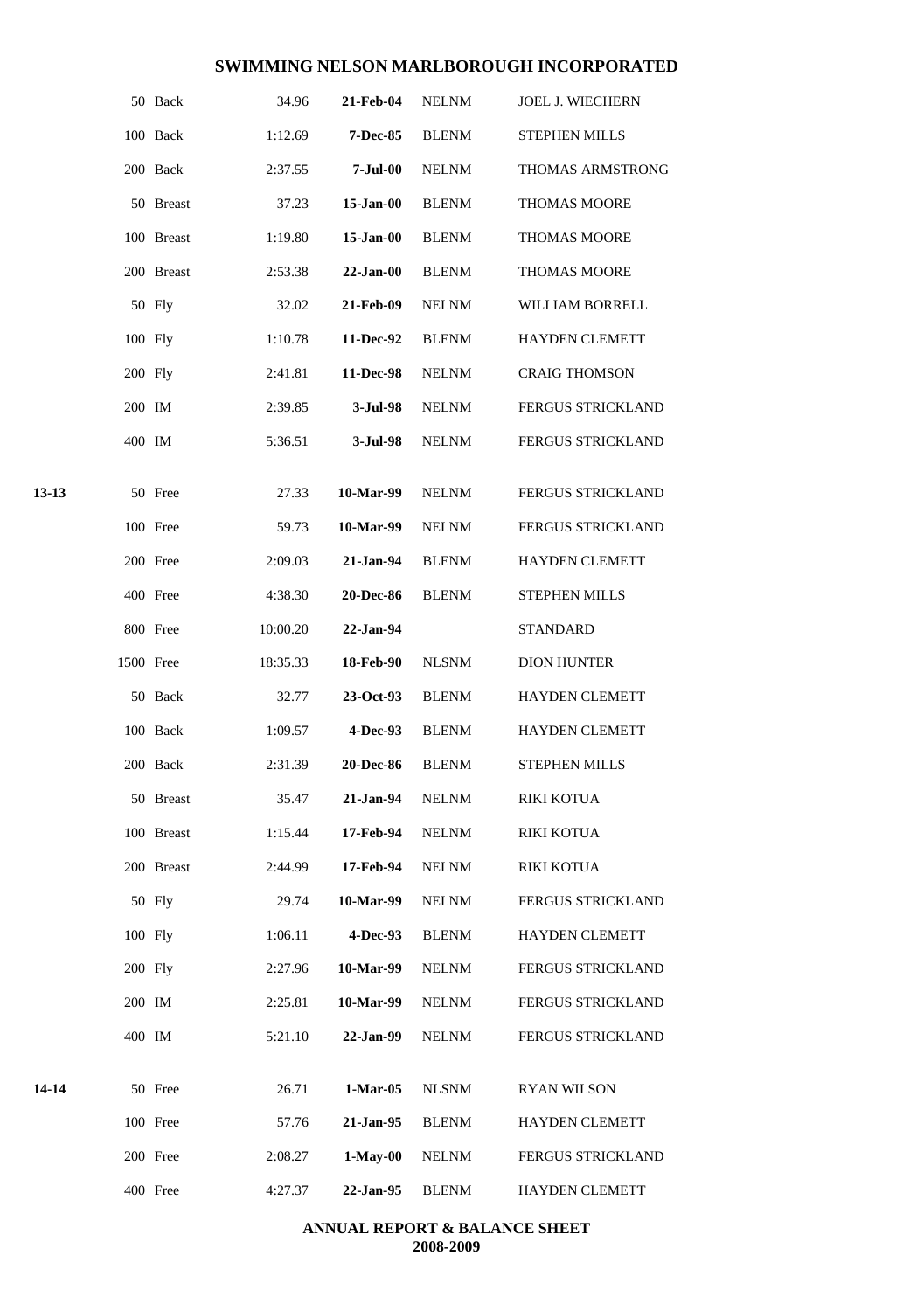## SWIMMING NELSON MARLBOROUGH INCORPORATED

| | | | | | |
|---|---|---|---|---|---|
| | 50 Back | 34.96 | **21-Feb-04** | NELNM | JOEL J. WIECHERN |
| | 100 Back | 1:12.69 | **7-Dec-85** | BLENM | STEPHEN MILLS |
| | 200 Back | 2:37.55 | **7-Jul-00** | NELNM | THOMAS ARMSTRONG |
| | 50 Breast | 37.23 | **15-Jan-00** | BLENM | THOMAS MOORE |
| | 100 Breast | 1:19.80 | **15-Jan-00** | BLENM | THOMAS MOORE |
| | 200 Breast | 2:53.38 | **22-Jan-00** | BLENM | THOMAS MOORE |
| | 50 Fly | 32.02 | **21-Feb-09** | NELNM | WILLIAM BORRELL |
| | 100 Fly | 1:10.78 | **11-Dec-92** | BLENM | HAYDEN CLEMETT |
| | 200 Fly | 2:41.81 | **11-Dec-98** | NELNM | CRAIG THOMSON |
| | 200 IM | 2:39.85 | **3-Jul-98** | NELNM | FERGUS STRICKLAND |
| | 400 IM | 5:36.51 | **3-Jul-98** | NELNM | FERGUS STRICKLAND |
| **13-13** | 50 Free | 27.33 | **10-Mar-99** | NELNM | FERGUS STRICKLAND |
| | 100 Free | 59.73 | **10-Mar-99** | NELNM | FERGUS STRICKLAND |
| | 200 Free | 2:09.03 | **21-Jan-94** | BLENM | HAYDEN CLEMETT |
| | 400 Free | 4:38.30 | **20-Dec-86** | BLENM | STEPHEN MILLS |
| | 800 Free | 10:00.20 | **22-Jan-94** | | STANDARD |
| | 1500 Free | 18:35.33 | **18-Feb-90** | NLSNM | DION HUNTER |
| | 50 Back | 32.77 | **23-Oct-93** | BLENM | HAYDEN CLEMETT |
| | 100 Back | 1:09.57 | **4-Dec-93** | BLENM | HAYDEN CLEMETT |
| | 200 Back | 2:31.39 | **20-Dec-86** | BLENM | STEPHEN MILLS |
| | 50 Breast | 35.47 | **21-Jan-94** | NELNM | RIKI KOTUA |
| | 100 Breast | 1:15.44 | **17-Feb-94** | NELNM | RIKI KOTUA |
| | 200 Breast | 2:44.99 | **17-Feb-94** | NELNM | RIKI KOTUA |
| | 50 Fly | 29.74 | **10-Mar-99** | NELNM | FERGUS STRICKLAND |
| | 100 Fly | 1:06.11 | **4-Dec-93** | BLENM | HAYDEN CLEMETT |
| | 200 Fly | 2:27.96 | **10-Mar-99** | NELNM | FERGUS STRICKLAND |
| | 200 IM | 2:25.81 | **10-Mar-99** | NELNM | FERGUS STRICKLAND |
| | 400 IM | 5:21.10 | **22-Jan-99** | NELNM | FERGUS STRICKLAND |
| **14-14** | 50 Free | 26.71 | **1-Mar-05** | NLSNM | RYAN WILSON |
| | 100 Free | 57.76 | **21-Jan-95** | BLENM | HAYDEN CLEMETT |
| | 200 Free | 2:08.27 | **1-May-00** | NELNM | FERGUS STRICKLAND |
| | 400 Free | 4:27.37 | **22-Jan-95** | BLENM | HAYDEN CLEMETT |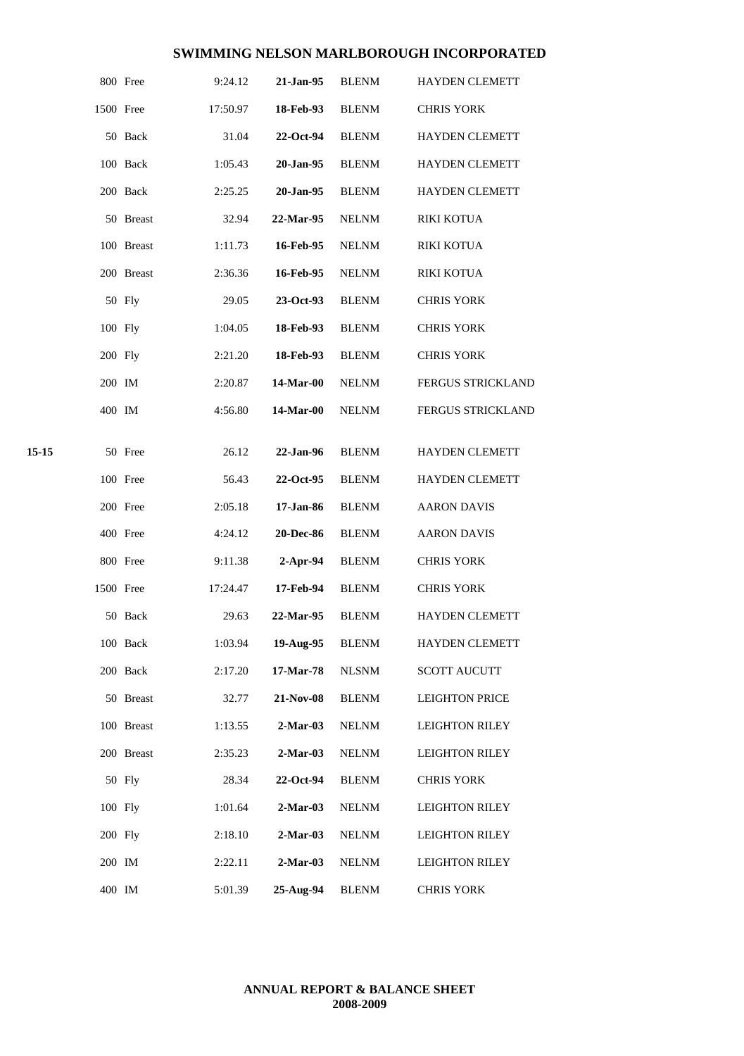| | | | | | |
|---|---|---|---|---|---|
| | 800 Free | 9:24.12 | **21-Jan-95** | BLENM | HAYDEN CLEMETT |
| | 1500 Free | 17:50.97 | **18-Feb-93** | BLENM | CHRIS YORK |
| | 50 Back | 31.04 | **22-Oct-94** | BLENM | HAYDEN CLEMETT |
| | 100 Back | 1:05.43 | **20-Jan-95** | BLENM | HAYDEN CLEMETT |
| | 200 Back | 2:25.25 | **20-Jan-95** | BLENM | HAYDEN CLEMETT |
| | 50 Breast | 32.94 | **22-Mar-95** | NELNM | RIKI KOTUA |
| | 100 Breast | 1:11.73 | **16-Feb-95** | NELNM | RIKI KOTUA |
| | 200 Breast | 2:36.36 | **16-Feb-95** | NELNM | RIKI KOTUA |
| | 50 Fly | 29.05 | **23-Oct-93** | BLENM | CHRIS YORK |
| | 100 Fly | 1:04.05 | **18-Feb-93** | BLENM | CHRIS YORK |
| | 200 Fly | 2:21.20 | **18-Feb-93** | BLENM | CHRIS YORK |
| | 200 IM | 2:20.87 | **14-Mar-00** | NELNM | FERGUS STRICKLAND |
| | 400 IM | 4:56.80 | **14-Mar-00** | NELNM | FERGUS STRICKLAND |
| **15-15** | 50 Free | 26.12 | **22-Jan-96** | BLENM | HAYDEN CLEMETT |
| | 100 Free | 56.43 | **22-Oct-95** | BLENM | HAYDEN CLEMETT |
| | 200 Free | 2:05.18 | **17-Jan-86** | BLENM | AARON DAVIS |
| | 400 Free | 4:24.12 | **20-Dec-86** | BLENM | AARON DAVIS |
| | 800 Free | 9:11.38 | **2-Apr-94** | BLENM | CHRIS YORK |
| | 1500 Free | 17:24.47 | **17-Feb-94** | BLENM | CHRIS YORK |
| | 50 Back | 29.63 | **22-Mar-95** | BLENM | HAYDEN CLEMETT |
| | 100 Back | 1:03.94 | **19-Aug-95** | BLENM | HAYDEN CLEMETT |
| | 200 Back | 2:17.20 | **17-Mar-78** | NLSNM | SCOTT AUCUTT |
| | 50 Breast | 32.77 | **21-Nov-08** | BLENM | LEIGHTON PRICE |
| | 100 Breast | 1:13.55 | **2-Mar-03** | NELNM | LEIGHTON RILEY |
| | 200 Breast | 2:35.23 | **2-Mar-03** | NELNM | LEIGHTON RILEY |
| | 50 Fly | 28.34 | **22-Oct-94** | BLENM | CHRIS YORK |
| | 100 Fly | 1:01.64 | **2-Mar-03** | NELNM | LEIGHTON RILEY |
| | 200 Fly | 2:18.10 | **2-Mar-03** | NELNM | LEIGHTON RILEY |
| | 200 IM | 2:22.11 | **2-Mar-03** | NELNM | LEIGHTON RILEY |
| | 400 IM | 5:01.39 | **25-Aug-94** | BLENM | CHRIS YORK |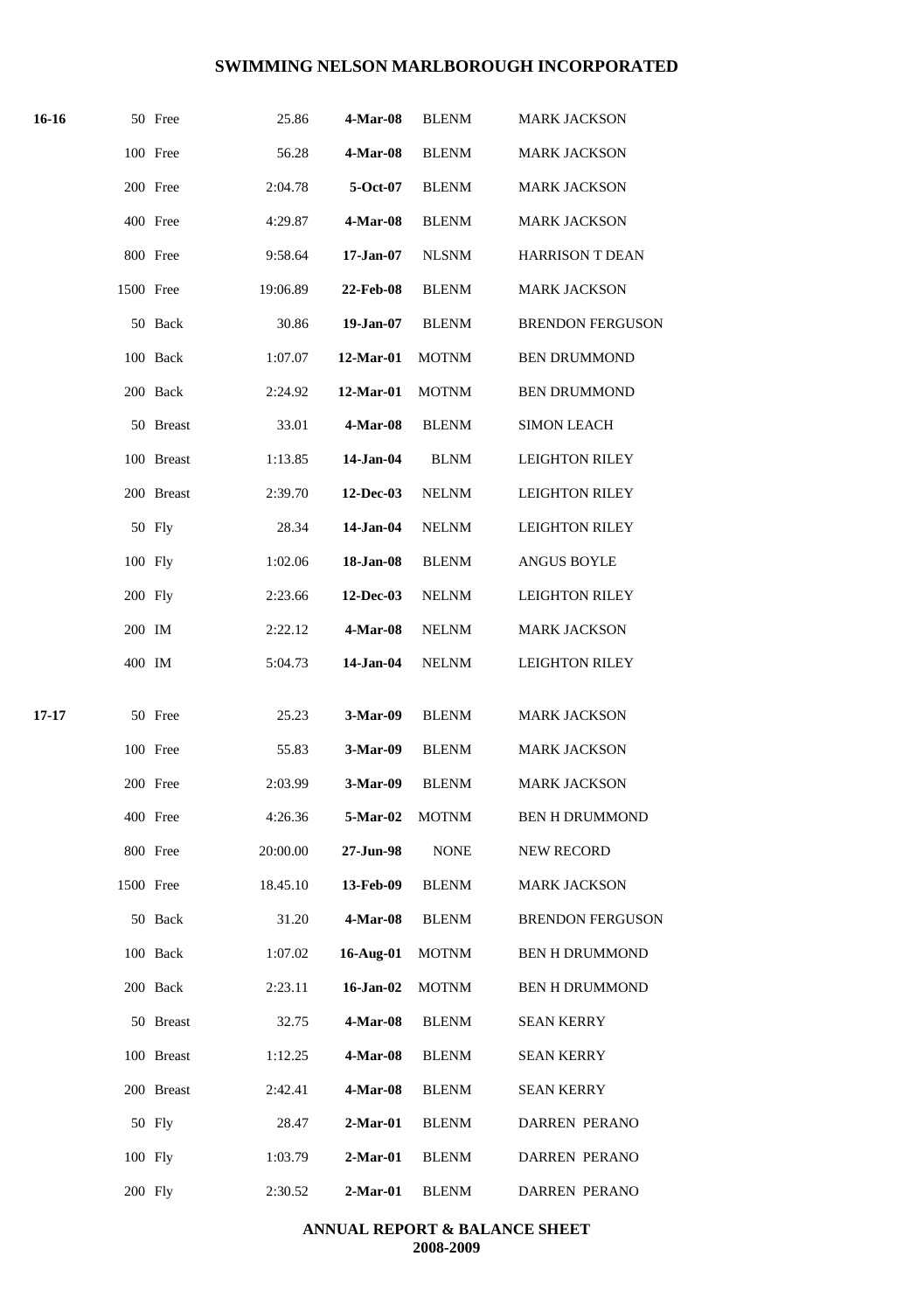# SWIMMING NELSON MARLBOROUGH INCORPORATED

| | | | | | | |
|---|---|---|---|---|---|---|
| **16-16** | 50 | Free | 25.86 | **4-Mar-08** | BLENM | MARK JACKSON |
| | 100 | Free | 56.28 | **4-Mar-08** | BLENM | MARK JACKSON |
| | 200 | Free | 2:04.78 | **5-Oct-07** | BLENM | MARK JACKSON |
| | 400 | Free | 4:29.87 | **4-Mar-08** | BLENM | MARK JACKSON |
| | 800 | Free | 9:58.64 | **17-Jan-07** | NLSNM | HARRISON T DEAN |
| | 1500 | Free | 19:06.89 | **22-Feb-08** | BLENM | MARK JACKSON |
| | 50 | Back | 30.86 | **19-Jan-07** | BLENM | BRENDON FERGUSON |
| | 100 | Back | 1:07.07 | **12-Mar-01** | MOTNM | BEN DRUMMOND |
| | 200 | Back | 2:24.92 | **12-Mar-01** | MOTNM | BEN DRUMMOND |
| | 50 | Breast | 33.01 | **4-Mar-08** | BLENM | SIMON LEACH |
| | 100 | Breast | 1:13.85 | **14-Jan-04** | BLNM | LEIGHTON RILEY |
| | 200 | Breast | 2:39.70 | **12-Dec-03** | NELNM | LEIGHTON RILEY |
| | 50 | Fly | 28.34 | **14-Jan-04** | NELNM | LEIGHTON RILEY |
| | 100 | Fly | 1:02.06 | **18-Jan-08** | BLENM | ANGUS BOYLE |
| | 200 | Fly | 2:23.66 | **12-Dec-03** | NELNM | LEIGHTON RILEY |
| | 200 | IM | 2:22.12 | **4-Mar-08** | NELNM | MARK JACKSON |
| | 400 | IM | 5:04.73 | **14-Jan-04** | NELNM | LEIGHTON RILEY |
| **17-17** | 50 | Free | 25.23 | **3-Mar-09** | BLENM | MARK JACKSON |
| | 100 | Free | 55.83 | **3-Mar-09** | BLENM | MARK JACKSON |
| | 200 | Free | 2:03.99 | **3-Mar-09** | BLENM | MARK JACKSON |
| | 400 | Free | 4:26.36 | **5-Mar-02** | MOTNM | BEN H DRUMMOND |
| | 800 | Free | 20:00.00 | **27-Jun-98** | NONE | NEW RECORD |
| | 1500 | Free | 18.45.10 | **13-Feb-09** | BLENM | MARK JACKSON |
| | 50 | Back | 31.20 | **4-Mar-08** | BLENM | BRENDON FERGUSON |
| | 100 | Back | 1:07.02 | **16-Aug-01** | MOTNM | BEN H DRUMMOND |
| | 200 | Back | 2:23.11 | **16-Jan-02** | MOTNM | BEN H DRUMMOND |
| | 50 | Breast | 32.75 | **4-Mar-08** | BLENM | SEAN KERRY |
| | 100 | Breast | 1:12.25 | **4-Mar-08** | BLENM | SEAN KERRY |
| | 200 | Breast | 2:42.41 | **4-Mar-08** | BLENM | SEAN KERRY |
| | 50 | Fly | 28.47 | **2-Mar-01** | BLENM | DARREN PERANO |
| | 100 | Fly | 1:03.79 | **2-Mar-01** | BLENM | DARREN PERANO |
| | 200 | Fly | 2:30.52 | **2-Mar-01** | BLENM | DARREN PERANO |

**ANNUAL REPORT & BALANCE SHEET**
**2008-2009**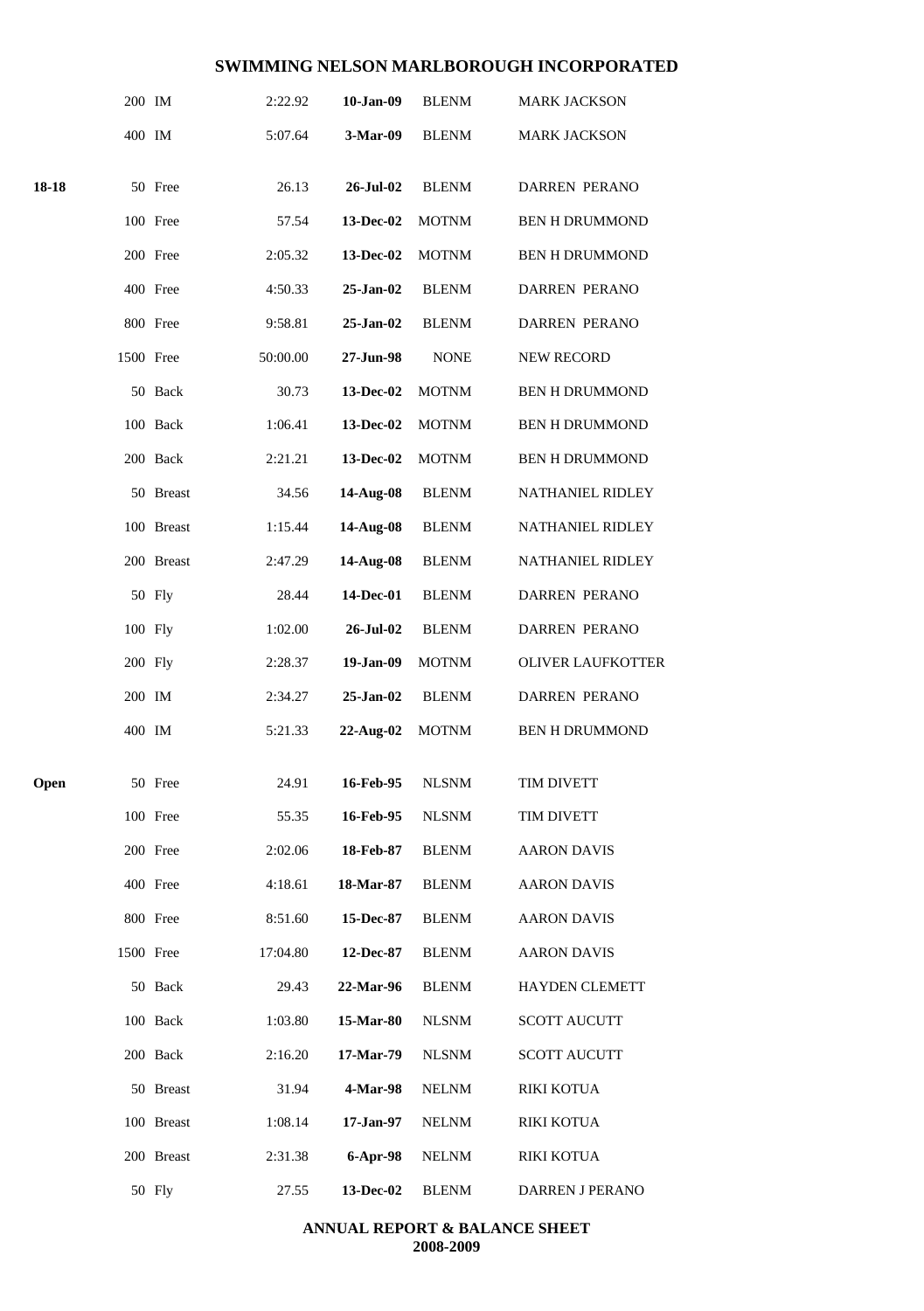# SWIMMING NELSON MARLBOROUGH INCORPORATED

| | | | | | |
|---|---|---|---|---|---|
| | 200 IM | 2:22.92 | **10-Jan-09** | BLENM | MARK JACKSON |
| | 400 IM | 5:07.64 | **3-Mar-09** | BLENM | MARK JACKSON |
| **18-18** | 50 Free | 26.13 | **26-Jul-02** | BLENM | DARREN PERANO |
| | 100 Free | 57.54 | **13-Dec-02** | MOTNM | BEN H DRUMMOND |
| | 200 Free | 2:05.32 | **13-Dec-02** | MOTNM | BEN H DRUMMOND |
| | 400 Free | 4:50.33 | **25-Jan-02** | BLENM | DARREN PERANO |
| | 800 Free | 9:58.81 | **25-Jan-02** | BLENM | DARREN PERANO |
| | 1500 Free | 50:00.00 | **27-Jun-98** | NONE | NEW RECORD |
| | 50 Back | 30.73 | **13-Dec-02** | MOTNM | BEN H DRUMMOND |
| | 100 Back | 1:06.41 | **13-Dec-02** | MOTNM | BEN H DRUMMOND |
| | 200 Back | 2:21.21 | **13-Dec-02** | MOTNM | BEN H DRUMMOND |
| | 50 Breast | 34.56 | **14-Aug-08** | BLENM | NATHANIEL RIDLEY |
| | 100 Breast | 1:15.44 | **14-Aug-08** | BLENM | NATHANIEL RIDLEY |
| | 200 Breast | 2:47.29 | **14-Aug-08** | BLENM | NATHANIEL RIDLEY |
| | 50 Fly | 28.44 | **14-Dec-01** | BLENM | DARREN PERANO |
| | 100 Fly | 1:02.00 | **26-Jul-02** | BLENM | DARREN PERANO |
| | 200 Fly | 2:28.37 | **19-Jan-09** | MOTNM | OLIVER LAUFKOTTER |
| | 200 IM | 2:34.27 | **25-Jan-02** | BLENM | DARREN PERANO |
| | 400 IM | 5:21.33 | **22-Aug-02** | MOTNM | BEN H DRUMMOND |
| **Open** | 50 Free | 24.91 | **16-Feb-95** | NLSNM | TIM DIVETT |
| | 100 Free | 55.35 | **16-Feb-95** | NLSNM | TIM DIVETT |
| | 200 Free | 2:02.06 | **18-Feb-87** | BLENM | AARON DAVIS |
| | 400 Free | 4:18.61 | **18-Mar-87** | BLENM | AARON DAVIS |
| | 800 Free | 8:51.60 | **15-Dec-87** | BLENM | AARON DAVIS |
| | 1500 Free | 17:04.80 | **12-Dec-87** | BLENM | AARON DAVIS |
| | 50 Back | 29.43 | **22-Mar-96** | BLENM | HAYDEN CLEMETT |
| | 100 Back | 1:03.80 | **15-Mar-80** | NLSNM | SCOTT AUCUTT |
| | 200 Back | 2:16.20 | **17-Mar-79** | NLSNM | SCOTT AUCUTT |
| | 50 Breast | 31.94 | **4-Mar-98** | NELNM | RIKI KOTUA |
| | 100 Breast | 1:08.14 | **17-Jan-97** | NELNM | RIKI KOTUA |
| | 200 Breast | 2:31.38 | **6-Apr-98** | NELNM | RIKI KOTUA |
| | 50 Fly | 27.55 | **13-Dec-02** | BLENM | DARREN J PERANO |

**ANNUAL REPORT & BALANCE SHEET**
**2008-2009**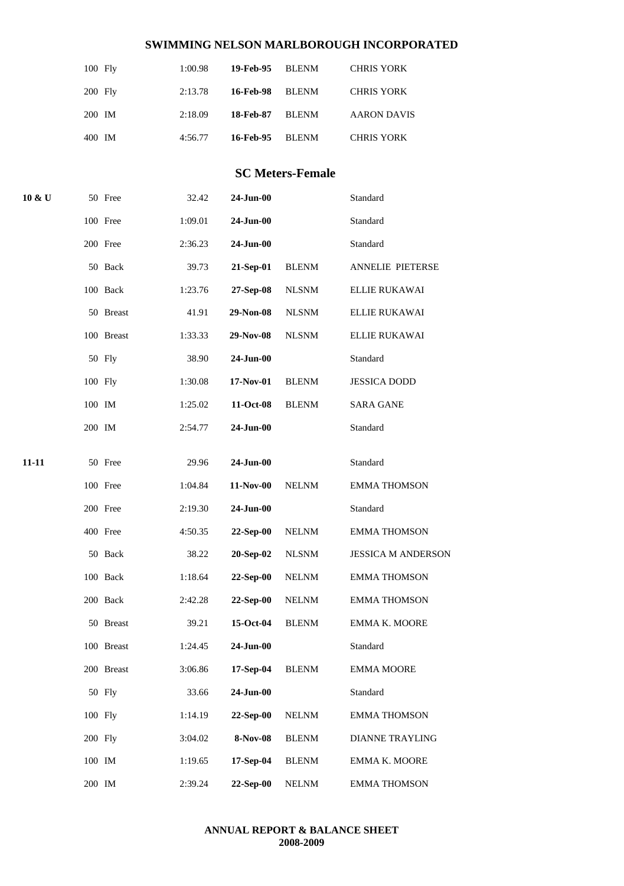# SWIMMING NELSON MARLBOROUGH INCORPORATED

| | Event | Time | Date | Club | Name |
|---|---|---|---|---|---|
| | 100 Fly | 1:00.98 | **19-Feb-95** | BLENM | CHRIS YORK |
| | 200 Fly | 2:13.78 | **16-Feb-98** | BLENM | CHRIS YORK |
| | 200 IM | 2:18.09 | **18-Feb-87** | BLENM | AARON DAVIS |
| | 400 IM | 4:56.77 | **16-Feb-95** | BLENM | CHRIS YORK |

## SC Meters-Female

| Age | Event | Time | Date | Club | Name |
|---|---|---|---|---|---|
| **10 & U** | 50 Free | 32.42 | **24-Jun-00** | | Standard |
| | 100 Free | 1:09.01 | **24-Jun-00** | | Standard |
| | 200 Free | 2:36.23 | **24-Jun-00** | | Standard |
| | 50 Back | 39.73 | **21-Sep-01** | BLENM | ANNELIE PIETERSE |
| | 100 Back | 1:23.76 | **27-Sep-08** | NLSNM | ELLIE RUKAWAI |
| | 50 Breast | 41.91 | **29-Non-08** | NLSNM | ELLIE RUKAWAI |
| | 100 Breast | 1:33.33 | **29-Nov-08** | NLSNM | ELLIE RUKAWAI |
| | 50 Fly | 38.90 | **24-Jun-00** | | Standard |
| | 100 Fly | 1:30.08 | **17-Nov-01** | BLENM | JESSICA DODD |
| | 100 IM | 1:25.02 | **11-Oct-08** | BLENM | SARA GANE |
| | 200 IM | 2:54.77 | **24-Jun-00** | | Standard |
| **11-11** | 50 Free | 29.96 | **24-Jun-00** | | Standard |
| | 100 Free | 1:04.84 | **11-Nov-00** | NELNM | EMMA THOMSON |
| | 200 Free | 2:19.30 | **24-Jun-00** | | Standard |
| | 400 Free | 4:50.35 | **22-Sep-00** | NELNM | EMMA THOMSON |
| | 50 Back | 38.22 | **20-Sep-02** | NLSNM | JESSICA M ANDERSON |
| | 100 Back | 1:18.64 | **22-Sep-00** | NELNM | EMMA THOMSON |
| | 200 Back | 2:42.28 | **22-Sep-00** | NELNM | EMMA THOMSON |
| | 50 Breast | 39.21 | **15-Oct-04** | BLENM | EMMA K. MOORE |
| | 100 Breast | 1:24.45 | **24-Jun-00** | | Standard |
| | 200 Breast | 3:06.86 | **17-Sep-04** | BLENM | EMMA MOORE |
| | 50 Fly | 33.66 | **24-Jun-00** | | Standard |
| | 100 Fly | 1:14.19 | **22-Sep-00** | NELNM | EMMA THOMSON |
| | 200 Fly | 3:04.02 | **8-Nov-08** | BLENM | DIANNE TRAYLING |
| | 100 IM | 1:19.65 | **17-Sep-04** | BLENM | EMMA K. MOORE |
| | 200 IM | 2:39.24 | **22-Sep-00** | NELNM | EMMA THOMSON |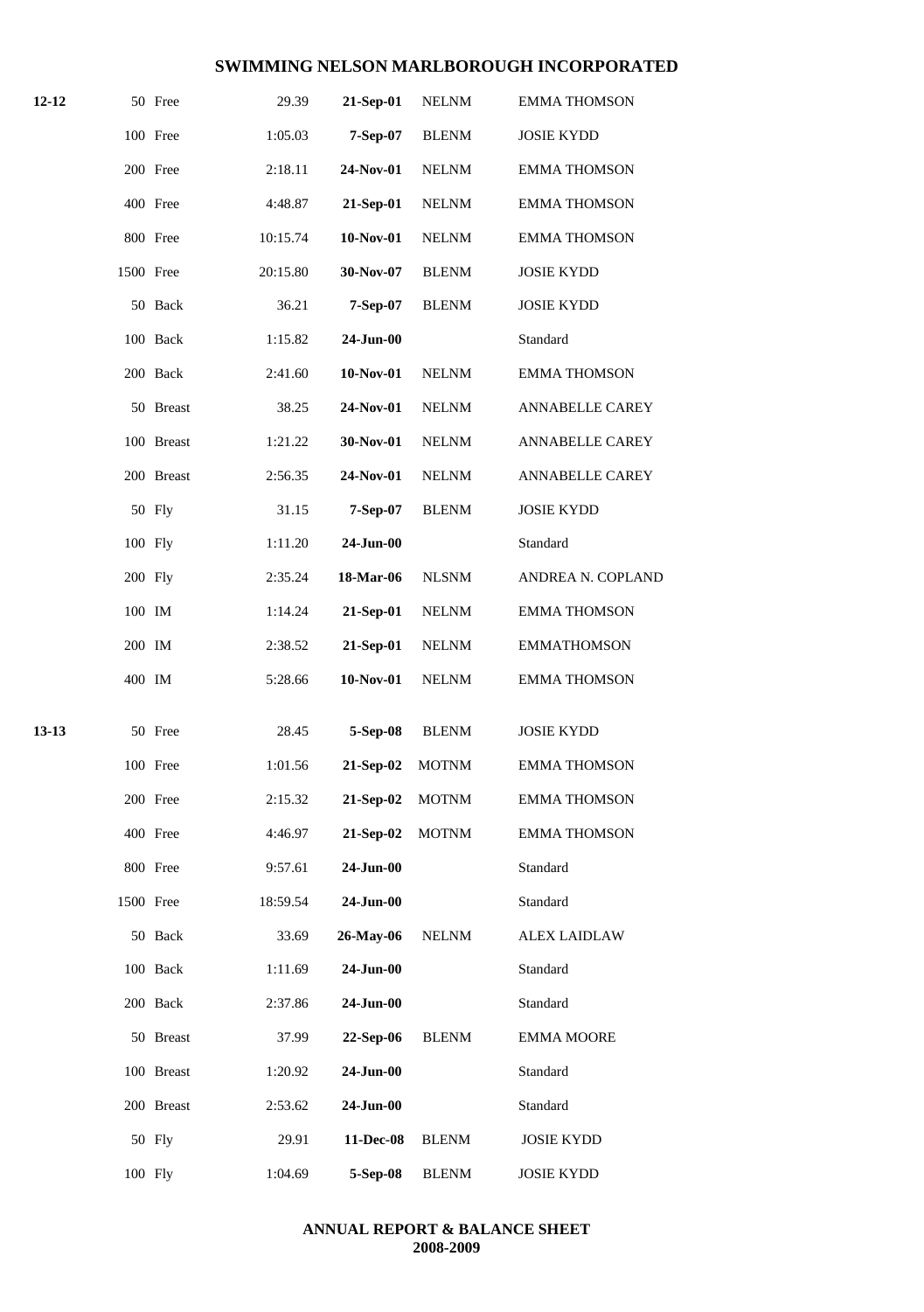# SWIMMING NELSON MARLBOROUGH INCORPORATED

| | | | | | |
|---|---|---|---|---|---|
| **12-12** | 50 Free | 29.39 | **21-Sep-01** | NELNM | EMMA THOMSON |
| | 100 Free | 1:05.03 | **7-Sep-07** | BLENM | JOSIE KYDD |
| | 200 Free | 2:18.11 | **24-Nov-01** | NELNM | EMMA THOMSON |
| | 400 Free | 4:48.87 | **21-Sep-01** | NELNM | EMMA THOMSON |
| | 800 Free | 10:15.74 | **10-Nov-01** | NELNM | EMMA THOMSON |
| | 1500 Free | 20:15.80 | **30-Nov-07** | BLENM | JOSIE KYDD |
| | 50 Back | 36.21 | **7-Sep-07** | BLENM | JOSIE KYDD |
| | 100 Back | 1:15.82 | **24-Jun-00** | | Standard |
| | 200 Back | 2:41.60 | **10-Nov-01** | NELNM | EMMA THOMSON |
| | 50 Breast | 38.25 | **24-Nov-01** | NELNM | ANNABELLE CAREY |
| | 100 Breast | 1:21.22 | **30-Nov-01** | NELNM | ANNABELLE CAREY |
| | 200 Breast | 2:56.35 | **24-Nov-01** | NELNM | ANNABELLE CAREY |
| | 50 Fly | 31.15 | **7-Sep-07** | BLENM | JOSIE KYDD |
| | 100 Fly | 1:11.20 | **24-Jun-00** | | Standard |
| | 200 Fly | 2:35.24 | **18-Mar-06** | NLSNM | ANDREA N. COPLAND |
| | 100 IM | 1:14.24 | **21-Sep-01** | NELNM | EMMA THOMSON |
| | 200 IM | 2:38.52 | **21-Sep-01** | NELNM | EMMATHOMSON |
| | 400 IM | 5:28.66 | **10-Nov-01** | NELNM | EMMA THOMSON |
| **13-13** | 50 Free | 28.45 | **5-Sep-08** | BLENM | JOSIE KYDD |
| | 100 Free | 1:01.56 | **21-Sep-02** | MOTNM | EMMA THOMSON |
| | 200 Free | 2:15.32 | **21-Sep-02** | MOTNM | EMMA THOMSON |
| | 400 Free | 4:46.97 | **21-Sep-02** | MOTNM | EMMA THOMSON |
| | 800 Free | 9:57.61 | **24-Jun-00** | | Standard |
| | 1500 Free | 18:59.54 | **24-Jun-00** | | Standard |
| | 50 Back | 33.69 | **26-May-06** | NELNM | ALEX LAIDLAW |
| | 100 Back | 1:11.69 | **24-Jun-00** | | Standard |
| | 200 Back | 2:37.86 | **24-Jun-00** | | Standard |
| | 50 Breast | 37.99 | **22-Sep-06** | BLENM | EMMA MOORE |
| | 100 Breast | 1:20.92 | **24-Jun-00** | | Standard |
| | 200 Breast | 2:53.62 | **24-Jun-00** | | Standard |
| | 50 Fly | 29.91 | **11-Dec-08** | BLENM | JOSIE KYDD |
| | 100 Fly | 1:04.69 | **5-Sep-08** | BLENM | JOSIE KYDD |

**ANNUAL REPORT & BALANCE SHEET**
**2008-2009**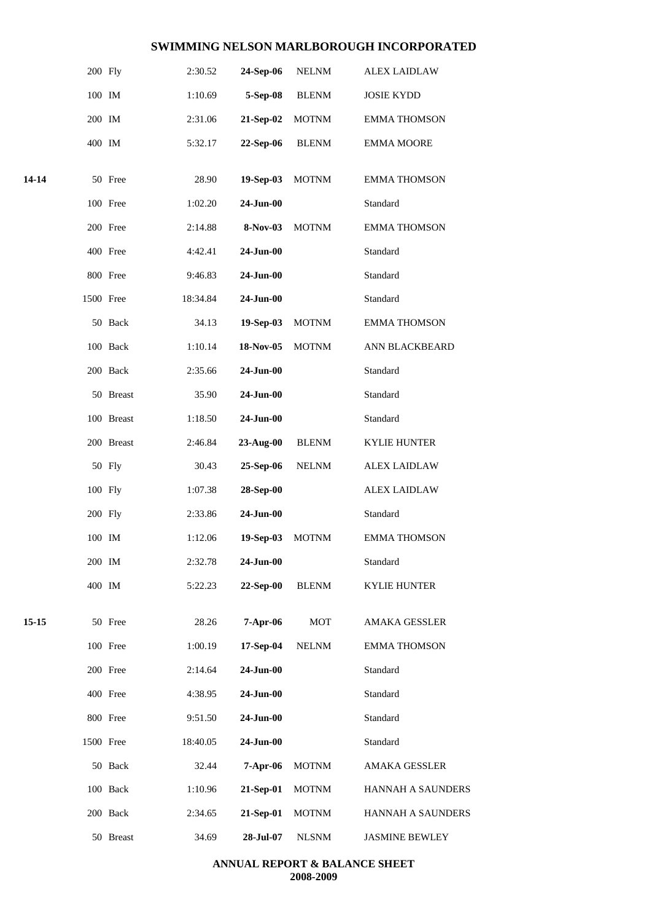| | | | | | |
|---|---|---|---|---|---|
| | 200 Fly | 2:30.52 | **24-Sep-06** | NELNM | ALEX LAIDLAW |
| | 100 IM | 1:10.69 | **5-Sep-08** | BLENM | JOSIE KYDD |
| | 200 IM | 2:31.06 | **21-Sep-02** | MOTNM | EMMA THOMSON |
| | 400 IM | 5:32.17 | **22-Sep-06** | BLENM | EMMA MOORE |
| **14-14** | 50 Free | 28.90 | **19-Sep-03** | MOTNM | EMMA THOMSON |
| | 100 Free | 1:02.20 | **24-Jun-00** | | Standard |
| | 200 Free | 2:14.88 | **8-Nov-03** | MOTNM | EMMA THOMSON |
| | 400 Free | 4:42.41 | **24-Jun-00** | | Standard |
| | 800 Free | 9:46.83 | **24-Jun-00** | | Standard |
| | 1500 Free | 18:34.84 | **24-Jun-00** | | Standard |
| | 50 Back | 34.13 | **19-Sep-03** | MOTNM | EMMA THOMSON |
| | 100 Back | 1:10.14 | **18-Nov-05** | MOTNM | ANN BLACKBEARD |
| | 200 Back | 2:35.66 | **24-Jun-00** | | Standard |
| | 50 Breast | 35.90 | **24-Jun-00** | | Standard |
| | 100 Breast | 1:18.50 | **24-Jun-00** | | Standard |
| | 200 Breast | 2:46.84 | **23-Aug-00** | BLENM | KYLIE HUNTER |
| | 50 Fly | 30.43 | **25-Sep-06** | NELNM | ALEX LAIDLAW |
| | 100 Fly | 1:07.38 | **28-Sep-00** | | ALEX LAIDLAW |
| | 200 Fly | 2:33.86 | **24-Jun-00** | | Standard |
| | 100 IM | 1:12.06 | **19-Sep-03** | MOTNM | EMMA THOMSON |
| | 200 IM | 2:32.78 | **24-Jun-00** | | Standard |
| | 400 IM | 5:22.23 | **22-Sep-00** | BLENM | KYLIE HUNTER |
| **15-15** | 50 Free | 28.26 | **7-Apr-06** | MOT | AMAKA GESSLER |
| | 100 Free | 1:00.19 | **17-Sep-04** | NELNM | EMMA THOMSON |
| | 200 Free | 2:14.64 | **24-Jun-00** | | Standard |
| | 400 Free | 4:38.95 | **24-Jun-00** | | Standard |
| | 800 Free | 9:51.50 | **24-Jun-00** | | Standard |
| | 1500 Free | 18:40.05 | **24-Jun-00** | | Standard |
| | 50 Back | 32.44 | **7-Apr-06** | MOTNM | AMAKA GESSLER |
| | 100 Back | 1:10.96 | **21-Sep-01** | MOTNM | HANNAH A SAUNDERS |
| | 200 Back | 2:34.65 | **21-Sep-01** | MOTNM | HANNAH A SAUNDERS |
| | 50 Breast | 34.69 | **28-Jul-07** | NLSNM | JASMINE BEWLEY |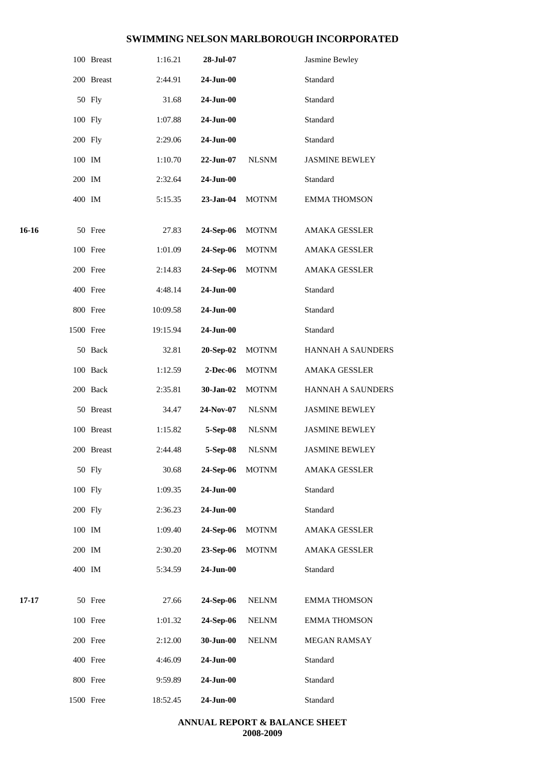| Age | Event | Time | Date | Club | Name |
|---|---|---|---|---|---|
| | 100 Breast | 1:16.21 | **28-Jul-07** | | Jasmine Bewley |
| | 200 Breast | 2:44.91 | **24-Jun-00** | | Standard |
| | 50 Fly | 31.68 | **24-Jun-00** | | Standard |
| | 100 Fly | 1:07.88 | **24-Jun-00** | | Standard |
| | 200 Fly | 2:29.06 | **24-Jun-00** | | Standard |
| | 100 IM | 1:10.70 | **22-Jun-07** | NLSNM | JASMINE BEWLEY |
| | 200 IM | 2:32.64 | **24-Jun-00** | | Standard |
| | 400 IM | 5:15.35 | **23-Jan-04** | MOTNM | EMMA THOMSON |
| **16-16** | 50 Free | 27.83 | **24-Sep-06** | MOTNM | AMAKA GESSLER |
| | 100 Free | 1:01.09 | **24-Sep-06** | MOTNM | AMAKA GESSLER |
| | 200 Free | 2:14.83 | **24-Sep-06** | MOTNM | AMAKA GESSLER |
| | 400 Free | 4:48.14 | **24-Jun-00** | | Standard |
| | 800 Free | 10:09.58 | **24-Jun-00** | | Standard |
| | 1500 Free | 19:15.94 | **24-Jun-00** | | Standard |
| | 50 Back | 32.81 | **20-Sep-02** | MOTNM | HANNAH A SAUNDERS |
| | 100 Back | 1:12.59 | **2-Dec-06** | MOTNM | AMAKA GESSLER |
| | 200 Back | 2:35.81 | **30-Jan-02** | MOTNM | HANNAH A SAUNDERS |
| | 50 Breast | 34.47 | **24-Nov-07** | NLSNM | JASMINE BEWLEY |
| | 100 Breast | 1:15.82 | **5-Sep-08** | NLSNM | JASMINE BEWLEY |
| | 200 Breast | 2:44.48 | **5-Sep-08** | NLSNM | JASMINE BEWLEY |
| | 50 Fly | 30.68 | **24-Sep-06** | MOTNM | AMAKA GESSLER |
| | 100 Fly | 1:09.35 | **24-Jun-00** | | Standard |
| | 200 Fly | 2:36.23 | **24-Jun-00** | | Standard |
| | 100 IM | 1:09.40 | **24-Sep-06** | MOTNM | AMAKA GESSLER |
| | 200 IM | 2:30.20 | **23-Sep-06** | MOTNM | AMAKA GESSLER |
| | 400 IM | 5:34.59 | **24-Jun-00** | | Standard |
| **17-17** | 50 Free | 27.66 | **24-Sep-06** | NELNM | EMMA THOMSON |
| | 100 Free | 1:01.32 | **24-Sep-06** | NELNM | EMMA THOMSON |
| | 200 Free | 2:12.00 | **30-Jun-00** | NELNM | MEGAN RAMSAY |
| | 400 Free | 4:46.09 | **24-Jun-00** | | Standard |
| | 800 Free | 9:59.89 | **24-Jun-00** | | Standard |
| | 1500 Free | 18:52.45 | **24-Jun-00** | | Standard |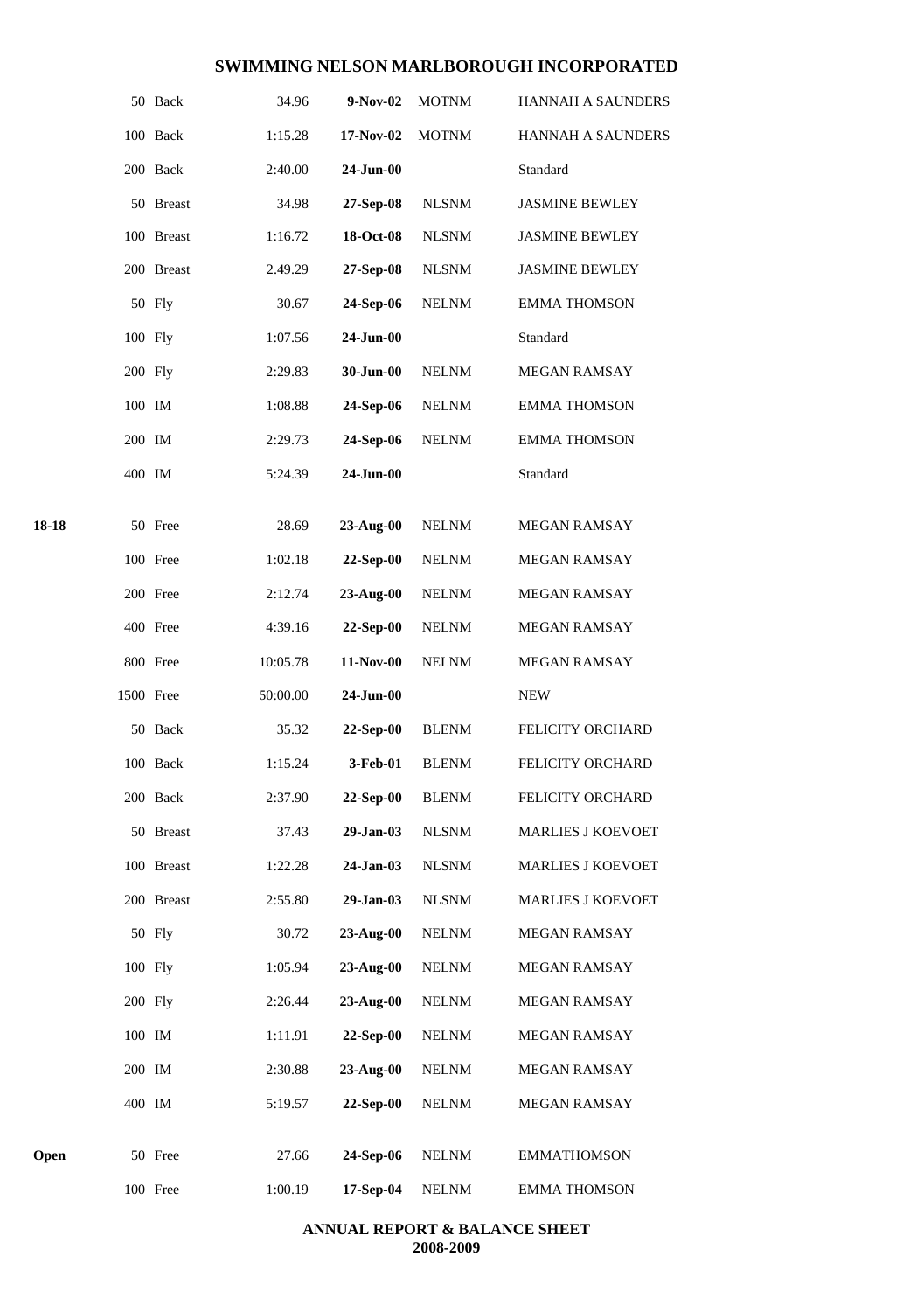| | | | | | |
|---|---|---|---|---|---|
| | 50 Back | 34.96 | **9-Nov-02** | MOTNM | HANNAH A SAUNDERS |
| | 100 Back | 1:15.28 | **17-Nov-02** | MOTNM | HANNAH A SAUNDERS |
| | 200 Back | 2:40.00 | **24-Jun-00** | | Standard |
| | 50 Breast | 34.98 | **27-Sep-08** | NLSNM | JASMINE BEWLEY |
| | 100 Breast | 1:16.72 | **18-Oct-08** | NLSNM | JASMINE BEWLEY |
| | 200 Breast | 2.49.29 | **27-Sep-08** | NLSNM | JASMINE BEWLEY |
| | 50 Fly | 30.67 | **24-Sep-06** | NELNM | EMMA THOMSON |
| | 100 Fly | 1:07.56 | **24-Jun-00** | | Standard |
| | 200 Fly | 2:29.83 | **30-Jun-00** | NELNM | MEGAN RAMSAY |
| | 100 IM | 1:08.88 | **24-Sep-06** | NELNM | EMMA THOMSON |
| | 200 IM | 2:29.73 | **24-Sep-06** | NELNM | EMMA THOMSON |
| | 400 IM | 5:24.39 | **24-Jun-00** | | Standard |
| **18-18** | 50 Free | 28.69 | **23-Aug-00** | NELNM | MEGAN RAMSAY |
| | 100 Free | 1:02.18 | **22-Sep-00** | NELNM | MEGAN RAMSAY |
| | 200 Free | 2:12.74 | **23-Aug-00** | NELNM | MEGAN RAMSAY |
| | 400 Free | 4:39.16 | **22-Sep-00** | NELNM | MEGAN RAMSAY |
| | 800 Free | 10:05.78 | **11-Nov-00** | NELNM | MEGAN RAMSAY |
| | 1500 Free | 50:00.00 | **24-Jun-00** | | NEW |
| | 50 Back | 35.32 | **22-Sep-00** | BLENM | FELICITY ORCHARD |
| | 100 Back | 1:15.24 | **3-Feb-01** | BLENM | FELICITY ORCHARD |
| | 200 Back | 2:37.90 | **22-Sep-00** | BLENM | FELICITY ORCHARD |
| | 50 Breast | 37.43 | **29-Jan-03** | NLSNM | MARLIES J KOEVOET |
| | 100 Breast | 1:22.28 | **24-Jan-03** | NLSNM | MARLIES J KOEVOET |
| | 200 Breast | 2:55.80 | **29-Jan-03** | NLSNM | MARLIES J KOEVOET |
| | 50 Fly | 30.72 | **23-Aug-00** | NELNM | MEGAN RAMSAY |
| | 100 Fly | 1:05.94 | **23-Aug-00** | NELNM | MEGAN RAMSAY |
| | 200 Fly | 2:26.44 | **23-Aug-00** | NELNM | MEGAN RAMSAY |
| | 100 IM | 1:11.91 | **22-Sep-00** | NELNM | MEGAN RAMSAY |
| | 200 IM | 2:30.88 | **23-Aug-00** | NELNM | MEGAN RAMSAY |
| | 400 IM | 5:19.57 | **22-Sep-00** | NELNM | MEGAN RAMSAY |
| **Open** | 50 Free | 27.66 | **24-Sep-06** | NELNM | EMMATHOMSON |
| | 100 Free | 1:00.19 | **17-Sep-04** | NELNM | EMMA THOMSON |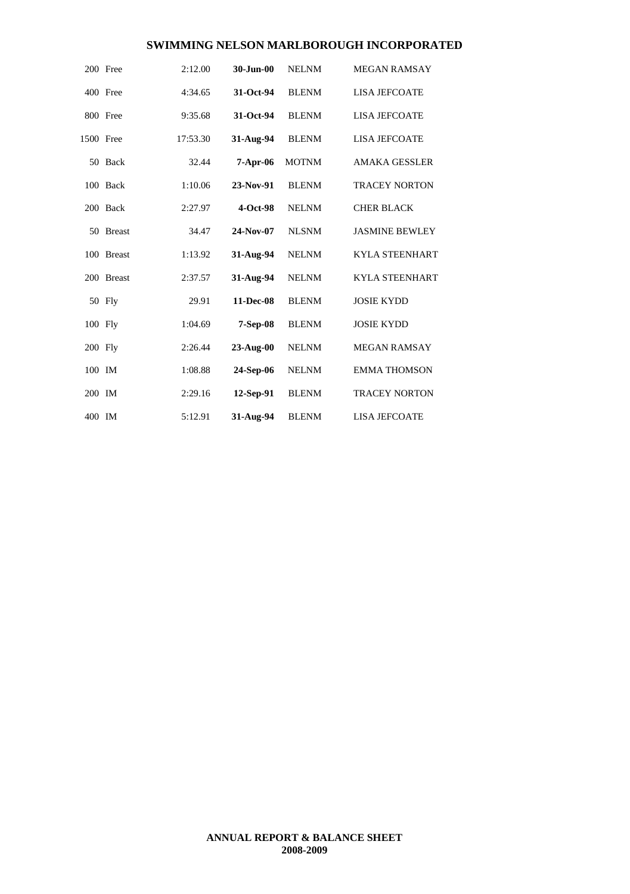| | | | | | |
|---|---|---|---|---|---|
| 200 | Free | 2:12.00 | **30-Jun-00** | NELNM | MEGAN RAMSAY |
| 400 | Free | 4:34.65 | **31-Oct-94** | BLENM | LISA JEFCOATE |
| 800 | Free | 9:35.68 | **31-Oct-94** | BLENM | LISA JEFCOATE |
| 1500 | Free | 17:53.30 | **31-Aug-94** | BLENM | LISA JEFCOATE |
| 50 | Back | 32.44 | **7-Apr-06** | MOTNM | AMAKA GESSLER |
| 100 | Back | 1:10.06 | **23-Nov-91** | BLENM | TRACEY NORTON |
| 200 | Back | 2:27.97 | **4-Oct-98** | NELNM | CHER BLACK |
| 50 | Breast | 34.47 | **24-Nov-07** | NLSNM | JASMINE BEWLEY |
| 100 | Breast | 1:13.92 | **31-Aug-94** | NELNM | KYLA STEENHART |
| 200 | Breast | 2:37.57 | **31-Aug-94** | NELNM | KYLA STEENHART |
| 50 | Fly | 29.91 | **11-Dec-08** | BLENM | JOSIE KYDD |
| 100 | Fly | 1:04.69 | **7-Sep-08** | BLENM | JOSIE KYDD |
| 200 | Fly | 2:26.44 | **23-Aug-00** | NELNM | MEGAN RAMSAY |
| 100 | IM | 1:08.88 | **24-Sep-06** | NELNM | EMMA THOMSON |
| 200 | IM | 2:29.16 | **12-Sep-91** | BLENM | TRACEY NORTON |
| 400 | IM | 5:12.91 | **31-Aug-94** | BLENM | LISA JEFCOATE |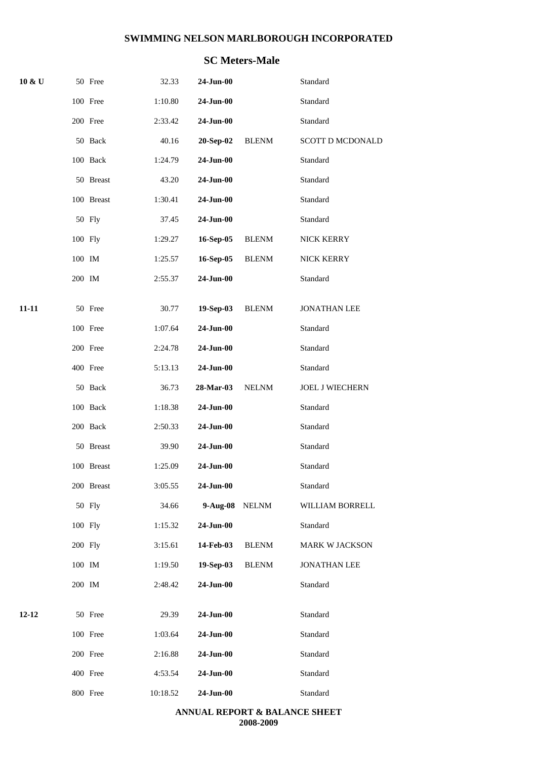## SWIMMING NELSON MARLBOROUGH INCORPORATED

### SC Meters-Male

| Age Group | Event | Time | Date | Club | Name |
|---|---|---|---|---|---|
| **10 & U** | 50 Free | 32.33 | **24-Jun-00** | | Standard |
| | 100 Free | 1:10.80 | **24-Jun-00** | | Standard |
| | 200 Free | 2:33.42 | **24-Jun-00** | | Standard |
| | 50 Back | 40.16 | **20-Sep-02** | BLENM | SCOTT D MCDONALD |
| | 100 Back | 1:24.79 | **24-Jun-00** | | Standard |
| | 50 Breast | 43.20 | **24-Jun-00** | | Standard |
| | 100 Breast | 1:30.41 | **24-Jun-00** | | Standard |
| | 50 Fly | 37.45 | **24-Jun-00** | | Standard |
| | 100 Fly | 1:29.27 | **16-Sep-05** | BLENM | NICK KERRY |
| | 100 IM | 1:25.57 | **16-Sep-05** | BLENM | NICK KERRY |
| | 200 IM | 2:55.37 | **24-Jun-00** | | Standard |
| **11-11** | 50 Free | 30.77 | **19-Sep-03** | BLENM | JONATHAN LEE |
| | 100 Free | 1:07.64 | **24-Jun-00** | | Standard |
| | 200 Free | 2:24.78 | **24-Jun-00** | | Standard |
| | 400 Free | 5:13.13 | **24-Jun-00** | | Standard |
| | 50 Back | 36.73 | **28-Mar-03** | NELNM | JOEL J WIECHERN |
| | 100 Back | 1:18.38 | **24-Jun-00** | | Standard |
| | 200 Back | 2:50.33 | **24-Jun-00** | | Standard |
| | 50 Breast | 39.90 | **24-Jun-00** | | Standard |
| | 100 Breast | 1:25.09 | **24-Jun-00** | | Standard |
| | 200 Breast | 3:05.55 | **24-Jun-00** | | Standard |
| | 50 Fly | 34.66 | **9-Aug-08** | NELNM | WILLIAM BORRELL |
| | 100 Fly | 1:15.32 | **24-Jun-00** | | Standard |
| | 200 Fly | 3:15.61 | **14-Feb-03** | BLENM | MARK W JACKSON |
| | 100 IM | 1:19.50 | **19-Sep-03** | BLENM | JONATHAN LEE |
| | 200 IM | 2:48.42 | **24-Jun-00** | | Standard |
| **12-12** | 50 Free | 29.39 | **24-Jun-00** | | Standard |
| | 100 Free | 1:03.64 | **24-Jun-00** | | Standard |
| | 200 Free | 2:16.88 | **24-Jun-00** | | Standard |
| | 400 Free | 4:53.54 | **24-Jun-00** | | Standard |
| | 800 Free | 10:18.52 | **24-Jun-00** | | Standard |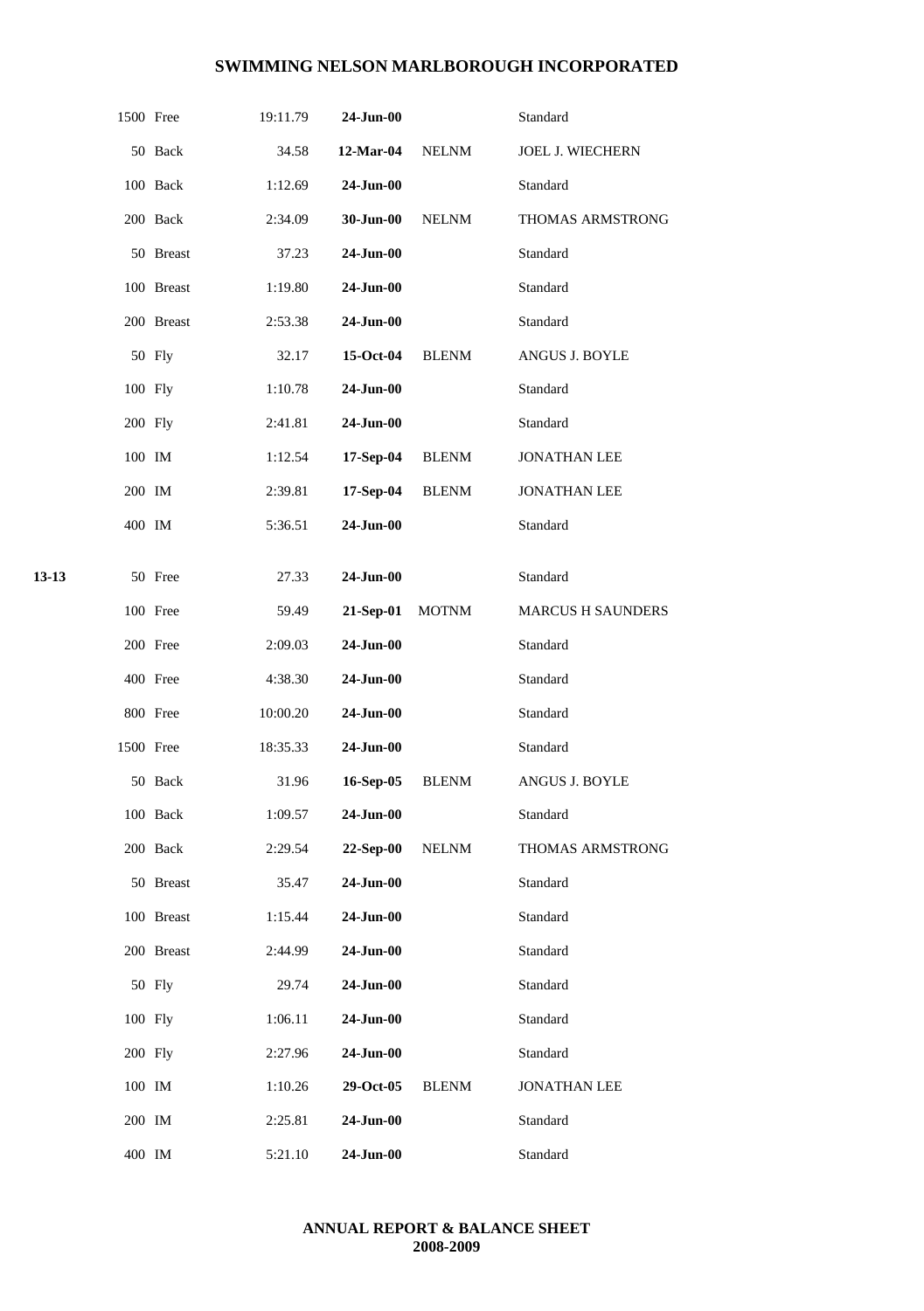# SWIMMING NELSON MARLBOROUGH INCORPORATED

| Age | Event | Time | Date | Club | Name |
|---|---|---|---|---|---|
| | 1500 Free | 19:11.79 | **24-Jun-00** | | Standard |
| | 50 Back | 34.58 | **12-Mar-04** | NELNM | JOEL J. WIECHERN |
| | 100 Back | 1:12.69 | **24-Jun-00** | | Standard |
| | 200 Back | 2:34.09 | **30-Jun-00** | NELNM | THOMAS ARMSTRONG |
| | 50 Breast | 37.23 | **24-Jun-00** | | Standard |
| | 100 Breast | 1:19.80 | **24-Jun-00** | | Standard |
| | 200 Breast | 2:53.38 | **24-Jun-00** | | Standard |
| | 50 Fly | 32.17 | **15-Oct-04** | BLENM | ANGUS J. BOYLE |
| | 100 Fly | 1:10.78 | **24-Jun-00** | | Standard |
| | 200 Fly | 2:41.81 | **24-Jun-00** | | Standard |
| | 100 IM | 1:12.54 | **17-Sep-04** | BLENM | JONATHAN LEE |
| | 200 IM | 2:39.81 | **17-Sep-04** | BLENM | JONATHAN LEE |
| | 400 IM | 5:36.51 | **24-Jun-00** | | Standard |
| **13-13** | 50 Free | 27.33 | **24-Jun-00** | | Standard |
| | 100 Free | 59.49 | **21-Sep-01** | MOTNM | MARCUS H SAUNDERS |
| | 200 Free | 2:09.03 | **24-Jun-00** | | Standard |
| | 400 Free | 4:38.30 | **24-Jun-00** | | Standard |
| | 800 Free | 10:00.20 | **24-Jun-00** | | Standard |
| | 1500 Free | 18:35.33 | **24-Jun-00** | | Standard |
| | 50 Back | 31.96 | **16-Sep-05** | BLENM | ANGUS J. BOYLE |
| | 100 Back | 1:09.57 | **24-Jun-00** | | Standard |
| | 200 Back | 2:29.54 | **22-Sep-00** | NELNM | THOMAS ARMSTRONG |
| | 50 Breast | 35.47 | **24-Jun-00** | | Standard |
| | 100 Breast | 1:15.44 | **24-Jun-00** | | Standard |
| | 200 Breast | 2:44.99 | **24-Jun-00** | | Standard |
| | 50 Fly | 29.74 | **24-Jun-00** | | Standard |
| | 100 Fly | 1:06.11 | **24-Jun-00** | | Standard |
| | 200 Fly | 2:27.96 | **24-Jun-00** | | Standard |
| | 100 IM | 1:10.26 | **29-Oct-05** | BLENM | JONATHAN LEE |
| | 200 IM | 2:25.81 | **24-Jun-00** | | Standard |
| | 400 IM | 5:21.10 | **24-Jun-00** | | Standard |

**ANNUAL REPORT & BALANCE SHEET**
**2008-2009**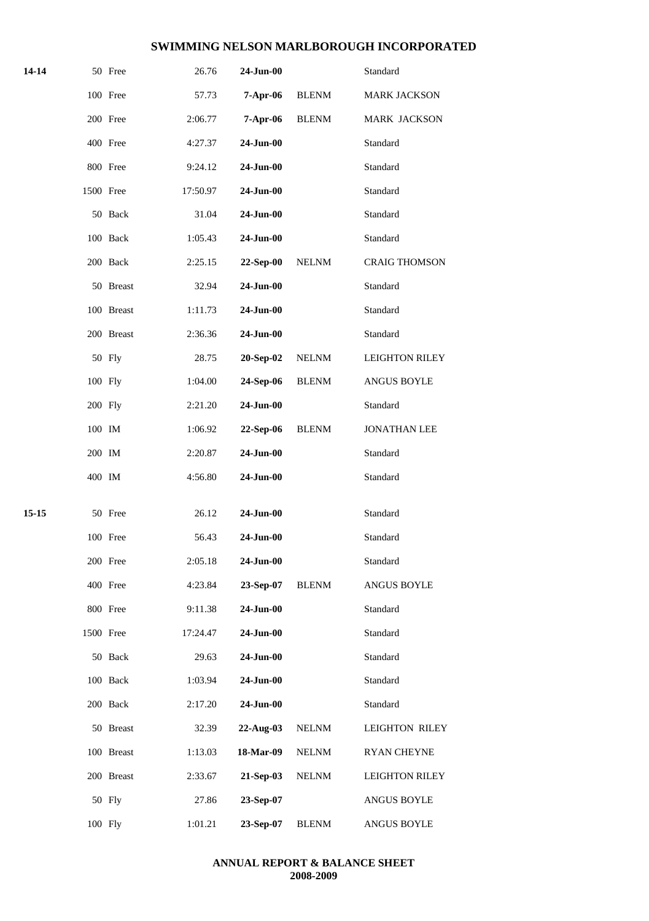| | | | | | |
|---|---|---|---|---|---|
| **14-14** | 50 Free | 26.76 | **24-Jun-00** | | Standard |
| | 100 Free | 57.73 | **7-Apr-06** | BLENM | MARK JACKSON |
| | 200 Free | 2:06.77 | **7-Apr-06** | BLENM | MARK JACKSON |
| | 400 Free | 4:27.37 | **24-Jun-00** | | Standard |
| | 800 Free | 9:24.12 | **24-Jun-00** | | Standard |
| | 1500 Free | 17:50.97 | **24-Jun-00** | | Standard |
| | 50 Back | 31.04 | **24-Jun-00** | | Standard |
| | 100 Back | 1:05.43 | **24-Jun-00** | | Standard |
| | 200 Back | 2:25.15 | **22-Sep-00** | NELNM | CRAIG THOMSON |
| | 50 Breast | 32.94 | **24-Jun-00** | | Standard |
| | 100 Breast | 1:11.73 | **24-Jun-00** | | Standard |
| | 200 Breast | 2:36.36 | **24-Jun-00** | | Standard |
| | 50 Fly | 28.75 | **20-Sep-02** | NELNM | LEIGHTON RILEY |
| | 100 Fly | 1:04.00 | **24-Sep-06** | BLENM | ANGUS BOYLE |
| | 200 Fly | 2:21.20 | **24-Jun-00** | | Standard |
| | 100 IM | 1:06.92 | **22-Sep-06** | BLENM | JONATHAN LEE |
| | 200 IM | 2:20.87 | **24-Jun-00** | | Standard |
| | 400 IM | 4:56.80 | **24-Jun-00** | | Standard |
| **15-15** | 50 Free | 26.12 | **24-Jun-00** | | Standard |
| | 100 Free | 56.43 | **24-Jun-00** | | Standard |
| | 200 Free | 2:05.18 | **24-Jun-00** | | Standard |
| | 400 Free | 4:23.84 | **23-Sep-07** | BLENM | ANGUS BOYLE |
| | 800 Free | 9:11.38 | **24-Jun-00** | | Standard |
| | 1500 Free | 17:24.47 | **24-Jun-00** | | Standard |
| | 50 Back | 29.63 | **24-Jun-00** | | Standard |
| | 100 Back | 1:03.94 | **24-Jun-00** | | Standard |
| | 200 Back | 2:17.20 | **24-Jun-00** | | Standard |
| | 50 Breast | 32.39 | **22-Aug-03** | NELNM | LEIGHTON RILEY |
| | 100 Breast | 1:13.03 | **18-Mar-09** | NELNM | RYAN CHEYNE |
| | 200 Breast | 2:33.67 | **21-Sep-03** | NELNM | LEIGHTON RILEY |
| | 50 Fly | 27.86 | **23-Sep-07** | | ANGUS BOYLE |
| | 100 Fly | 1:01.21 | **23-Sep-07** | BLENM | ANGUS BOYLE |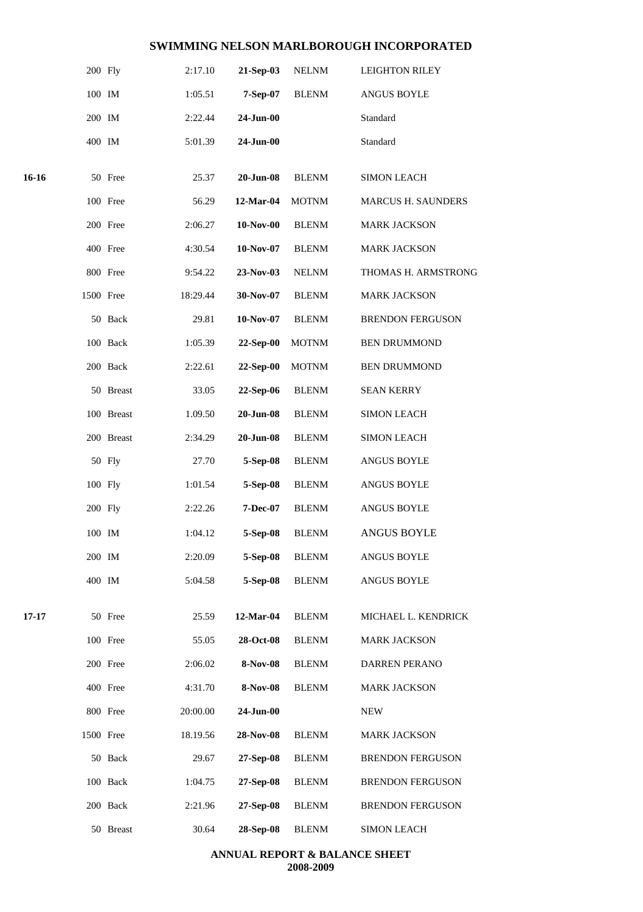| | | | | | |
|---|---|---|---|---|---|
| | 200 Fly | 2:17.10 | **21-Sep-03** | NELNM | LEIGHTON RILEY |
| | 100 IM | 1:05.51 | **7-Sep-07** | BLENM | ANGUS BOYLE |
| | 200 IM | 2:22.44 | **24-Jun-00** | | Standard |
| | 400 IM | 5:01.39 | **24-Jun-00** | | Standard |
| **16-16** | 50 Free | 25.37 | **20-Jun-08** | BLENM | SIMON LEACH |
| | 100 Free | 56.29 | **12-Mar-04** | MOTNM | MARCUS H. SAUNDERS |
| | 200 Free | 2:06.27 | **10-Nov-00** | BLENM | MARK JACKSON |
| | 400 Free | 4:30.54 | **10-Nov-07** | BLENM | MARK JACKSON |
| | 800 Free | 9:54.22 | **23-Nov-03** | NELNM | THOMAS H. ARMSTRONG |
| | 1500 Free | 18:29.44 | **30-Nov-07** | BLENM | MARK JACKSON |
| | 50 Back | 29.81 | **10-Nov-07** | BLENM | BRENDON FERGUSON |
| | 100 Back | 1:05.39 | **22-Sep-00** | MOTNM | BEN DRUMMOND |
| | 200 Back | 2:22.61 | **22-Sep-00** | MOTNM | BEN DRUMMOND |
| | 50 Breast | 33.05 | **22-Sep-06** | BLENM | SEAN KERRY |
| | 100 Breast | 1.09.50 | **20-Jun-08** | BLENM | SIMON LEACH |
| | 200 Breast | 2:34.29 | **20-Jun-08** | BLENM | SIMON LEACH |
| | 50 Fly | 27.70 | **5-Sep-08** | BLENM | ANGUS BOYLE |
| | 100 Fly | 1:01.54 | **5-Sep-08** | BLENM | ANGUS BOYLE |
| | 200 Fly | 2:22.26 | **7-Dec-07** | BLENM | ANGUS BOYLE |
| | 100 IM | 1:04.12 | **5-Sep-08** | BLENM | ANGUS BOYLE |
| | 200 IM | 2:20.09 | **5-Sep-08** | BLENM | ANGUS BOYLE |
| | 400 IM | 5:04.58 | **5-Sep-08** | BLENM | ANGUS BOYLE |
| **17-17** | 50 Free | 25.59 | **12-Mar-04** | BLENM | MICHAEL L. KENDRICK |
| | 100 Free | 55.05 | **28-Oct-08** | BLENM | MARK JACKSON |
| | 200 Free | 2:06.02 | **8-Nov-08** | BLENM | DARREN PERANO |
| | 400 Free | 4:31.70 | **8-Nov-08** | BLENM | MARK JACKSON |
| | 800 Free | 20:00.00 | **24-Jun-00** | | NEW |
| | 1500 Free | 18.19.56 | **28-Nov-08** | BLENM | MARK JACKSON |
| | 50 Back | 29.67 | **27-Sep-08** | BLENM | BRENDON FERGUSON |
| | 100 Back | 1:04.75 | **27-Sep-08** | BLENM | BRENDON FERGUSON |
| | 200 Back | 2:21.96 | **27-Sep-08** | BLENM | BRENDON FERGUSON |
| | 50 Breast | 30.64 | **28-Sep-08** | BLENM | SIMON LEACH |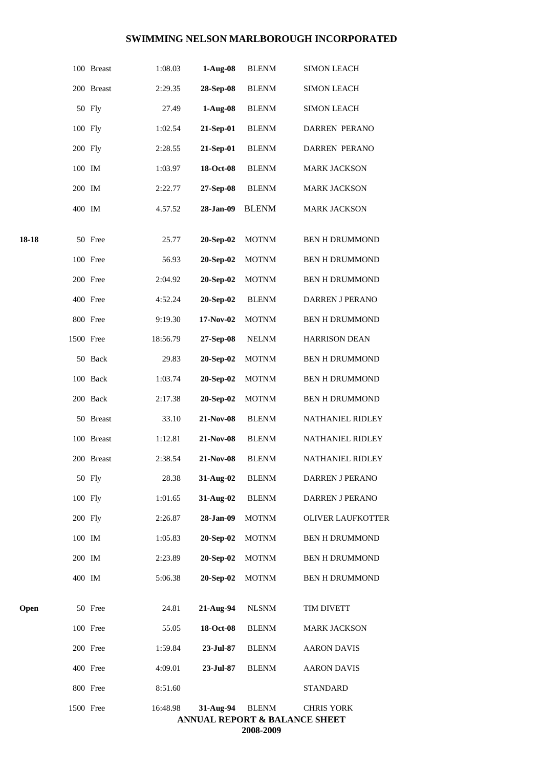# SWIMMING NELSON MARLBOROUGH INCORPORATED

| | | | | | |
|---|---|---|---|---|---|
| | 100 Breast | 1:08.03 | **1-Aug-08** | BLENM | SIMON LEACH |
| | 200 Breast | 2:29.35 | **28-Sep-08** | BLENM | SIMON LEACH |
| | 50 Fly | 27.49 | **1-Aug-08** | BLENM | SIMON LEACH |
| | 100 Fly | 1:02.54 | **21-Sep-01** | BLENM | DARREN PERANO |
| | 200 Fly | 2:28.55 | **21-Sep-01** | BLENM | DARREN PERANO |
| | 100 IM | 1:03.97 | **18-Oct-08** | BLENM | MARK JACKSON |
| | 200 IM | 2:22.77 | **27-Sep-08** | BLENM | MARK JACKSON |
| | 400 IM | 4.57.52 | **28-Jan-09** | BLENM | MARK JACKSON |
| **18-18** | 50 Free | 25.77 | **20-Sep-02** | MOTNM | BEN H DRUMMOND |
| | 100 Free | 56.93 | **20-Sep-02** | MOTNM | BEN H DRUMMOND |
| | 200 Free | 2:04.92 | **20-Sep-02** | MOTNM | BEN H DRUMMOND |
| | 400 Free | 4:52.24 | **20-Sep-02** | BLENM | DARREN J PERANO |
| | 800 Free | 9:19.30 | **17-Nov-02** | MOTNM | BEN H DRUMMOND |
| | 1500 Free | 18:56.79 | **27-Sep-08** | NELNM | HARRISON DEAN |
| | 50 Back | 29.83 | **20-Sep-02** | MOTNM | BEN H DRUMMOND |
| | 100 Back | 1:03.74 | **20-Sep-02** | MOTNM | BEN H DRUMMOND |
| | 200 Back | 2:17.38 | **20-Sep-02** | MOTNM | BEN H DRUMMOND |
| | 50 Breast | 33.10 | **21-Nov-08** | BLENM | NATHANIEL RIDLEY |
| | 100 Breast | 1:12.81 | **21-Nov-08** | BLENM | NATHANIEL RIDLEY |
| | 200 Breast | 2:38.54 | **21-Nov-08** | BLENM | NATHANIEL RIDLEY |
| | 50 Fly | 28.38 | **31-Aug-02** | BLENM | DARREN J PERANO |
| | 100 Fly | 1:01.65 | **31-Aug-02** | BLENM | DARREN J PERANO |
| | 200 Fly | 2:26.87 | **28-Jan-09** | MOTNM | OLIVER LAUFKOTTER |
| | 100 IM | 1:05.83 | **20-Sep-02** | MOTNM | BEN H DRUMMOND |
| | 200 IM | 2:23.89 | **20-Sep-02** | MOTNM | BEN H DRUMMOND |
| | 400 IM | 5:06.38 | **20-Sep-02** | MOTNM | BEN H DRUMMOND |
| **Open** | 50 Free | 24.81 | **21-Aug-94** | NLSNM | TIM DIVETT |
| | 100 Free | 55.05 | **18-Oct-08** | BLENM | MARK JACKSON |
| | 200 Free | 1:59.84 | **23-Jul-87** | BLENM | AARON DAVIS |
| | 400 Free | 4:09.01 | **23-Jul-87** | BLENM | AARON DAVIS |
| | 800 Free | 8:51.60 | | | STANDARD |
| | 1500 Free | 16:48.98 | **31-Aug-94** | BLENM | CHRIS YORK |

**ANNUAL REPORT & BALANCE SHEET**

**2008-2009**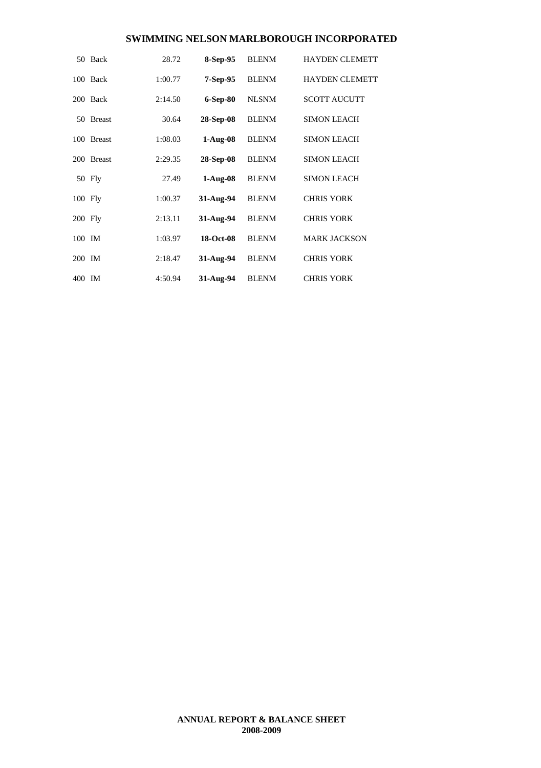## SWIMMING NELSON MARLBOROUGH INCORPORATED

| | | | | | |
|---|---|---|---|---|---|
| 50 | Back | 28.72 | **8-Sep-95** | BLENM | HAYDEN CLEMETT |
| 100 | Back | 1:00.77 | **7-Sep-95** | BLENM | HAYDEN CLEMETT |
| 200 | Back | 2:14.50 | **6-Sep-80** | NLSNM | SCOTT AUCUTT |
| 50 | Breast | 30.64 | **28-Sep-08** | BLENM | SIMON LEACH |
| 100 | Breast | 1:08.03 | **1-Aug-08** | BLENM | SIMON LEACH |
| 200 | Breast | 2:29.35 | **28-Sep-08** | BLENM | SIMON LEACH |
| 50 | Fly | 27.49 | **1-Aug-08** | BLENM | SIMON LEACH |
| 100 | Fly | 1:00.37 | **31-Aug-94** | BLENM | CHRIS YORK |
| 200 | Fly | 2:13.11 | **31-Aug-94** | BLENM | CHRIS YORK |
| 100 | IM | 1:03.97 | **18-Oct-08** | BLENM | MARK JACKSON |
| 200 | IM | 2:18.47 | **31-Aug-94** | BLENM | CHRIS YORK |
| 400 | IM | 4:50.94 | **31-Aug-94** | BLENM | CHRIS YORK |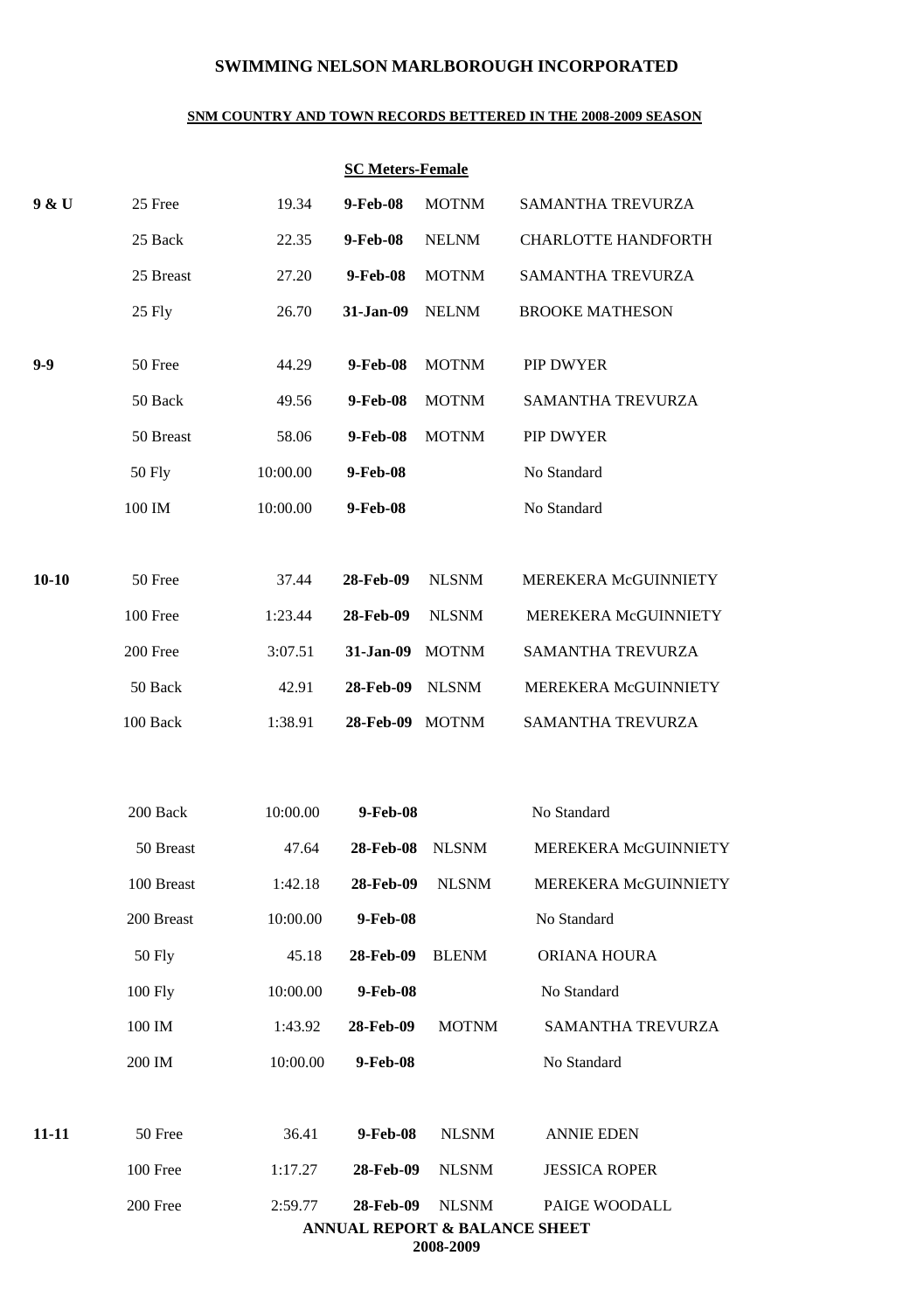# SWIMMING NELSON MARLBOROUGH INCORPORATED

**SNM COUNTRY AND TOWN RECORDS BETTERED IN THE 2008-2009 SEASON**

**SC Meters-Female**

| Age | Event | Time | Date | Club | Name |
|---|---|---|---|---|---|
| **9 & U** | 25 Free | 19.34 | **9-Feb-08** | MOTNM | SAMANTHA TREVURZA |
| | 25 Back | 22.35 | **9-Feb-08** | NELNM | CHARLOTTE HANDFORTH |
| | 25 Breast | 27.20 | **9-Feb-08** | MOTNM | SAMANTHA TREVURZA |
| | 25 Fly | 26.70 | **31-Jan-09** | NELNM | BROOKE MATHESON |
| **9-9** | 50 Free | 44.29 | **9-Feb-08** | MOTNM | PIP DWYER |
| | 50 Back | 49.56 | **9-Feb-08** | MOTNM | SAMANTHA TREVURZA |
| | 50 Breast | 58.06 | **9-Feb-08** | MOTNM | PIP DWYER |
| | 50 Fly | 10:00.00 | **9-Feb-08** | | No Standard |
| | 100 IM | 10:00.00 | **9-Feb-08** | | No Standard |
| **10-10** | 50 Free | 37.44 | **28-Feb-09** | NLSNM | MEREKERA McGUINNIETY |
| | 100 Free | 1:23.44 | **28-Feb-09** | NLSNM | MEREKERA McGUINNIETY |
| | 200 Free | 3:07.51 | **31-Jan-09** | MOTNM | SAMANTHA TREVURZA |
| | 50 Back | 42.91 | **28-Feb-09** | NLSNM | MEREKERA McGUINNIETY |
| | 100 Back | 1:38.91 | **28-Feb-09** | MOTNM | SAMANTHA TREVURZA |
| | 200 Back | 10:00.00 | **9-Feb-08** | | No Standard |
| | 50 Breast | 47.64 | **28-Feb-08** | NLSNM | MEREKERA McGUINNIETY |
| | 100 Breast | 1:42.18 | **28-Feb-09** | NLSNM | MEREKERA McGUINNIETY |
| | 200 Breast | 10:00.00 | **9-Feb-08** | | No Standard |
| | 50 Fly | 45.18 | **28-Feb-09** | BLENM | ORIANA HOURA |
| | 100 Fly | 10:00.00 | **9-Feb-08** | | No Standard |
| | 100 IM | 1:43.92 | **28-Feb-09** | MOTNM | SAMANTHA TREVURZA |
| | 200 IM | 10:00.00 | **9-Feb-08** | | No Standard |
| **11-11** | 50 Free | 36.41 | **9-Feb-08** | NLSNM | ANNIE EDEN |
| | 100 Free | 1:17.27 | **28-Feb-09** | NLSNM | JESSICA ROPER |
| | 200 Free | 2:59.77 | **28-Feb-09** | NLSNM | PAIGE WOODALL |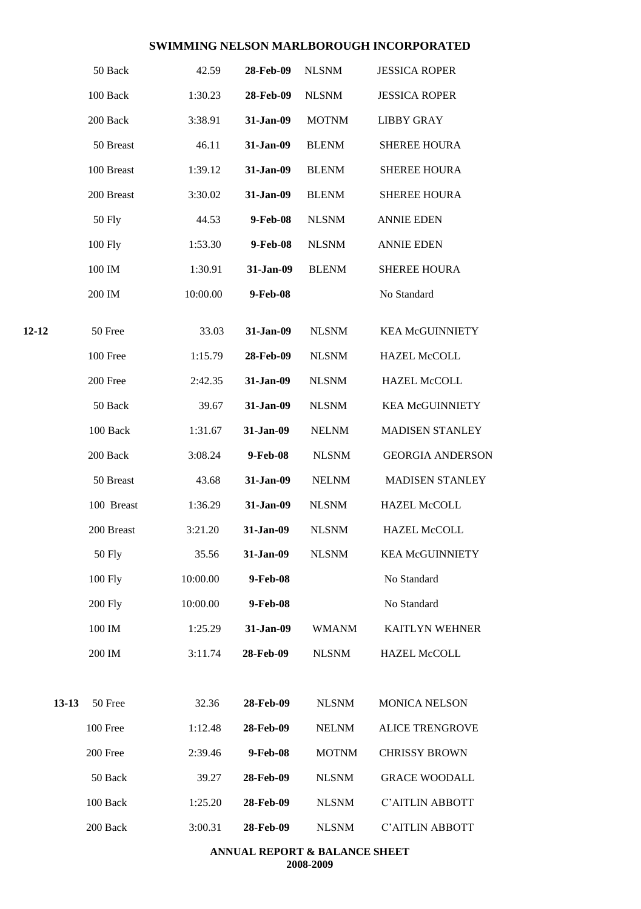# SWIMMING NELSON MARLBOROUGH INCORPORATED

| | | | | | |
|---|---|---|---|---|---|
| | 50 Back | 42.59 | **28-Feb-09** | NLSNM | JESSICA ROPER |
| | 100 Back | 1:30.23 | **28-Feb-09** | NLSNM | JESSICA ROPER |
| | 200 Back | 3:38.91 | **31-Jan-09** | MOTNM | LIBBY GRAY |
| | 50 Breast | 46.11 | **31-Jan-09** | BLENM | SHEREE HOURA |
| | 100 Breast | 1:39.12 | **31-Jan-09** | BLENM | SHEREE HOURA |
| | 200 Breast | 3:30.02 | **31-Jan-09** | BLENM | SHEREE HOURA |
| | 50 Fly | 44.53 | **9-Feb-08** | NLSNM | ANNIE EDEN |
| | 100 Fly | 1:53.30 | **9-Feb-08** | NLSNM | ANNIE EDEN |
| | 100 IM | 1:30.91 | **31-Jan-09** | BLENM | SHEREE HOURA |
| | 200 IM | 10:00.00 | **9-Feb-08** | | No Standard |
| **12-12** | 50 Free | 33.03 | **31-Jan-09** | NLSNM | KEA McGUINNIETY |
| | 100 Free | 1:15.79 | **28-Feb-09** | NLSNM | HAZEL McCOLL |
| | 200 Free | 2:42.35 | **31-Jan-09** | NLSNM | HAZEL McCOLL |
| | 50 Back | 39.67 | **31-Jan-09** | NLSNM | KEA McGUINNIETY |
| | 100 Back | 1:31.67 | **31-Jan-09** | NELNM | MADISEN STANLEY |
| | 200 Back | 3:08.24 | **9-Feb-08** | NLSNM | GEORGIA ANDERSON |
| | 50 Breast | 43.68 | **31-Jan-09** | NELNM | MADISEN STANLEY |
| | 100 Breast | 1:36.29 | **31-Jan-09** | NLSNM | HAZEL McCOLL |
| | 200 Breast | 3:21.20 | **31-Jan-09** | NLSNM | HAZEL McCOLL |
| | 50 Fly | 35.56 | **31-Jan-09** | NLSNM | KEA McGUINNIETY |
| | 100 Fly | 10:00.00 | **9-Feb-08** | | No Standard |
| | 200 Fly | 10:00.00 | **9-Feb-08** | | No Standard |
| | 100 IM | 1:25.29 | **31-Jan-09** | WMANM | KAITLYN WEHNER |
| | 200 IM | 3:11.74 | **28-Feb-09** | NLSNM | HAZEL McCOLL |
| **13-13** | 50 Free | 32.36 | **28-Feb-09** | NLSNM | MONICA NELSON |
| | 100 Free | 1:12.48 | **28-Feb-09** | NELNM | ALICE TRENGROVE |
| | 200 Free | 2:39.46 | **9-Feb-08** | MOTNM | CHRISSY BROWN |
| | 50 Back | 39.27 | **28-Feb-09** | NLSNM | GRACE WOODALL |
| | 100 Back | 1:25.20 | **28-Feb-09** | NLSNM | C'AITLIN ABBOTT |
| | 200 Back | 3:00.31 | **28-Feb-09** | NLSNM | C'AITLIN ABBOTT |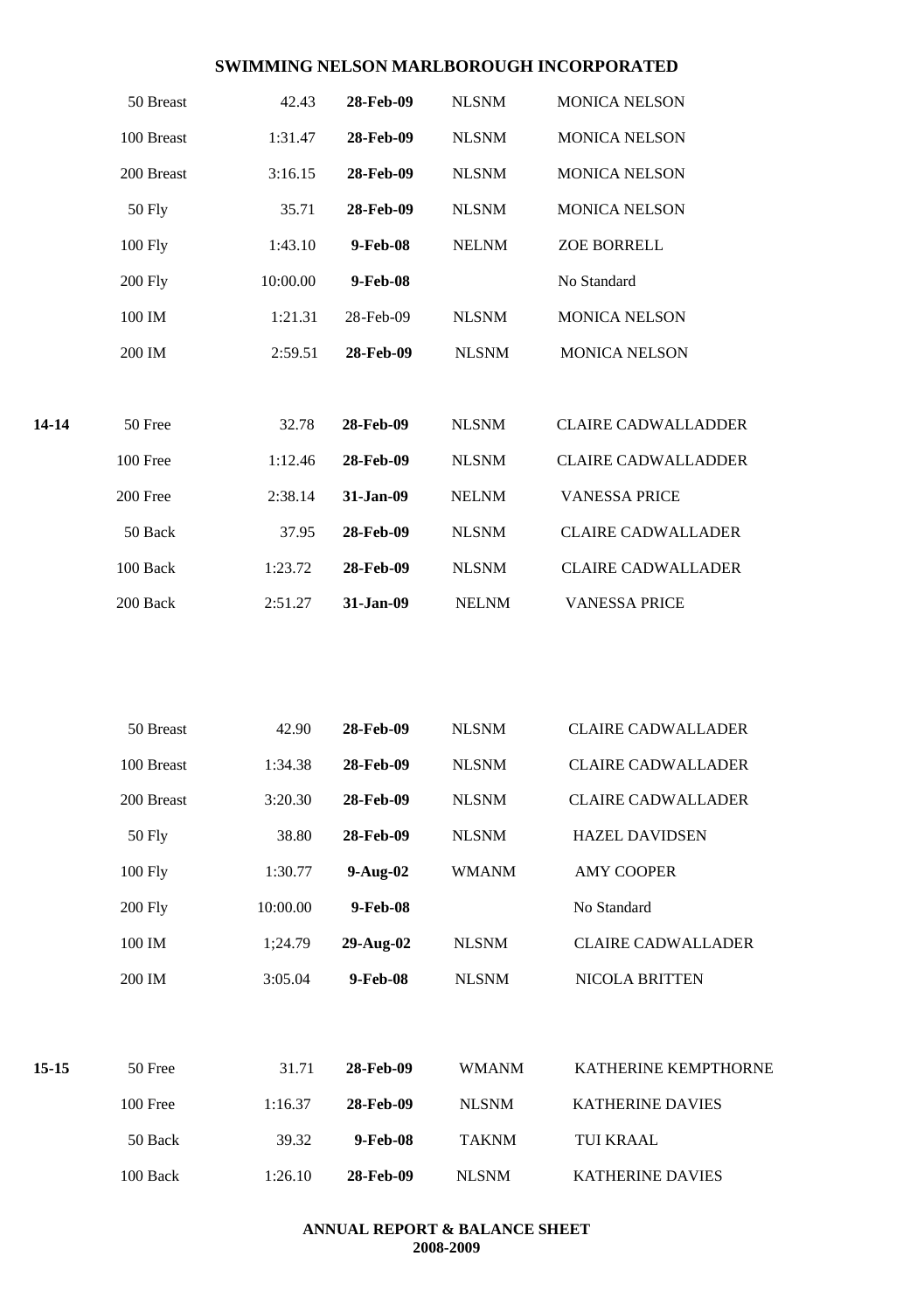# SWIMMING NELSON MARLBOROUGH INCORPORATED

| | Event | Time | Date | Club | Name |
|---|---|---|---|---|---|
| | 50 Breast | 42.43 | **28-Feb-09** | NLSNM | MONICA NELSON |
| | 100 Breast | 1:31.47 | **28-Feb-09** | NLSNM | MONICA NELSON |
| | 200 Breast | 3:16.15 | **28-Feb-09** | NLSNM | MONICA NELSON |
| | 50 Fly | 35.71 | **28-Feb-09** | NLSNM | MONICA NELSON |
| | 100 Fly | 1:43.10 | **9-Feb-08** | NELNM | ZOE BORRELL |
| | 200 Fly | 10:00.00 | **9-Feb-08** | | No Standard |
| | 100 IM | 1:21.31 | 28-Feb-09 | NLSNM | MONICA NELSON |
| | 200 IM | 2:59.51 | **28-Feb-09** | NLSNM | MONICA NELSON |
| **14-14** | 50 Free | 32.78 | **28-Feb-09** | NLSNM | CLAIRE CADWALLADDER |
| | 100 Free | 1:12.46 | **28-Feb-09** | NLSNM | CLAIRE CADWALLADDER |
| | 200 Free | 2:38.14 | **31-Jan-09** | NELNM | VANESSA PRICE |
| | 50 Back | 37.95 | **28-Feb-09** | NLSNM | CLAIRE CADWALLADER |
| | 100 Back | 1:23.72 | **28-Feb-09** | NLSNM | CLAIRE CADWALLADER |
| | 200 Back | 2:51.27 | **31-Jan-09** | NELNM | VANESSA PRICE |
| | 50 Breast | 42.90 | **28-Feb-09** | NLSNM | CLAIRE CADWALLADER |
| | 100 Breast | 1:34.38 | **28-Feb-09** | NLSNM | CLAIRE CADWALLADER |
| | 200 Breast | 3:20.30 | **28-Feb-09** | NLSNM | CLAIRE CADWALLADER |
| | 50 Fly | 38.80 | **28-Feb-09** | NLSNM | HAZEL DAVIDSEN |
| | 100 Fly | 1:30.77 | **9-Aug-02** | WMANM | AMY COOPER |
| | 200 Fly | 10:00.00 | **9-Feb-08** | | No Standard |
| | 100 IM | 1;24.79 | **29-Aug-02** | NLSNM | CLAIRE CADWALLADER |
| | 200 IM | 3:05.04 | **9-Feb-08** | NLSNM | NICOLA BRITTEN |
| **15-15** | 50 Free | 31.71 | **28-Feb-09** | WMANM | KATHERINE KEMPTHORNE |
| | 100 Free | 1:16.37 | **28-Feb-09** | NLSNM | KATHERINE DAVIES |
| | 50 Back | 39.32 | **9-Feb-08** | TAKNM | TUI KRAAL |
| | 100 Back | 1:26.10 | **28-Feb-09** | NLSNM | KATHERINE DAVIES |

**ANNUAL REPORT & BALANCE SHEET**
**2008-2009**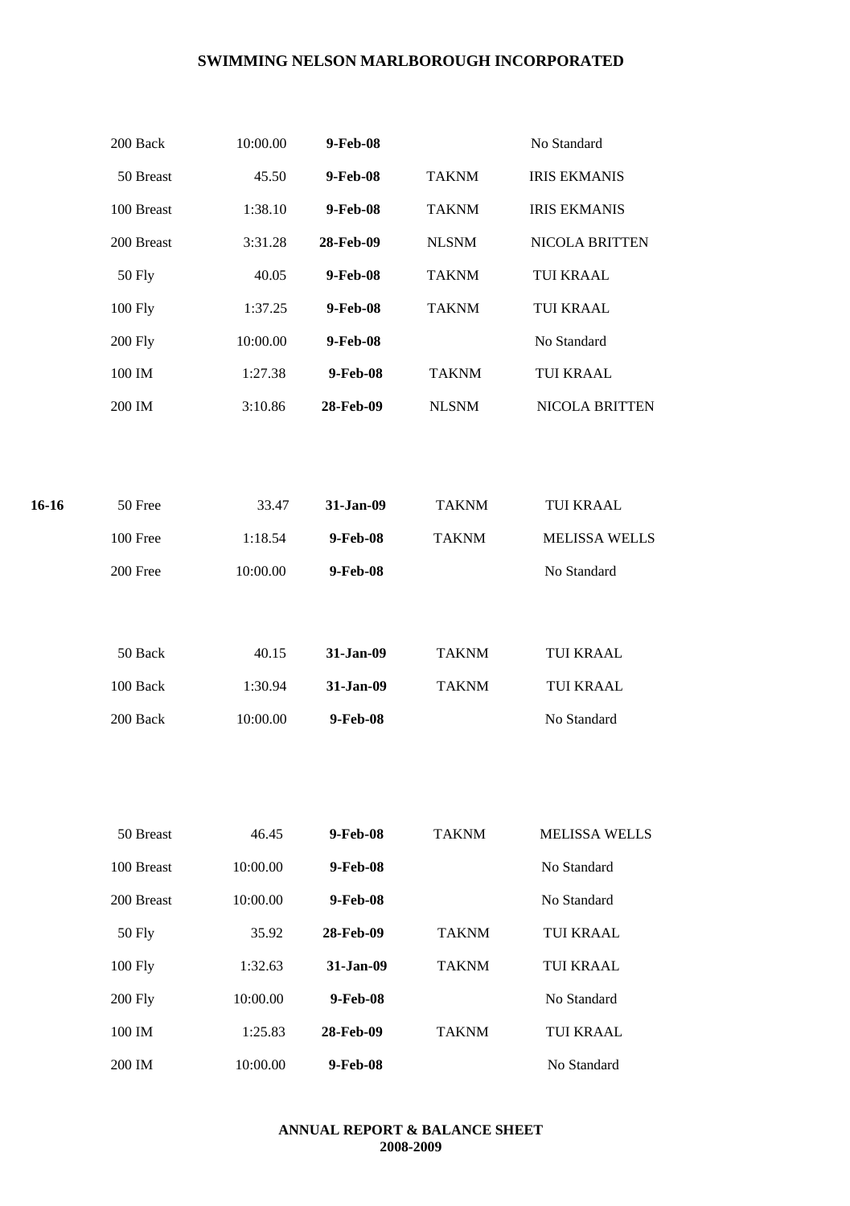## SWIMMING NELSON MARLBOROUGH INCORPORATED

| | Event | Time | Date | Club | Name |
|---|---|---|---|---|---|
| | 200 Back | 10:00.00 | **9-Feb-08** | | No Standard |
| | 50 Breast | 45.50 | **9-Feb-08** | TAKNM | IRIS EKMANIS |
| | 100 Breast | 1:38.10 | **9-Feb-08** | TAKNM | IRIS EKMANIS |
| | 200 Breast | 3:31.28 | **28-Feb-09** | NLSNM | NICOLA BRITTEN |
| | 50 Fly | 40.05 | **9-Feb-08** | TAKNM | TUI KRAAL |
| | 100 Fly | 1:37.25 | **9-Feb-08** | TAKNM | TUI KRAAL |
| | 200 Fly | 10:00.00 | **9-Feb-08** | | No Standard |
| | 100 IM | 1:27.38 | **9-Feb-08** | TAKNM | TUI KRAAL |
| | 200 IM | 3:10.86 | **28-Feb-09** | NLSNM | NICOLA BRITTEN |
| | | | | | |
| **16-16** | 50 Free | 33.47 | **31-Jan-09** | TAKNM | TUI KRAAL |
| | 100 Free | 1:18.54 | **9-Feb-08** | TAKNM | MELISSA WELLS |
| | 200 Free | 10:00.00 | **9-Feb-08** | | No Standard |
| | | | | | |
| | 50 Back | 40.15 | **31-Jan-09** | TAKNM | TUI KRAAL |
| | 100 Back | 1:30.94 | **31-Jan-09** | TAKNM | TUI KRAAL |
| | 200 Back | 10:00.00 | **9-Feb-08** | | No Standard |
| | | | | | |
| | 50 Breast | 46.45 | **9-Feb-08** | TAKNM | MELISSA WELLS |
| | 100 Breast | 10:00.00 | **9-Feb-08** | | No Standard |
| | 200 Breast | 10:00.00 | **9-Feb-08** | | No Standard |
| | 50 Fly | 35.92 | **28-Feb-09** | TAKNM | TUI KRAAL |
| | 100 Fly | 1:32.63 | **31-Jan-09** | TAKNM | TUI KRAAL |
| | 200 Fly | 10:00.00 | **9-Feb-08** | | No Standard |
| | 100 IM | 1:25.83 | **28-Feb-09** | TAKNM | TUI KRAAL |
| | 200 IM | 10:00.00 | **9-Feb-08** | | No Standard |

**ANNUAL REPORT & BALANCE SHEET 2008-2009**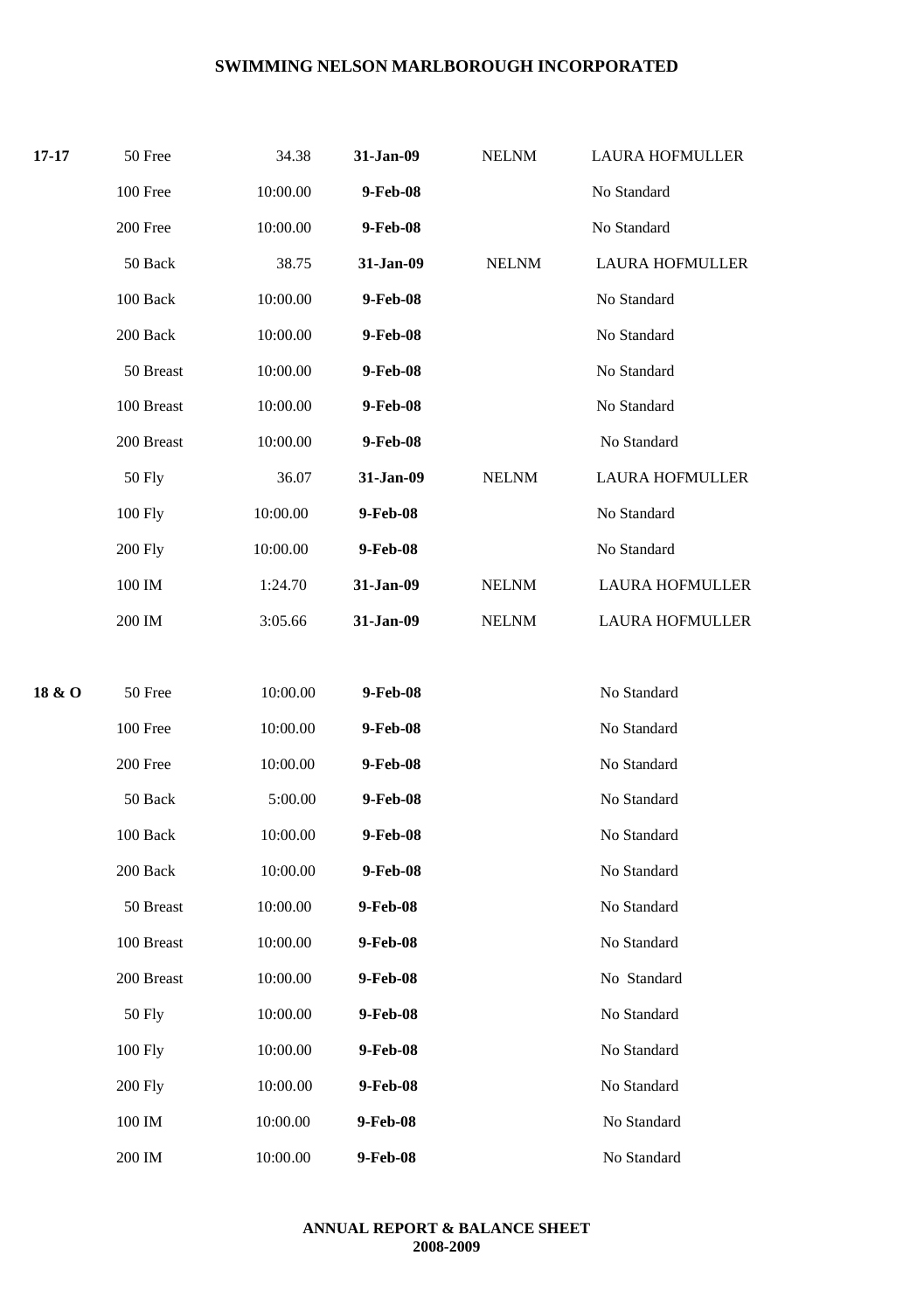**SWIMMING NELSON MARLBOROUGH INCORPORATED**

| | | | | | |
|---|---|---|---|---|---|
| **17-17** | 50 Free | 34.38 | **31-Jan-09** | NELNM | LAURA HOFMULLER |
| | 100 Free | 10:00.00 | **9-Feb-08** | | No Standard |
| | 200 Free | 10:00.00 | **9-Feb-08** | | No Standard |
| | 50 Back | 38.75 | **31-Jan-09** | NELNM | LAURA HOFMULLER |
| | 100 Back | 10:00.00 | **9-Feb-08** | | No Standard |
| | 200 Back | 10:00.00 | **9-Feb-08** | | No Standard |
| | 50 Breast | 10:00.00 | **9-Feb-08** | | No Standard |
| | 100 Breast | 10:00.00 | **9-Feb-08** | | No Standard |
| | 200 Breast | 10:00.00 | **9-Feb-08** | | No Standard |
| | 50 Fly | 36.07 | **31-Jan-09** | NELNM | LAURA HOFMULLER |
| | 100 Fly | 10:00.00 | **9-Feb-08** | | No Standard |
| | 200 Fly | 10:00.00 | **9-Feb-08** | | No Standard |
| | 100 IM | 1:24.70 | **31-Jan-09** | NELNM | LAURA HOFMULLER |
| | 200 IM | 3:05.66 | **31-Jan-09** | NELNM | LAURA HOFMULLER |
| | | | | | |
| **18 & O** | 50 Free | 10:00.00 | **9-Feb-08** | | No Standard |
| | 100 Free | 10:00.00 | **9-Feb-08** | | No Standard |
| | 200 Free | 10:00.00 | **9-Feb-08** | | No Standard |
| | 50 Back | 5:00.00 | **9-Feb-08** | | No Standard |
| | 100 Back | 10:00.00 | **9-Feb-08** | | No Standard |
| | 200 Back | 10:00.00 | **9-Feb-08** | | No Standard |
| | 50 Breast | 10:00.00 | **9-Feb-08** | | No Standard |
| | 100 Breast | 10:00.00 | **9-Feb-08** | | No Standard |
| | 200 Breast | 10:00.00 | **9-Feb-08** | | No Standard |
| | 50 Fly | 10:00.00 | **9-Feb-08** | | No Standard |
| | 100 Fly | 10:00.00 | **9-Feb-08** | | No Standard |
| | 200 Fly | 10:00.00 | **9-Feb-08** | | No Standard |
| | 100 IM | 10:00.00 | **9-Feb-08** | | No Standard |
| | 200 IM | 10:00.00 | **9-Feb-08** | | No Standard |

**ANNUAL REPORT & BALANCE SHEET**
**2008-2009**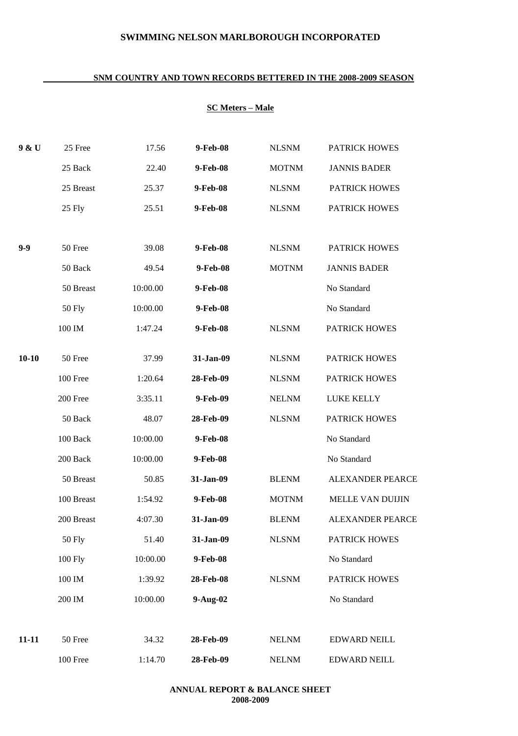**SWIMMING NELSON MARLBOROUGH INCORPORATED**

**SNM COUNTRY AND TOWN RECORDS BETTERED IN THE 2008-2009 SEASON**

**SC Meters – Male**

| | | | | | |
|---|---|---|---|---|---|
| **9 & U** | 25 Free | 17.56 | **9-Feb-08** | NLSNM | PATRICK HOWES |
| | 25 Back | 22.40 | **9-Feb-08** | MOTNM | JANNIS BADER |
| | 25 Breast | 25.37 | **9-Feb-08** | NLSNM | PATRICK HOWES |
| | 25 Fly | 25.51 | **9-Feb-08** | NLSNM | PATRICK HOWES |
| **9-9** | 50 Free | 39.08 | **9-Feb-08** | NLSNM | PATRICK HOWES |
| | 50 Back | 49.54 | **9-Feb-08** | MOTNM | JANNIS BADER |
| | 50 Breast | 10:00.00 | **9-Feb-08** | | No Standard |
| | 50 Fly | 10:00.00 | **9-Feb-08** | | No Standard |
| | 100 IM | 1:47.24 | **9-Feb-08** | NLSNM | PATRICK HOWES |
| **10-10** | 50 Free | 37.99 | **31-Jan-09** | NLSNM | PATRICK HOWES |
| | 100 Free | 1:20.64 | **28-Feb-09** | NLSNM | PATRICK HOWES |
| | 200 Free | 3:35.11 | **9-Feb-09** | NELNM | LUKE KELLY |
| | 50 Back | 48.07 | **28-Feb-09** | NLSNM | PATRICK HOWES |
| | 100 Back | 10:00.00 | **9-Feb-08** | | No Standard |
| | 200 Back | 10:00.00 | **9-Feb-08** | | No Standard |
| | 50 Breast | 50.85 | **31-Jan-09** | BLENM | ALEXANDER PEARCE |
| | 100 Breast | 1:54.92 | **9-Feb-08** | MOTNM | MELLE VAN DUIJIN |
| | 200 Breast | 4:07.30 | **31-Jan-09** | BLENM | ALEXANDER PEARCE |
| | 50 Fly | 51.40 | **31-Jan-09** | NLSNM | PATRICK HOWES |
| | 100 Fly | 10:00.00 | **9-Feb-08** | | No Standard |
| | 100 IM | 1:39.92 | **28-Feb-08** | NLSNM | PATRICK HOWES |
| | 200 IM | 10:00.00 | **9-Aug-02** | | No Standard |
| **11-11** | 50 Free | 34.32 | **28-Feb-09** | NELNM | EDWARD NEILL |
| | 100 Free | 1:14.70 | **28-Feb-09** | NELNM | EDWARD NEILL |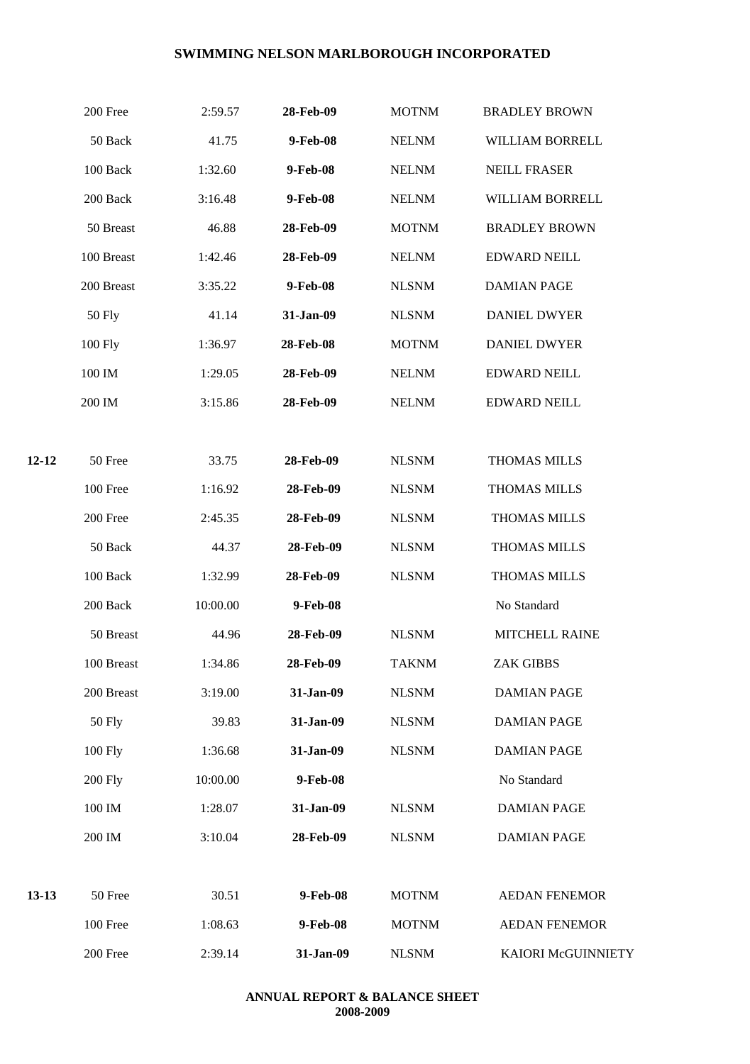## SWIMMING NELSON MARLBOROUGH INCORPORATED

| | | | | | |
|---|---|---|---|---|---|
| | 200 Free | 2:59.57 | **28-Feb-09** | MOTNM | BRADLEY BROWN |
| | 50 Back | 41.75 | **9-Feb-08** | NELNM | WILLIAM BORRELL |
| | 100 Back | 1:32.60 | **9-Feb-08** | NELNM | NEILL FRASER |
| | 200 Back | 3:16.48 | **9-Feb-08** | NELNM | WILLIAM BORRELL |
| | 50 Breast | 46.88 | **28-Feb-09** | MOTNM | BRADLEY BROWN |
| | 100 Breast | 1:42.46 | **28-Feb-09** | NELNM | EDWARD NEILL |
| | 200 Breast | 3:35.22 | **9-Feb-08** | NLSNM | DAMIAN PAGE |
| | 50 Fly | 41.14 | **31-Jan-09** | NLSNM | DANIEL DWYER |
| | 100 Fly | 1:36.97 | **28-Feb-08** | MOTNM | DANIEL DWYER |
| | 100 IM | 1:29.05 | **28-Feb-09** | NELNM | EDWARD NEILL |
| | 200 IM | 3:15.86 | **28-Feb-09** | NELNM | EDWARD NEILL |
| | | | | | |
| **12-12** | 50 Free | 33.75 | **28-Feb-09** | NLSNM | THOMAS MILLS |
| | 100 Free | 1:16.92 | **28-Feb-09** | NLSNM | THOMAS MILLS |
| | 200 Free | 2:45.35 | **28-Feb-09** | NLSNM | THOMAS MILLS |
| | 50 Back | 44.37 | **28-Feb-09** | NLSNM | THOMAS MILLS |
| | 100 Back | 1:32.99 | **28-Feb-09** | NLSNM | THOMAS MILLS |
| | 200 Back | 10:00.00 | **9-Feb-08** | | No Standard |
| | 50 Breast | 44.96 | **28-Feb-09** | NLSNM | MITCHELL RAINE |
| | 100 Breast | 1:34.86 | **28-Feb-09** | TAKNM | ZAK GIBBS |
| | 200 Breast | 3:19.00 | **31-Jan-09** | NLSNM | DAMIAN PAGE |
| | 50 Fly | 39.83 | **31-Jan-09** | NLSNM | DAMIAN PAGE |
| | 100 Fly | 1:36.68 | **31-Jan-09** | NLSNM | DAMIAN PAGE |
| | 200 Fly | 10:00.00 | **9-Feb-08** | | No Standard |
| | 100 IM | 1:28.07 | **31-Jan-09** | NLSNM | DAMIAN PAGE |
| | 200 IM | 3:10.04 | **28-Feb-09** | NLSNM | DAMIAN PAGE |
| | | | | | |
| **13-13** | 50 Free | 30.51 | **9-Feb-08** | MOTNM | AEDAN FENEMOR |
| | 100 Free | 1:08.63 | **9-Feb-08** | MOTNM | AEDAN FENEMOR |
| | 200 Free | 2:39.14 | **31-Jan-09** | NLSNM | KAIORI McGUINNIETY |

**ANNUAL REPORT & BALANCE SHEET**
**2008-2009**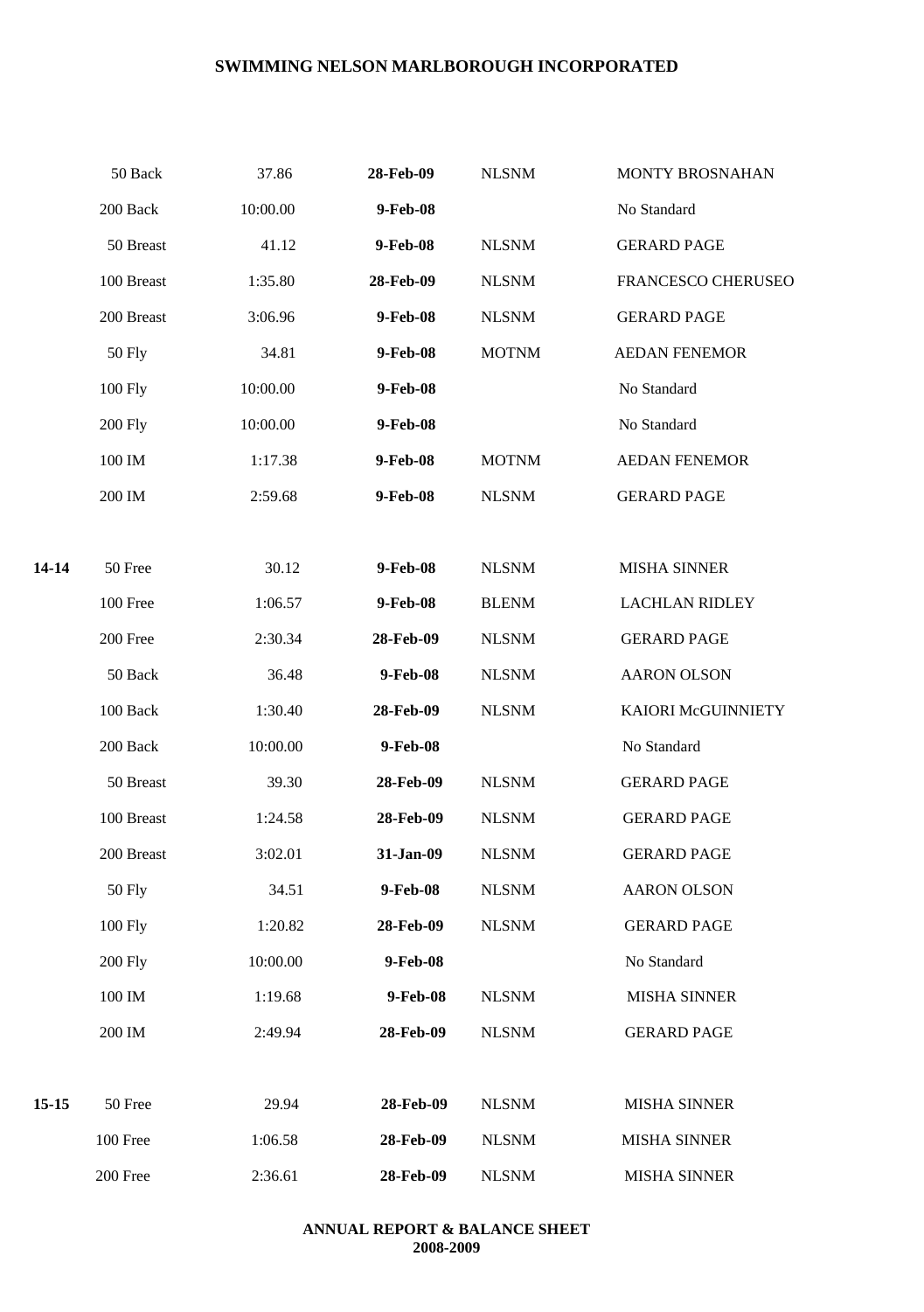# SWIMMING NELSON MARLBOROUGH INCORPORATED

| | | | | | |
|---|---|---|---|---|---|
| | 50 Back | 37.86 | **28-Feb-09** | NLSNM | MONTY BROSNAHAN |
| | 200 Back | 10:00.00 | **9-Feb-08** | | No Standard |
| | 50 Breast | 41.12 | **9-Feb-08** | NLSNM | GERARD PAGE |
| | 100 Breast | 1:35.80 | **28-Feb-09** | NLSNM | FRANCESCO CHERUSEO |
| | 200 Breast | 3:06.96 | **9-Feb-08** | NLSNM | GERARD PAGE |
| | 50 Fly | 34.81 | **9-Feb-08** | MOTNM | AEDAN FENEMOR |
| | 100 Fly | 10:00.00 | **9-Feb-08** | | No Standard |
| | 200 Fly | 10:00.00 | **9-Feb-08** | | No Standard |
| | 100 IM | 1:17.38 | **9-Feb-08** | MOTNM | AEDAN FENEMOR |
| | 200 IM | 2:59.68 | **9-Feb-08** | NLSNM | GERARD PAGE |
| | | | | | |
| **14-14** | 50 Free | 30.12 | **9-Feb-08** | NLSNM | MISHA SINNER |
| | 100 Free | 1:06.57 | **9-Feb-08** | BLENM | LACHLAN RIDLEY |
| | 200 Free | 2:30.34 | **28-Feb-09** | NLSNM | GERARD PAGE |
| | 50 Back | 36.48 | **9-Feb-08** | NLSNM | AARON OLSON |
| | 100 Back | 1:30.40 | **28-Feb-09** | NLSNM | KAIORI McGUINNIETY |
| | 200 Back | 10:00.00 | **9-Feb-08** | | No Standard |
| | 50 Breast | 39.30 | **28-Feb-09** | NLSNM | GERARD PAGE |
| | 100 Breast | 1:24.58 | **28-Feb-09** | NLSNM | GERARD PAGE |
| | 200 Breast | 3:02.01 | **31-Jan-09** | NLSNM | GERARD PAGE |
| | 50 Fly | 34.51 | **9-Feb-08** | NLSNM | AARON OLSON |
| | 100 Fly | 1:20.82 | **28-Feb-09** | NLSNM | GERARD PAGE |
| | 200 Fly | 10:00.00 | **9-Feb-08** | | No Standard |
| | 100 IM | 1:19.68 | **9-Feb-08** | NLSNM | MISHA SINNER |
| | 200 IM | 2:49.94 | **28-Feb-09** | NLSNM | GERARD PAGE |
| | | | | | |
| **15-15** | 50 Free | 29.94 | **28-Feb-09** | NLSNM | MISHA SINNER |
| | 100 Free | 1:06.58 | **28-Feb-09** | NLSNM | MISHA SINNER |
| | 200 Free | 2:36.61 | **28-Feb-09** | NLSNM | MISHA SINNER |

**ANNUAL REPORT & BALANCE SHEET**
**2008-2009**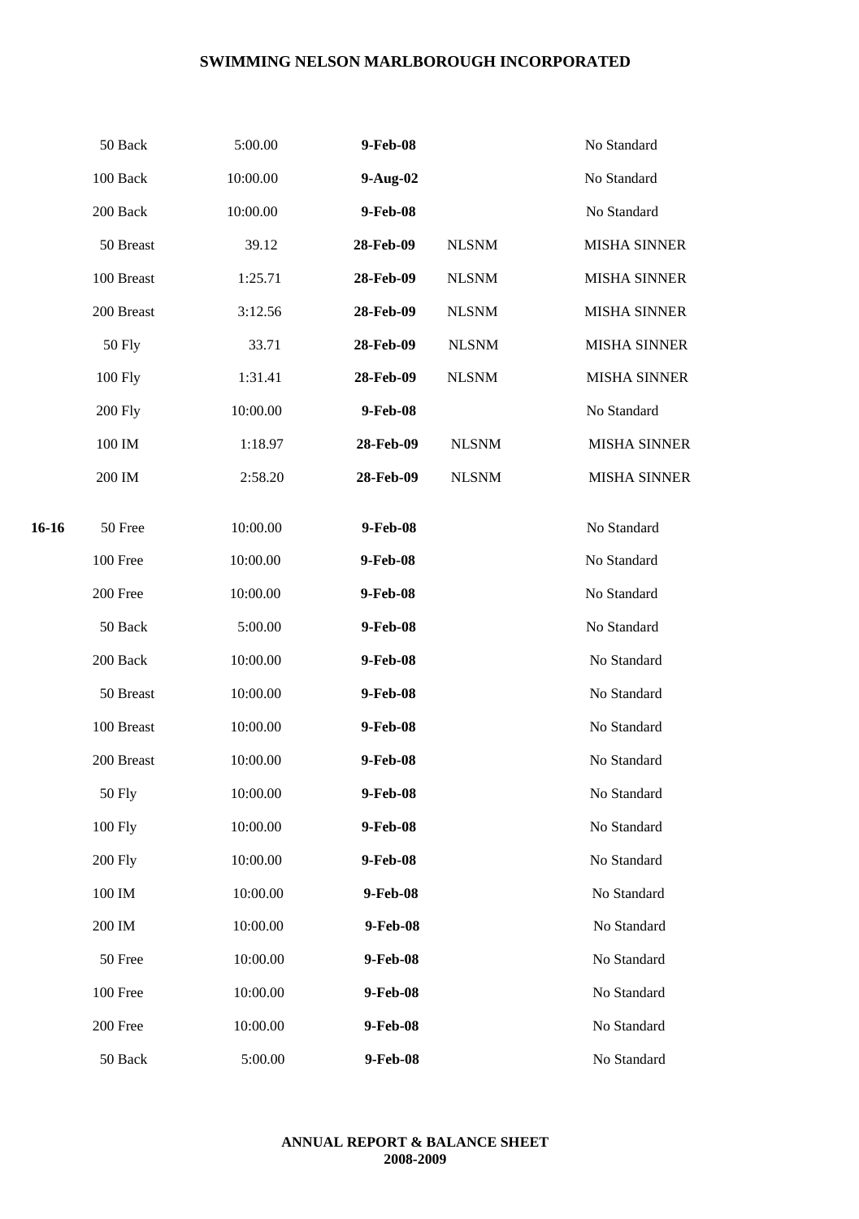| | | | | | |
|---|---|---|---|---|---|
| | 50 Back | 5:00.00 | **9-Feb-08** | | No Standard |
| | 100 Back | 10:00.00 | **9-Aug-02** | | No Standard |
| | 200 Back | 10:00.00 | **9-Feb-08** | | No Standard |
| | 50 Breast | 39.12 | **28-Feb-09** | NLSNM | MISHA SINNER |
| | 100 Breast | 1:25.71 | **28-Feb-09** | NLSNM | MISHA SINNER |
| | 200 Breast | 3:12.56 | **28-Feb-09** | NLSNM | MISHA SINNER |
| | 50 Fly | 33.71 | **28-Feb-09** | NLSNM | MISHA SINNER |
| | 100 Fly | 1:31.41 | **28-Feb-09** | NLSNM | MISHA SINNER |
| | 200 Fly | 10:00.00 | **9-Feb-08** | | No Standard |
| | 100 IM | 1:18.97 | **28-Feb-09** | NLSNM | MISHA SINNER |
| | 200 IM | 2:58.20 | **28-Feb-09** | NLSNM | MISHA SINNER |
| **16-16** | 50 Free | 10:00.00 | **9-Feb-08** | | No Standard |
| | 100 Free | 10:00.00 | **9-Feb-08** | | No Standard |
| | 200 Free | 10:00.00 | **9-Feb-08** | | No Standard |
| | 50 Back | 5:00.00 | **9-Feb-08** | | No Standard |
| | 200 Back | 10:00.00 | **9-Feb-08** | | No Standard |
| | 50 Breast | 10:00.00 | **9-Feb-08** | | No Standard |
| | 100 Breast | 10:00.00 | **9-Feb-08** | | No Standard |
| | 200 Breast | 10:00.00 | **9-Feb-08** | | No Standard |
| | 50 Fly | 10:00.00 | **9-Feb-08** | | No Standard |
| | 100 Fly | 10:00.00 | **9-Feb-08** | | No Standard |
| | 200 Fly | 10:00.00 | **9-Feb-08** | | No Standard |
| | 100 IM | 10:00.00 | **9-Feb-08** | | No Standard |
| | 200 IM | 10:00.00 | **9-Feb-08** | | No Standard |
| | 50 Free | 10:00.00 | **9-Feb-08** | | No Standard |
| | 100 Free | 10:00.00 | **9-Feb-08** | | No Standard |
| | 200 Free | 10:00.00 | **9-Feb-08** | | No Standard |
| | 50 Back | 5:00.00 | **9-Feb-08** | | No Standard |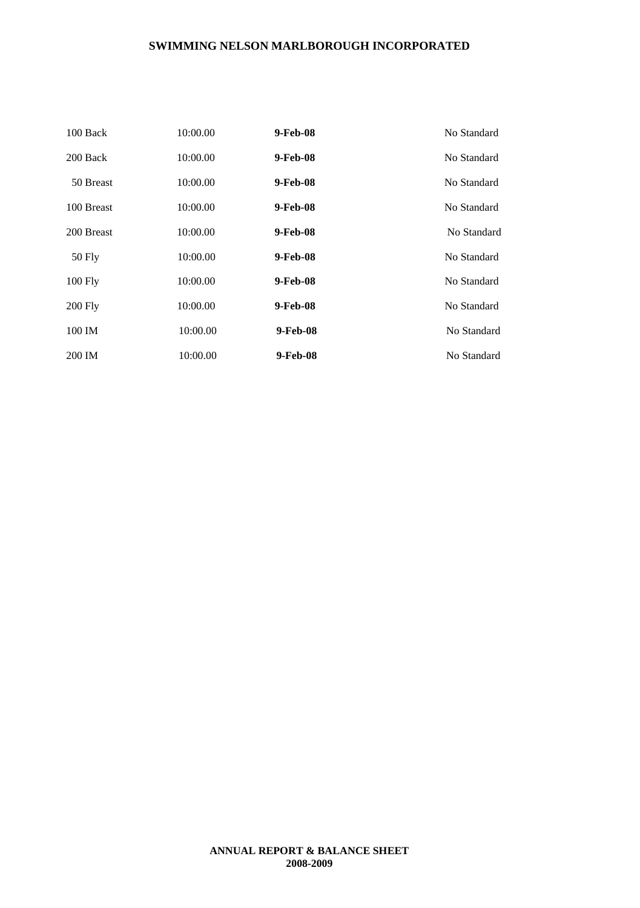| | | | |
|---|---|---|---|
| 100 Back | 10:00.00 | **9-Feb-08** | No Standard |
| 200 Back | 10:00.00 | **9-Feb-08** | No Standard |
| 50 Breast | 10:00.00 | **9-Feb-08** | No Standard |
| 100 Breast | 10:00.00 | **9-Feb-08** | No Standard |
| 200 Breast | 10:00.00 | **9-Feb-08** | No Standard |
| 50 Fly | 10:00.00 | **9-Feb-08** | No Standard |
| 100 Fly | 10:00.00 | **9-Feb-08** | No Standard |
| 200 Fly | 10:00.00 | **9-Feb-08** | No Standard |
| 100 IM | 10:00.00 | **9-Feb-08** | No Standard |
| 200 IM | 10:00.00 | **9-Feb-08** | No Standard |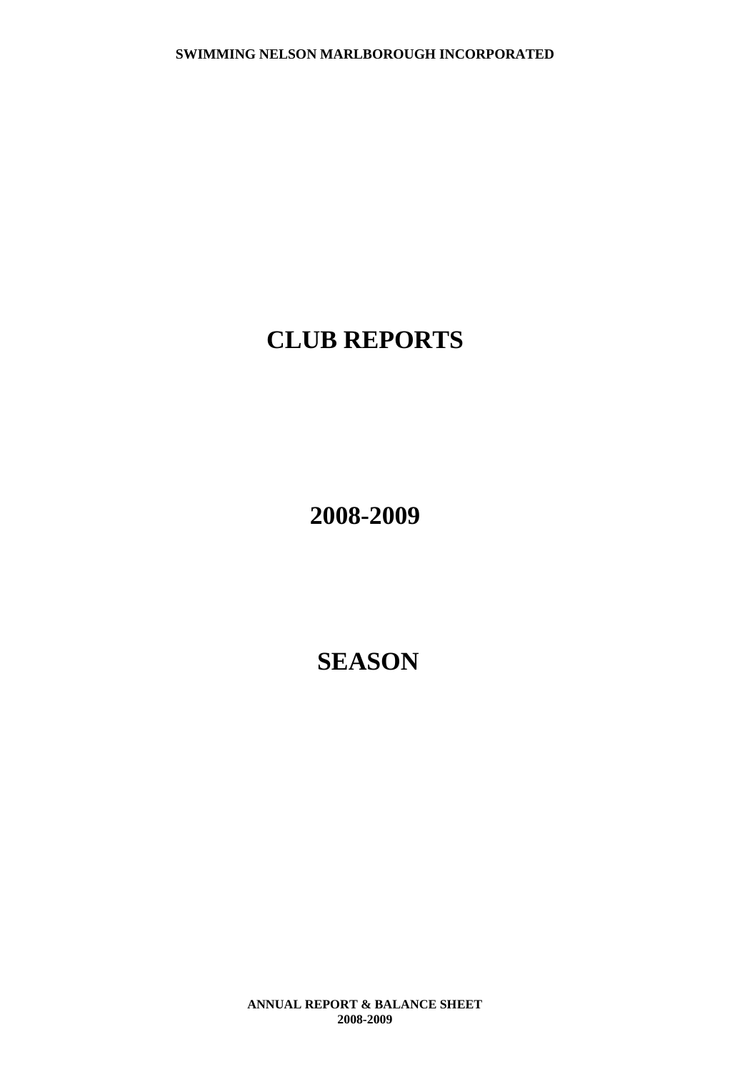# CLUB REPORTS

# 2008-2009

# SEASON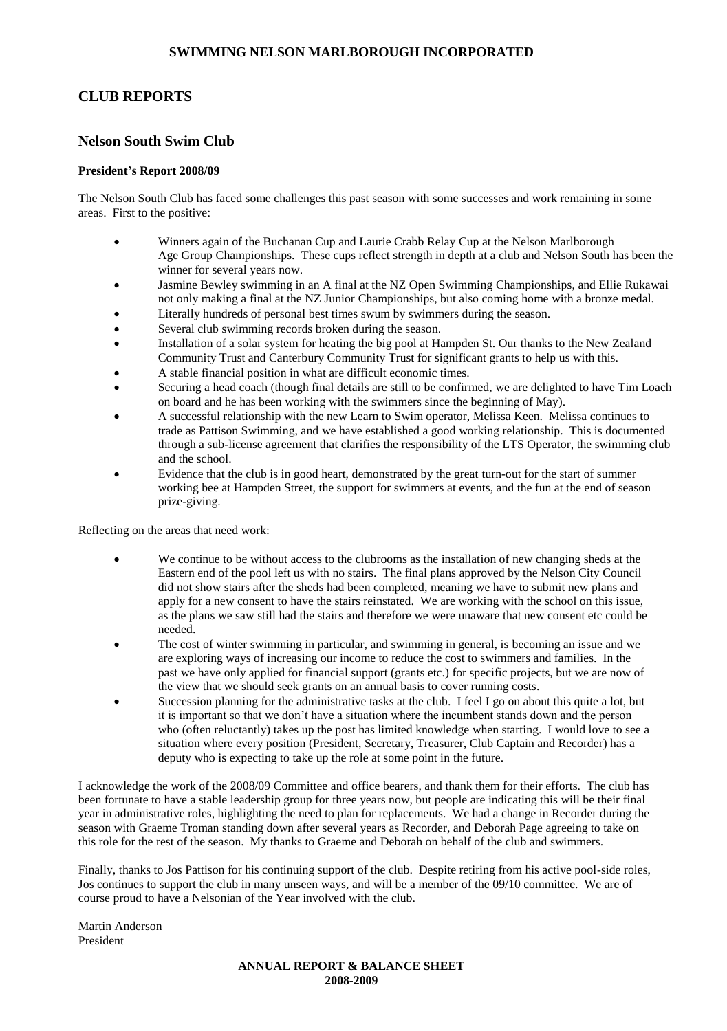## CLUB REPORTS

### Nelson South Swim Club

**President's Report 2008/09**

The Nelson South Club has faced some challenges this past season with some successes and work remaining in some areas. First to the positive:

- Winners again of the Buchanan Cup and Laurie Crabb Relay Cup at the Nelson Marlborough Age Group Championships. These cups reflect strength in depth at a club and Nelson South has been the winner for several years now.
- Jasmine Bewley swimming in an A final at the NZ Open Swimming Championships, and Ellie Rukawai not only making a final at the NZ Junior Championships, but also coming home with a bronze medal.
- Literally hundreds of personal best times swum by swimmers during the season.
- Several club swimming records broken during the season.
- Installation of a solar system for heating the big pool at Hampden St. Our thanks to the New Zealand Community Trust and Canterbury Community Trust for significant grants to help us with this.
- A stable financial position in what are difficult economic times.
- Securing a head coach (though final details are still to be confirmed, we are delighted to have Tim Loach on board and he has been working with the swimmers since the beginning of May).
- A successful relationship with the new Learn to Swim operator, Melissa Keen. Melissa continues to trade as Pattison Swimming, and we have established a good working relationship. This is documented through a sub-license agreement that clarifies the responsibility of the LTS Operator, the swimming club and the school.
- Evidence that the club is in good heart, demonstrated by the great turn-out for the start of summer working bee at Hampden Street, the support for swimmers at events, and the fun at the end of season prize-giving.

Reflecting on the areas that need work:

- We continue to be without access to the clubrooms as the installation of new changing sheds at the Eastern end of the pool left us with no stairs. The final plans approved by the Nelson City Council did not show stairs after the sheds had been completed, meaning we have to submit new plans and apply for a new consent to have the stairs reinstated. We are working with the school on this issue, as the plans we saw still had the stairs and therefore we were unaware that new consent etc could be needed.
- The cost of winter swimming in particular, and swimming in general, is becoming an issue and we are exploring ways of increasing our income to reduce the cost to swimmers and families. In the past we have only applied for financial support (grants etc.) for specific projects, but we are now of the view that we should seek grants on an annual basis to cover running costs.
- Succession planning for the administrative tasks at the club. I feel I go on about this quite a lot, but it is important so that we don't have a situation where the incumbent stands down and the person who (often reluctantly) takes up the post has limited knowledge when starting. I would love to see a situation where every position (President, Secretary, Treasurer, Club Captain and Recorder) has a deputy who is expecting to take up the role at some point in the future.

I acknowledge the work of the 2008/09 Committee and office bearers, and thank them for their efforts. The club has been fortunate to have a stable leadership group for three years now, but people are indicating this will be their final year in administrative roles, highlighting the need to plan for replacements. We had a change in Recorder during the season with Graeme Troman standing down after several years as Recorder, and Deborah Page agreeing to take on this role for the rest of the season. My thanks to Graeme and Deborah on behalf of the club and swimmers.

Finally, thanks to Jos Pattison for his continuing support of the club. Despite retiring from his active pool-side roles, Jos continues to support the club in many unseen ways, and will be a member of the 09/10 committee. We are of course proud to have a Nelsonian of the Year involved with the club.

Martin Anderson
President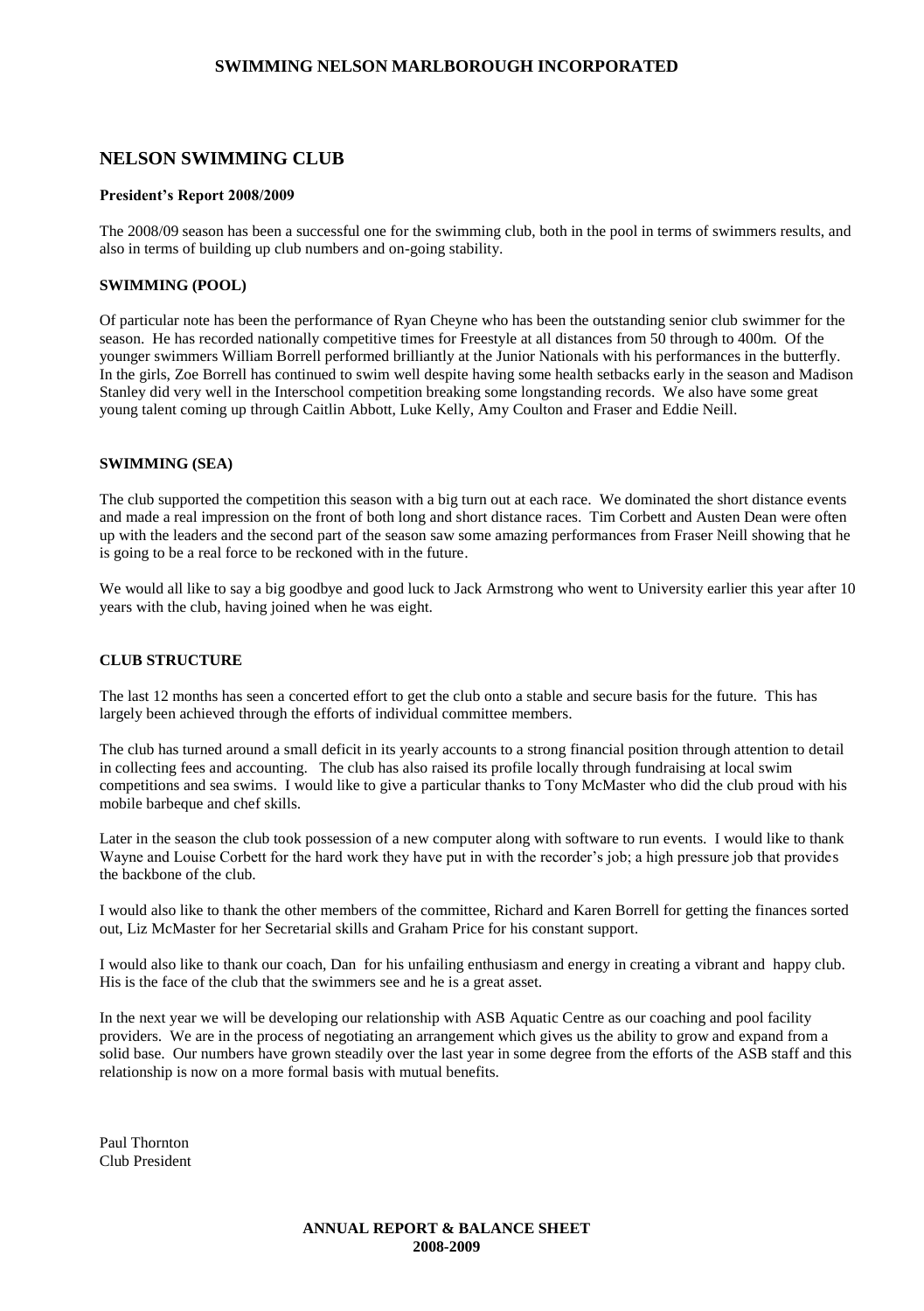## NELSON SWIMMING CLUB

**President's Report 2008/2009**

The 2008/09 season has been a successful one for the swimming club, both in the pool in terms of swimmers results, and also in terms of building up club numbers and on-going stability.

**SWIMMING (POOL)**

Of particular note has been the performance of Ryan Cheyne who has been the outstanding senior club swimmer for the season. He has recorded nationally competitive times for Freestyle at all distances from 50 through to 400m. Of the younger swimmers William Borrell performed brilliantly at the Junior Nationals with his performances in the butterfly. In the girls, Zoe Borrell has continued to swim well despite having some health setbacks early in the season and Madison Stanley did very well in the Interschool competition breaking some longstanding records. We also have some great young talent coming up through Caitlin Abbott, Luke Kelly, Amy Coulton and Fraser and Eddie Neill.

**SWIMMING (SEA)**

The club supported the competition this season with a big turn out at each race. We dominated the short distance events and made a real impression on the front of both long and short distance races. Tim Corbett and Austen Dean were often up with the leaders and the second part of the season saw some amazing performances from Fraser Neill showing that he is going to be a real force to be reckoned with in the future.

We would all like to say a big goodbye and good luck to Jack Armstrong who went to University earlier this year after 10 years with the club, having joined when he was eight.

**CLUB STRUCTURE**

The last 12 months has seen a concerted effort to get the club onto a stable and secure basis for the future. This has largely been achieved through the efforts of individual committee members.

The club has turned around a small deficit in its yearly accounts to a strong financial position through attention to detail in collecting fees and accounting. The club has also raised its profile locally through fundraising at local swim competitions and sea swims. I would like to give a particular thanks to Tony McMaster who did the club proud with his mobile barbeque and chef skills.

Later in the season the club took possession of a new computer along with software to run events. I would like to thank Wayne and Louise Corbett for the hard work they have put in with the recorder's job; a high pressure job that provides the backbone of the club.

I would also like to thank the other members of the committee, Richard and Karen Borrell for getting the finances sorted out, Liz McMaster for her Secretarial skills and Graham Price for his constant support.

I would also like to thank our coach, Dan for his unfailing enthusiasm and energy in creating a vibrant and happy club. His is the face of the club that the swimmers see and he is a great asset.

In the next year we will be developing our relationship with ASB Aquatic Centre as our coaching and pool facility providers. We are in the process of negotiating an arrangement which gives us the ability to grow and expand from a solid base. Our numbers have grown steadily over the last year in some degree from the efforts of the ASB staff and this relationship is now on a more formal basis with mutual benefits.

Paul Thornton
Club President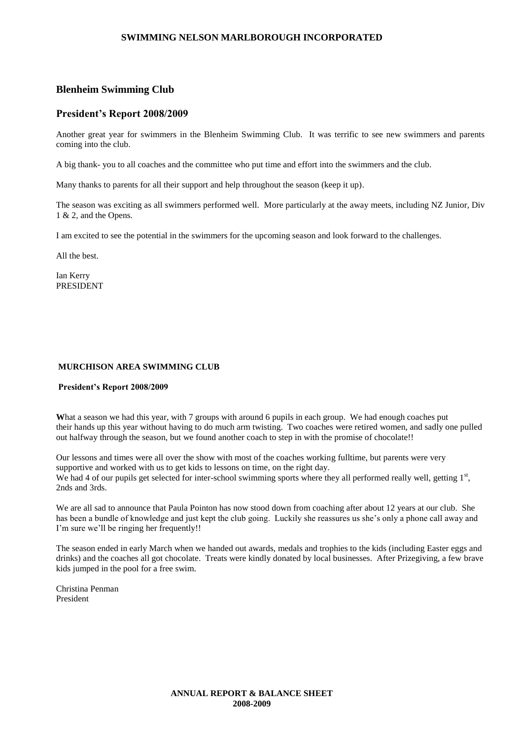## Blenheim Swimming Club

## President's Report 2008/2009

Another great year for swimmers in the Blenheim Swimming Club. It was terrific to see new swimmers and parents coming into the club.

A big thank- you to all coaches and the committee who put time and effort into the swimmers and the club.

Many thanks to parents for all their support and help throughout the season (keep it up).

The season was exciting as all swimmers performed well. More particularly at the away meets, including NZ Junior, Div 1 & 2, and the Opens.

I am excited to see the potential in the swimmers for the upcoming season and look forward to the challenges.

All the best.

Ian Kerry
PRESIDENT

### MURCHISON AREA SWIMMING CLUB

**President's Report 2008/2009**

**W**hat a season we had this year, with 7 groups with around 6 pupils in each group. We had enough coaches put their hands up this year without having to do much arm twisting. Two coaches were retired women, and sadly one pulled out halfway through the season, but we found another coach to step in with the promise of chocolate!!

Our lessons and times were all over the show with most of the coaches working fulltime, but parents were very supportive and worked with us to get kids to lessons on time, on the right day.
We had 4 of our pupils get selected for inter-school swimming sports where they all performed really well, getting 1st, 2nds and 3rds.

We are all sad to announce that Paula Pointon has now stood down from coaching after about 12 years at our club. She has been a bundle of knowledge and just kept the club going. Luckily she reassures us she's only a phone call away and I'm sure we'll be ringing her frequently!!

The season ended in early March when we handed out awards, medals and trophies to the kids (including Easter eggs and drinks) and the coaches all got chocolate. Treats were kindly donated by local businesses. After Prizegiving, a few brave kids jumped in the pool for a free swim.

Christina Penman
President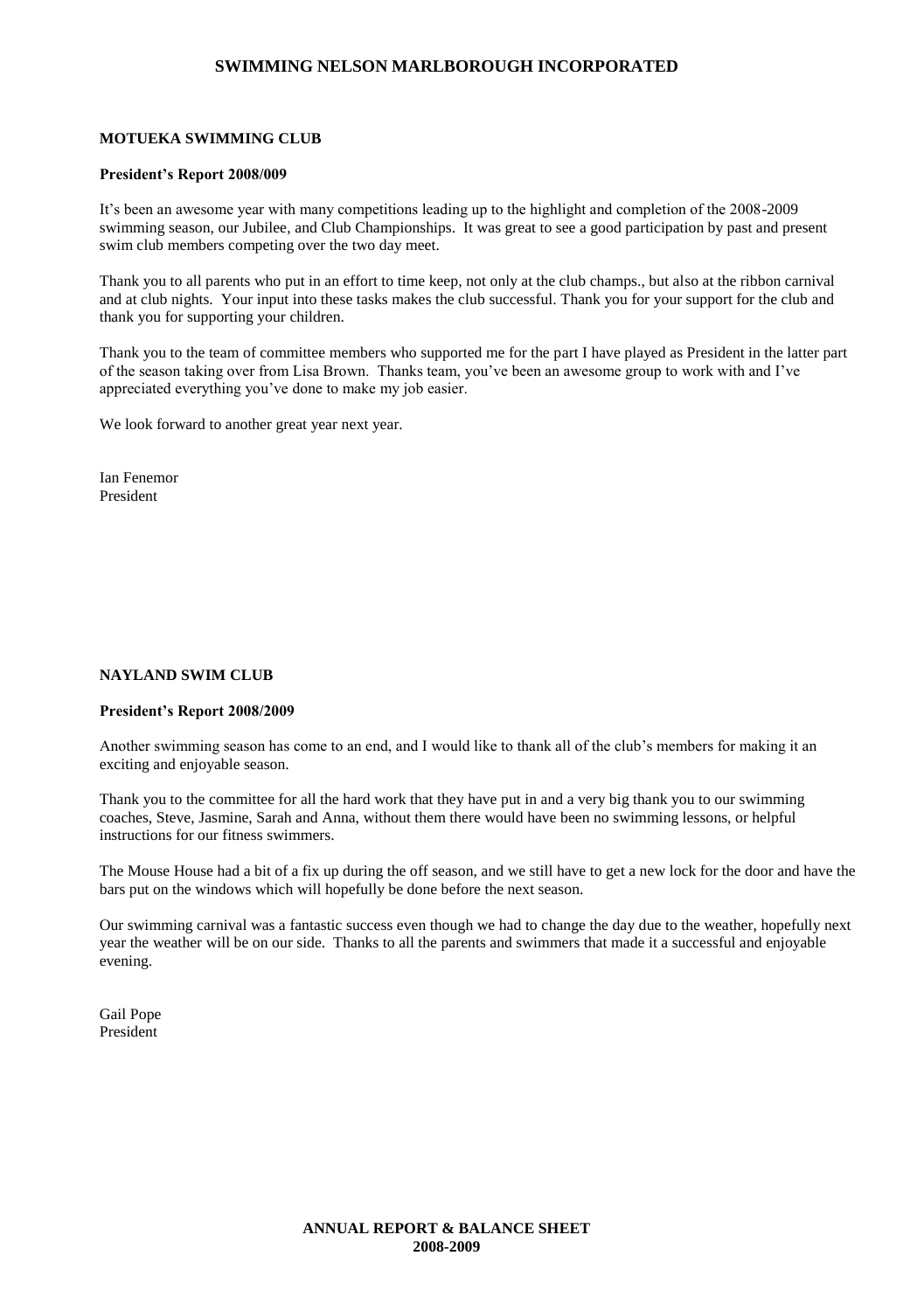## MOTUEKA SWIMMING CLUB

**President's Report 2008/009**

It's been an awesome year with many competitions leading up to the highlight and completion of the 2008-2009 swimming season, our Jubilee, and Club Championships. It was great to see a good participation by past and present swim club members competing over the two day meet.

Thank you to all parents who put in an effort to time keep, not only at the club champs., but also at the ribbon carnival and at club nights. Your input into these tasks makes the club successful. Thank you for your support for the club and thank you for supporting your children.

Thank you to the team of committee members who supported me for the part I have played as President in the latter part of the season taking over from Lisa Brown. Thanks team, you've been an awesome group to work with and I've appreciated everything you've done to make my job easier.

We look forward to another great year next year.

Ian Fenemor
President

## NAYLAND SWIM CLUB

**President's Report 2008/2009**

Another swimming season has come to an end, and I would like to thank all of the club's members for making it an exciting and enjoyable season.

Thank you to the committee for all the hard work that they have put in and a very big thank you to our swimming coaches, Steve, Jasmine, Sarah and Anna, without them there would have been no swimming lessons, or helpful instructions for our fitness swimmers.

The Mouse House had a bit of a fix up during the off season, and we still have to get a new lock for the door and have the bars put on the windows which will hopefully be done before the next season.

Our swimming carnival was a fantastic success even though we had to change the day due to the weather, hopefully next year the weather will be on our side. Thanks to all the parents and swimmers that made it a successful and enjoyable evening.

Gail Pope
President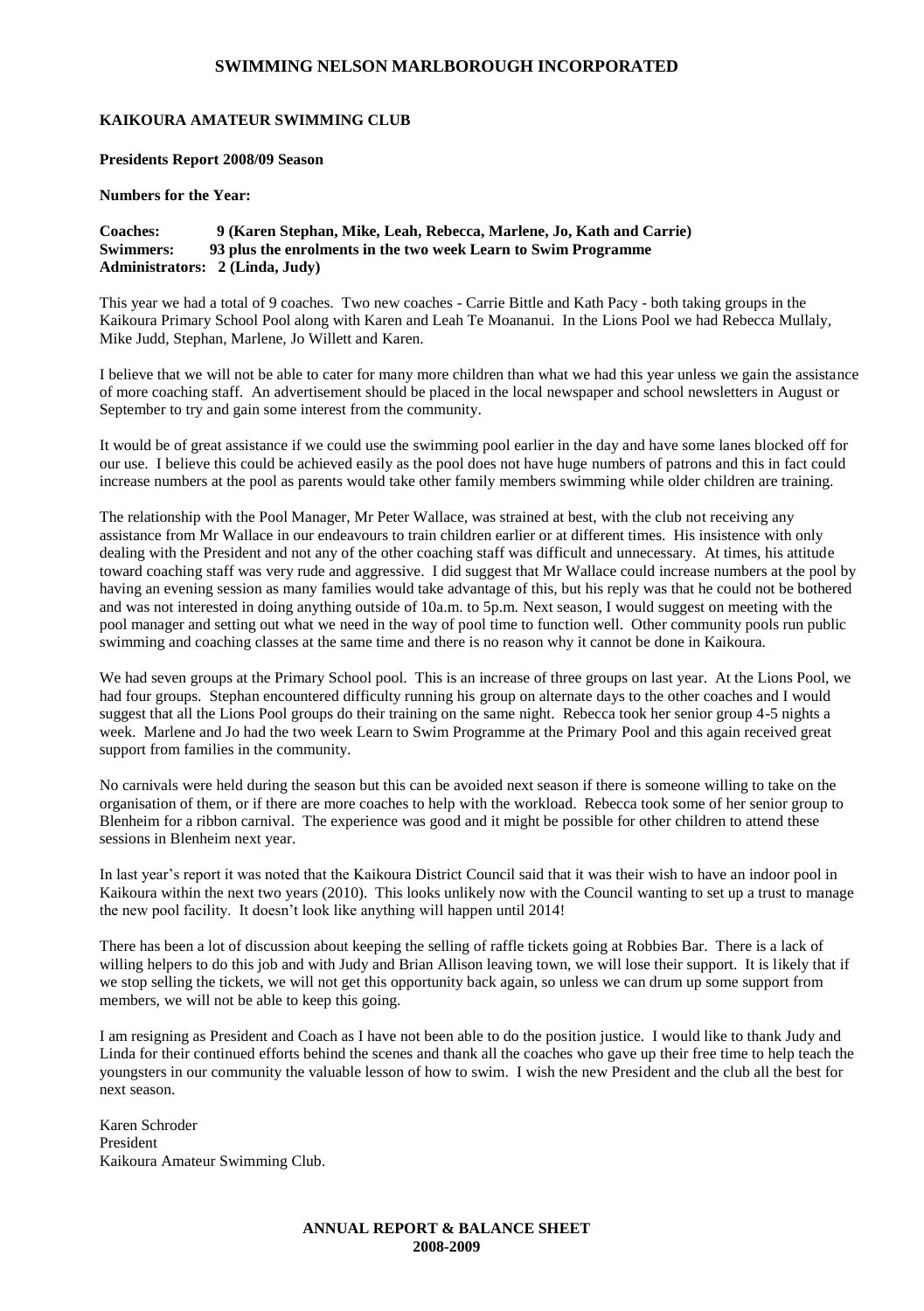**KAIKOURA AMATEUR SWIMMING CLUB**

**Presidents Report 2008/09 Season**

**Numbers for the Year:**

**Coaches: 9 (Karen Stephan, Mike, Leah, Rebecca, Marlene, Jo, Kath and Carrie)**
**Swimmers: 93 plus the enrolments in the two week Learn to Swim Programme**
**Administrators: 2 (Linda, Judy)**

This year we had a total of 9 coaches. Two new coaches - Carrie Bittle and Kath Pacy - both taking groups in the Kaikoura Primary School Pool along with Karen and Leah Te Moananui. In the Lions Pool we had Rebecca Mullaly, Mike Judd, Stephan, Marlene, Jo Willett and Karen.

I believe that we will not be able to cater for many more children than what we had this year unless we gain the assistance of more coaching staff. An advertisement should be placed in the local newspaper and school newsletters in August or September to try and gain some interest from the community.

It would be of great assistance if we could use the swimming pool earlier in the day and have some lanes blocked off for our use. I believe this could be achieved easily as the pool does not have huge numbers of patrons and this in fact could increase numbers at the pool as parents would take other family members swimming while older children are training.

The relationship with the Pool Manager, Mr Peter Wallace, was strained at best, with the club not receiving any assistance from Mr Wallace in our endeavours to train children earlier or at different times. His insistence with only dealing with the President and not any of the other coaching staff was difficult and unnecessary. At times, his attitude toward coaching staff was very rude and aggressive. I did suggest that Mr Wallace could increase numbers at the pool by having an evening session as many families would take advantage of this, but his reply was that he could not be bothered and was not interested in doing anything outside of 10a.m. to 5p.m. Next season, I would suggest on meeting with the pool manager and setting out what we need in the way of pool time to function well. Other community pools run public swimming and coaching classes at the same time and there is no reason why it cannot be done in Kaikoura.

We had seven groups at the Primary School pool. This is an increase of three groups on last year. At the Lions Pool, we had four groups. Stephan encountered difficulty running his group on alternate days to the other coaches and I would suggest that all the Lions Pool groups do their training on the same night. Rebecca took her senior group 4-5 nights a week. Marlene and Jo had the two week Learn to Swim Programme at the Primary Pool and this again received great support from families in the community.

No carnivals were held during the season but this can be avoided next season if there is someone willing to take on the organisation of them, or if there are more coaches to help with the workload. Rebecca took some of her senior group to Blenheim for a ribbon carnival. The experience was good and it might be possible for other children to attend these sessions in Blenheim next year.

In last year's report it was noted that the Kaikoura District Council said that it was their wish to have an indoor pool in Kaikoura within the next two years (2010). This looks unlikely now with the Council wanting to set up a trust to manage the new pool facility. It doesn't look like anything will happen until 2014!

There has been a lot of discussion about keeping the selling of raffle tickets going at Robbies Bar. There is a lack of willing helpers to do this job and with Judy and Brian Allison leaving town, we will lose their support. It is likely that if we stop selling the tickets, we will not get this opportunity back again, so unless we can drum up some support from members, we will not be able to keep this going.

I am resigning as President and Coach as I have not been able to do the position justice. I would like to thank Judy and Linda for their continued efforts behind the scenes and thank all the coaches who gave up their free time to help teach the youngsters in our community the valuable lesson of how to swim. I wish the new President and the club all the best for next season.

Karen Schroder
President
Kaikoura Amateur Swimming Club.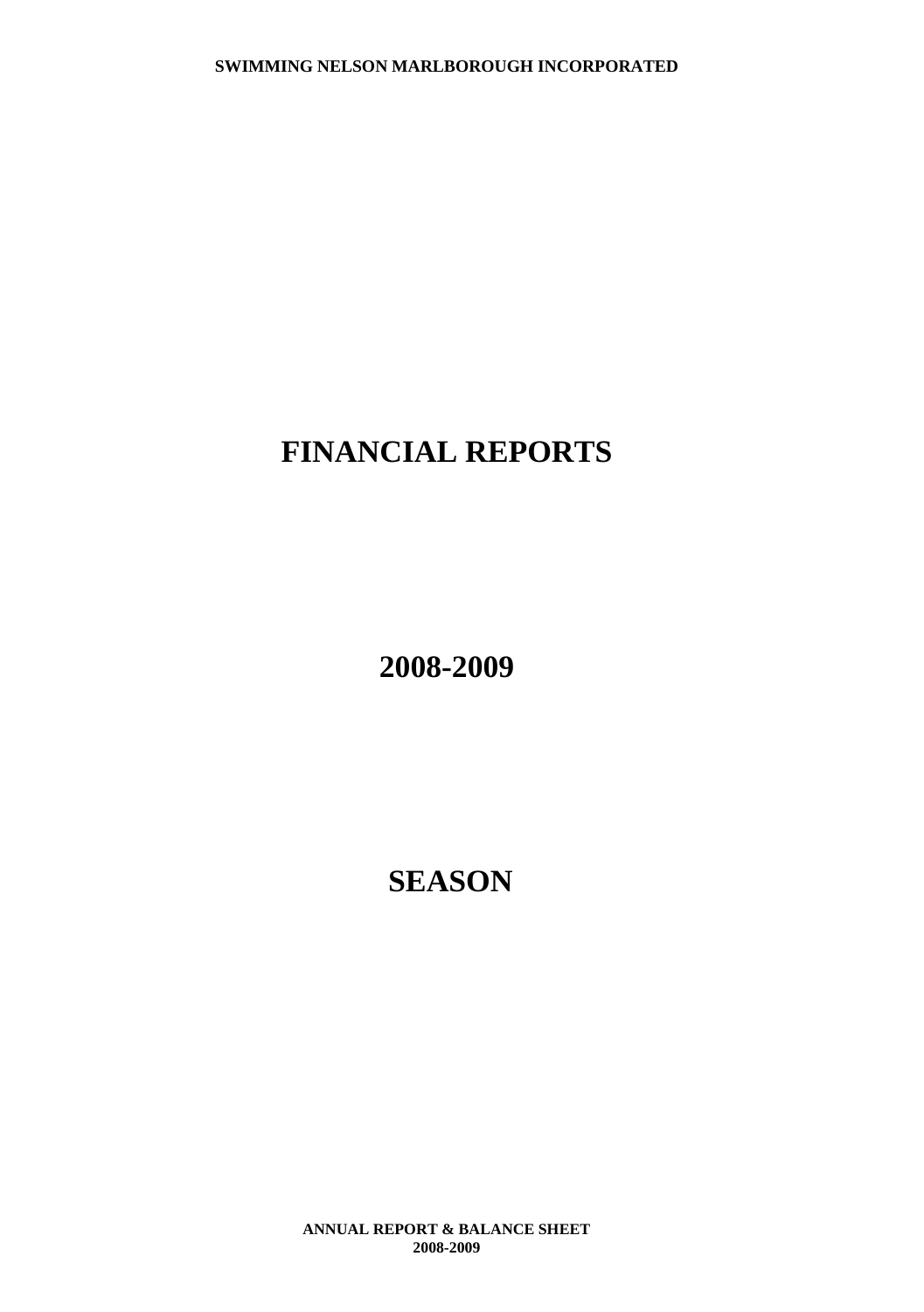SWIMMING NELSON MARLBOROUGH INCORPORATED

# FINANCIAL REPORTS

# 2008-2009

# SEASON

**ANNUAL REPORT & BALANCE SHEET**
**2008-2009**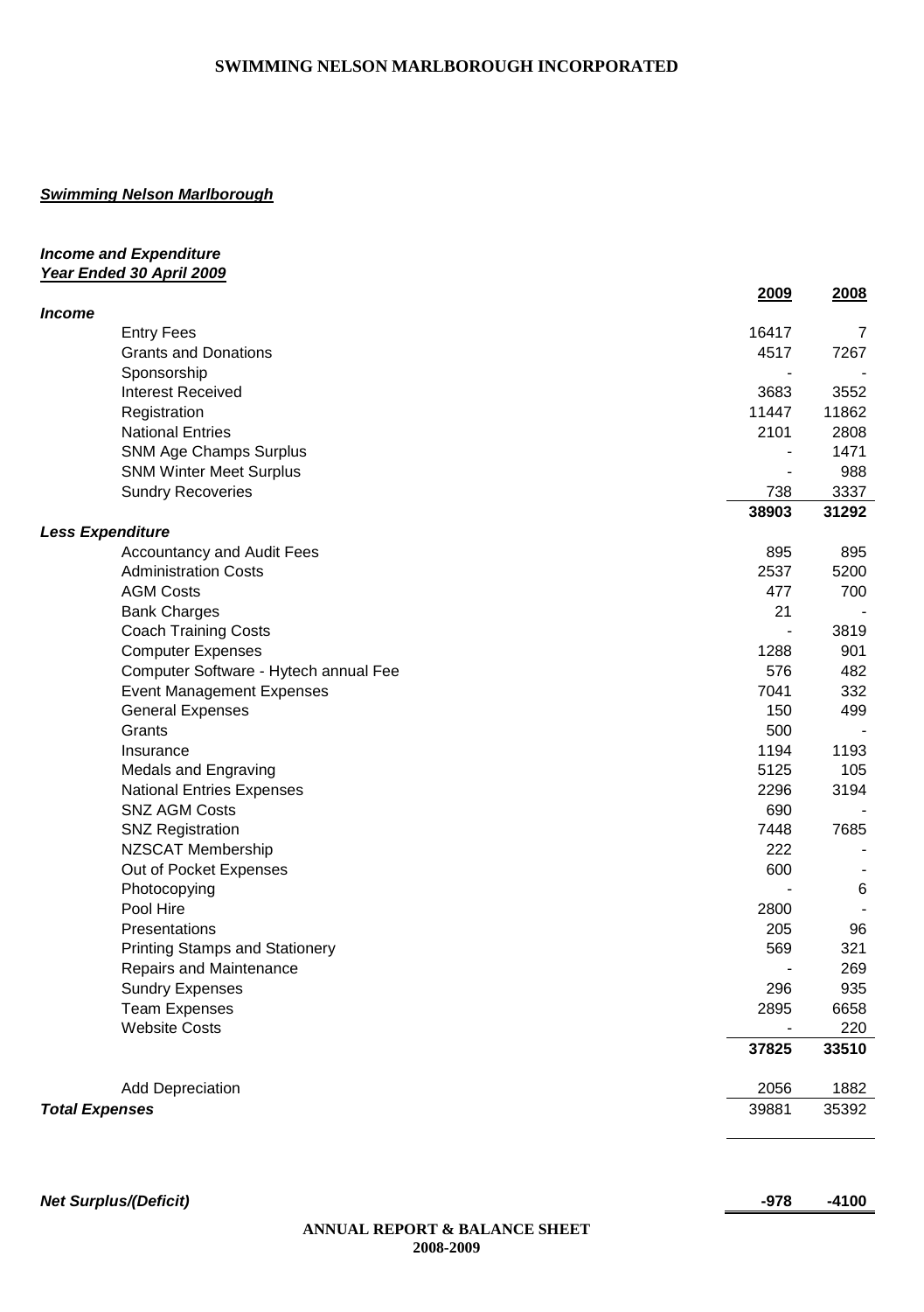**SWIMMING NELSON MARLBOROUGH INCORPORATED**

***Swimming Nelson Marlborough***

***Income and Expenditure***
***Year Ended 30 April 2009***

| | 2009 | 2008 |
|---|---|---|
| ***Income*** | | |
| Entry Fees | 16417 | 7 |
| Grants and Donations | 4517 | 7267 |
| Sponsorship | - | - |
| Interest Received | 3683 | 3552 |
| Registration | 11447 | 11862 |
| National Entries | 2101 | 2808 |
| SNM Age Champs Surplus | - | 1471 |
| SNM Winter Meet Surplus | - | 988 |
| Sundry Recoveries | 738 | 3337 |
| | **38903** | **31292** |
| ***Less Expenditure*** | | |
| Accountancy and Audit Fees | 895 | 895 |
| Administration Costs | 2537 | 5200 |
| AGM Costs | 477 | 700 |
| Bank Charges | 21 | - |
| Coach Training Costs | - | 3819 |
| Computer Expenses | 1288 | 901 |
| Computer Software - Hytech annual Fee | 576 | 482 |
| Event Management Expenses | 7041 | 332 |
| General Expenses | 150 | 499 |
| Grants | 500 | - |
| Insurance | 1194 | 1193 |
| Medals and Engraving | 5125 | 105 |
| National Entries Expenses | 2296 | 3194 |
| SNZ AGM Costs | 690 | - |
| SNZ Registration | 7448 | 7685 |
| NZSCAT Membership | 222 | - |
| Out of Pocket Expenses | 600 | - |
| Photocopying | - | 6 |
| Pool Hire | 2800 | - |
| Presentations | 205 | 96 |
| Printing Stamps and Stationery | 569 | 321 |
| Repairs and Maintenance | - | 269 |
| Sundry Expenses | 296 | 935 |
| Team Expenses | 2895 | 6658 |
| Website Costs | - | 220 |
| | **37825** | **33510** |
| Add Depreciation | 2056 | 1882 |
| ***Total Expenses*** | 39881 | 35392 |
| ***Net Surplus/(Deficit)*** | **-978** | **-4100** |

**ANNUAL REPORT & BALANCE SHEET**
**2008-2009**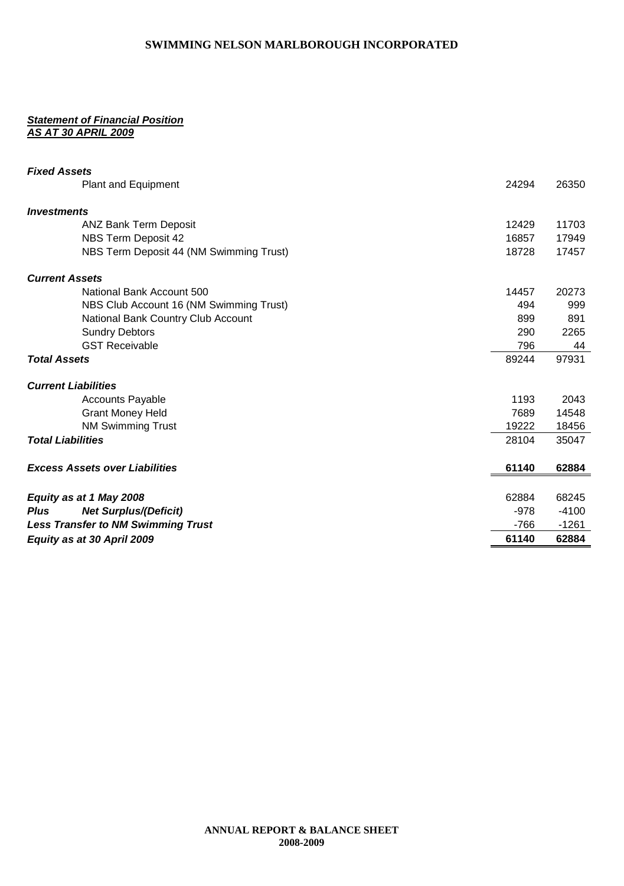# SWIMMING NELSON MARLBOROUGH INCORPORATED

***Statement of Financial Position***
***AS AT 30 APRIL 2009***

| | | |
|---|---|---|
| ***Fixed Assets*** | | |
| Plant and Equipment | 24294 | 26350 |
| ***Investments*** | | |
| ANZ Bank Term Deposit | 12429 | 11703 |
| NBS Term Deposit 42 | 16857 | 17949 |
| NBS Term Deposit 44 (NM Swimming Trust) | 18728 | 17457 |
| ***Current Assets*** | | |
| National Bank Account 500 | 14457 | 20273 |
| NBS Club Account 16 (NM Swimming Trust) | 494 | 999 |
| National Bank Country Club Account | 899 | 891 |
| Sundry Debtors | 290 | 2265 |
| GST Receivable | 796 | 44 |
| ***Total Assets*** | 89244 | 97931 |
| ***Current Liabilities*** | | |
| Accounts Payable | 1193 | 2043 |
| Grant Money Held | 7689 | 14548 |
| NM Swimming Trust | 19222 | 18456 |
| ***Total Liabilities*** | 28104 | 35047 |
| ***Excess Assets over Liabilities*** | **61140** | **62884** |
| ***Equity as at 1 May 2008*** | 62884 | 68245 |
| ***Plus Net Surplus/(Deficit)*** | -978 | -4100 |
| ***Less Transfer to NM Swimming Trust*** | -766 | -1261 |
| ***Equity as at 30 April 2009*** | **61140** | **62884** |

**ANNUAL REPORT & BALANCE SHEET**
**2008-2009**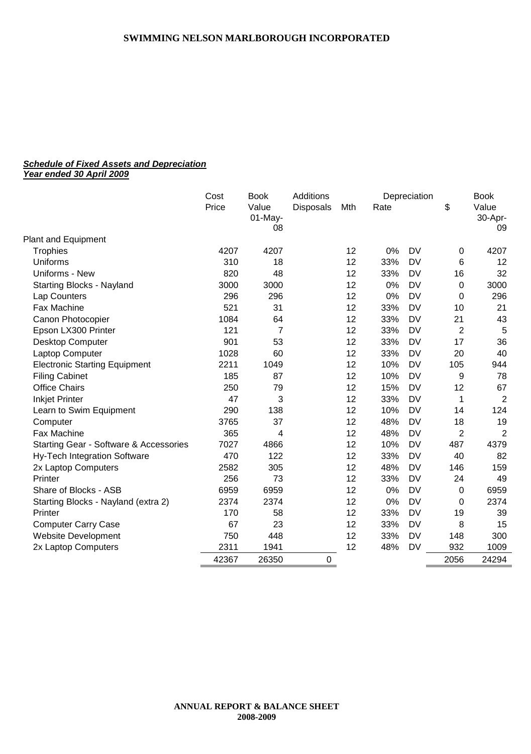## SWIMMING NELSON MARLBOROUGH INCORPORATED

***Schedule of Fixed Assets and Depreciation***
***Year ended 30 April 2009***

| | Cost Price | Book Value 01-May-08 | Additions Disposals | Mth | Depreciation Rate | | $ | Book Value 30-Apr-09 |
|---|---|---|---|---|---|---|---|---|
| Plant and Equipment | | | | | | | | |
| Trophies | 4207 | 4207 | | 12 | 0% | DV | 0 | 4207 |
| Uniforms | 310 | 18 | | 12 | 33% | DV | 6 | 12 |
| Uniforms - New | 820 | 48 | | 12 | 33% | DV | 16 | 32 |
| Starting Blocks - Nayland | 3000 | 3000 | | 12 | 0% | DV | 0 | 3000 |
| Lap Counters | 296 | 296 | | 12 | 0% | DV | 0 | 296 |
| Fax Machine | 521 | 31 | | 12 | 33% | DV | 10 | 21 |
| Canon Photocopier | 1084 | 64 | | 12 | 33% | DV | 21 | 43 |
| Epson LX300 Printer | 121 | 7 | | 12 | 33% | DV | 2 | 5 |
| Desktop Computer | 901 | 53 | | 12 | 33% | DV | 17 | 36 |
| Laptop Computer | 1028 | 60 | | 12 | 33% | DV | 20 | 40 |
| Electronic Starting Equipment | 2211 | 1049 | | 12 | 10% | DV | 105 | 944 |
| Filing Cabinet | 185 | 87 | | 12 | 10% | DV | 9 | 78 |
| Office Chairs | 250 | 79 | | 12 | 15% | DV | 12 | 67 |
| Inkjet Printer | 47 | 3 | | 12 | 33% | DV | 1 | 2 |
| Learn to Swim Equipment | 290 | 138 | | 12 | 10% | DV | 14 | 124 |
| Computer | 3765 | 37 | | 12 | 48% | DV | 18 | 19 |
| Fax Machine | 365 | 4 | | 12 | 48% | DV | 2 | 2 |
| Starting Gear - Software & Accessories | 7027 | 4866 | | 12 | 10% | DV | 487 | 4379 |
| Hy-Tech Integration Software | 470 | 122 | | 12 | 33% | DV | 40 | 82 |
| 2x Laptop Computers | 2582 | 305 | | 12 | 48% | DV | 146 | 159 |
| Printer | 256 | 73 | | 12 | 33% | DV | 24 | 49 |
| Share of Blocks - ASB | 6959 | 6959 | | 12 | 0% | DV | 0 | 6959 |
| Starting Blocks - Nayland (extra 2) | 2374 | 2374 | | 12 | 0% | DV | 0 | 2374 |
| Printer | 170 | 58 | | 12 | 33% | DV | 19 | 39 |
| Computer Carry Case | 67 | 23 | | 12 | 33% | DV | 8 | 15 |
| Website Development | 750 | 448 | | 12 | 33% | DV | 148 | 300 |
| 2x Laptop Computers | 2311 | 1941 | | 12 | 48% | DV | 932 | 1009 |
| | 42367 | 26350 | 0 | | | | 2056 | 24294 |

**ANNUAL REPORT & BALANCE SHEET**
**2008-2009**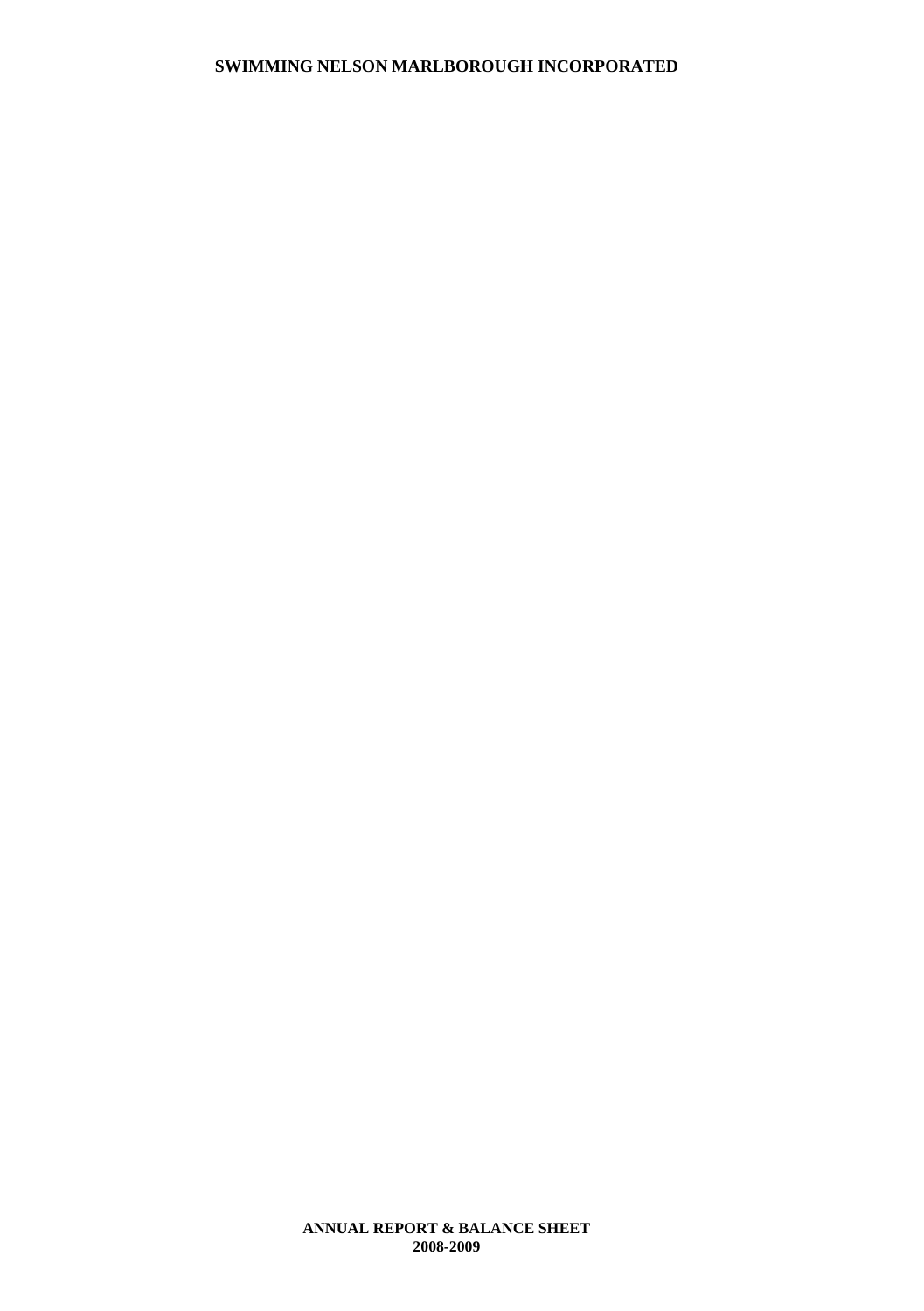# SWIMMING NELSON MARLBOROUGH INCORPORATED

**ANNUAL REPORT & BALANCE SHEET**
**2008-2009**